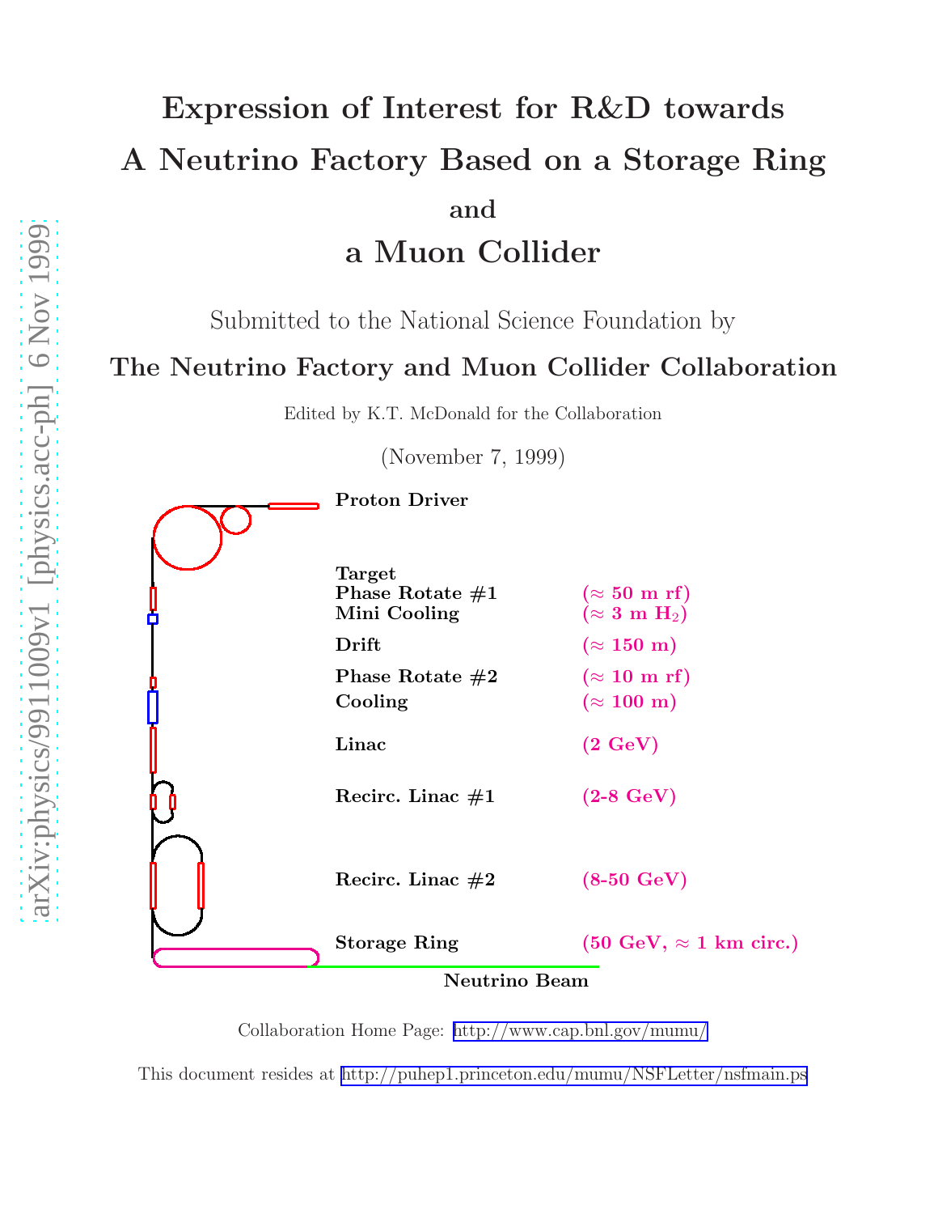# Expression of Interest for R&D towards A Neutrino Factory Based on a Storage Ring

## and

# a Muon Collider

Submitted to the National Science Foundation by

**The Neutrino Factory and Muon Collider Collaboration**

Edited by K.T. McDonald for the Collaboration

(November 7, 1999)

**Proton Driver**

**Target**

**Phase Rotate #1** ($\approx$ 50 m rf)

**Mini Cooling** ($\approx$ 3 m $H_2$)

**Drift** ($\approx$ 150 m)

**Phase Rotate #2** ($\approx$ 10 m rf)

**Cooling** ($\approx$ 100 m)

**Linac** (2 GeV)

**Recirc. Linac #1** (2-8 GeV)

**Recirc. Linac #2** (8-50 GeV)

**Storage Ring** (50 GeV, $\approx$ 1 km circ.)

**Neutrino Beam**

Collaboration Home Page: http://www.cap.bnl.gov/mumu/

This document resides at http://puhep1.princeton.edu/mumu/NSFLetter/nsfmain.ps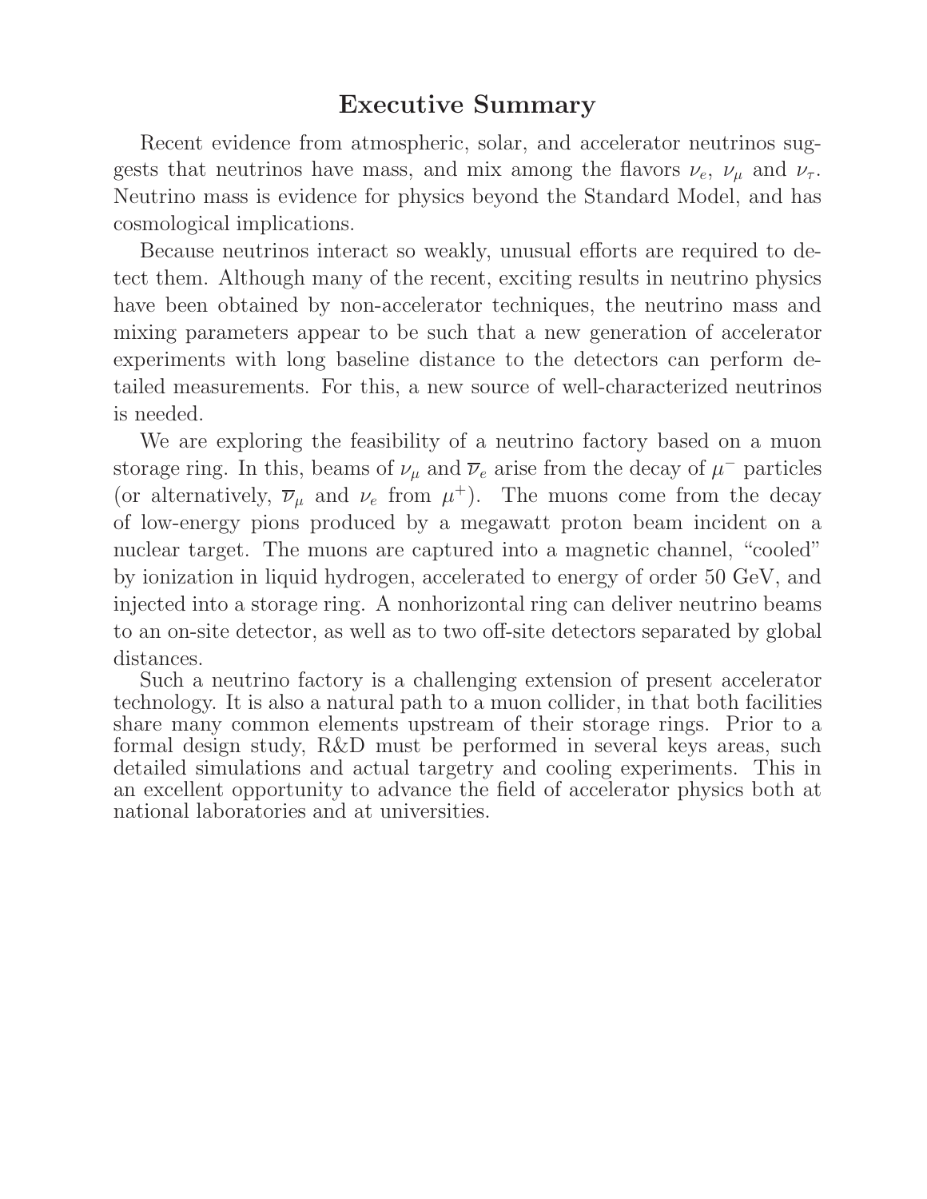# Executive Summary

Recent evidence from atmospheric, solar, and accelerator neutrinos suggests that neutrinos have mass, and mix among the flavors $\nu_e$, $\nu_\mu$ and $\nu_\tau$. Neutrino mass is evidence for physics beyond the Standard Model, and has cosmological implications.

Because neutrinos interact so weakly, unusual efforts are required to detect them. Although many of the recent, exciting results in neutrino physics have been obtained by non-accelerator techniques, the neutrino mass and mixing parameters appear to be such that a new generation of accelerator experiments with long baseline distance to the detectors can perform detailed measurements. For this, a new source of well-characterized neutrinos is needed.

We are exploring the feasibility of a neutrino factory based on a muon storage ring. In this, beams of $\nu_\mu$ and $\overline{\nu}_e$ arise from the decay of $\mu^-$ particles (or alternatively, $\overline{\nu}_\mu$ and $\nu_e$ from $\mu^+$). The muons come from the decay of low-energy pions produced by a megawatt proton beam incident on a nuclear target. The muons are captured into a magnetic channel, "cooled" by ionization in liquid hydrogen, accelerated to energy of order 50 GeV, and injected into a storage ring. A nonhorizontal ring can deliver neutrino beams to an on-site detector, as well as to two off-site detectors separated by global distances.

Such a neutrino factory is a challenging extension of present accelerator technology. It is also a natural path to a muon collider, in that both facilities share many common elements upstream of their storage rings. Prior to a formal design study, R&D must be performed in several keys areas, such detailed simulations and actual targetry and cooling experiments. This in an excellent opportunity to advance the field of accelerator physics both at national laboratories and at universities.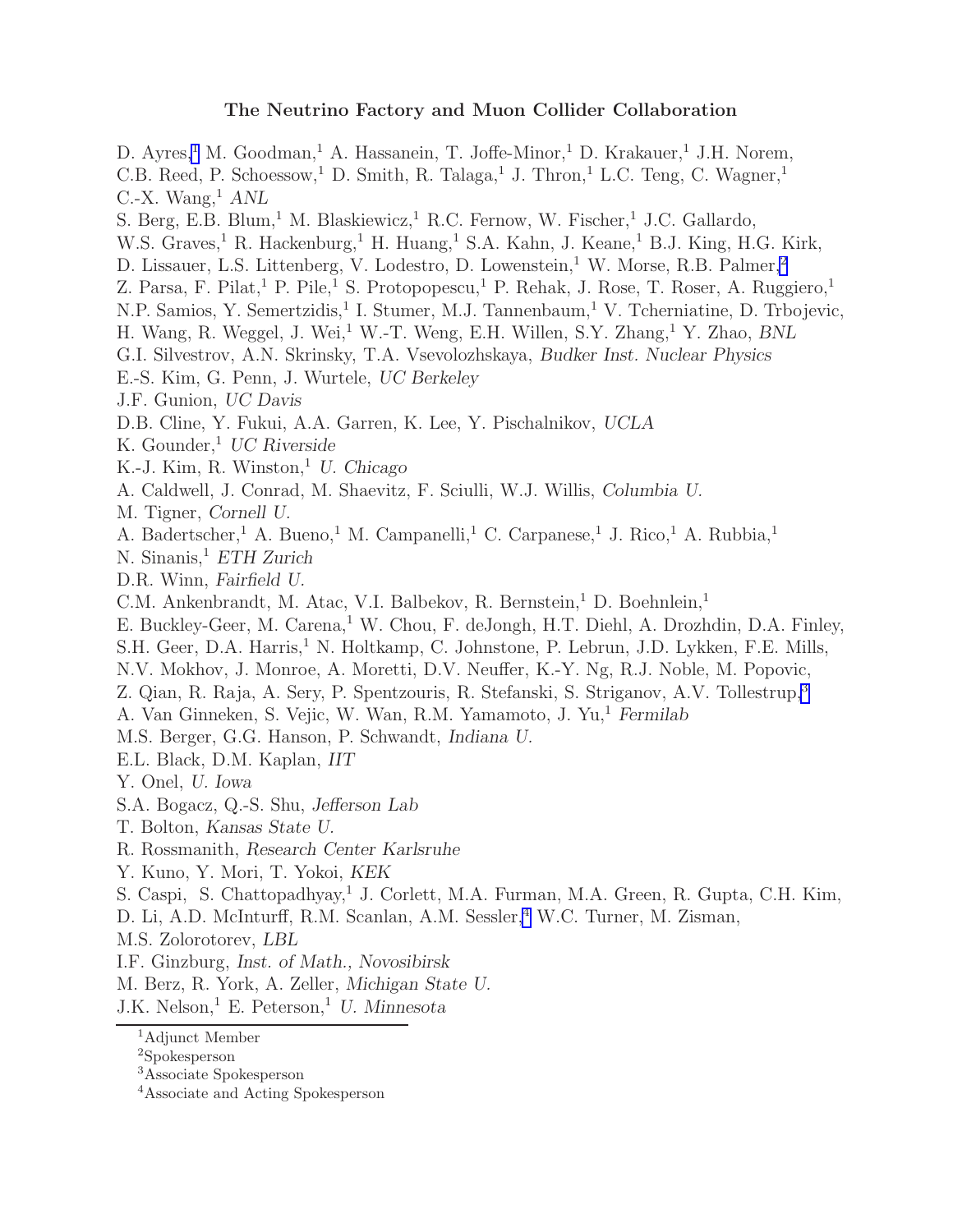**The Neutrino Factory and Muon Collider Collaboration**

D. Ayres,[1] M. Goodman,[1] A. Hassanein, T. Joffe-Minor,[1] D. Krakauer,[1] J.H. Norem, C.B. Reed, P. Schoessow,[1] D. Smith, R. Talaga,[1] J. Thron,[1] L.C. Teng, C. Wagner,[1] C.-X. Wang,[1] *ANL*

S. Berg, E.B. Blum,[1] M. Blaskiewicz,[1] R.C. Fernow, W. Fischer,[1] J.C. Gallardo, W.S. Graves,[1] R. Hackenburg,[1] H. Huang,[1] S.A. Kahn, J. Keane,[1] B.J. King, H.G. Kirk, D. Lissauer, L.S. Littenberg, V. Lodestro, D. Lowenstein,[1] W. Morse, R.B. Palmer,[2] Z. Parsa, F. Pilat,[1] P. Pile,[1] S. Protopopescu,[1] P. Rehak, J. Rose, T. Roser, A. Ruggiero,[1] N.P. Samios, Y. Semertzidis,[1] I. Stumer, M.J. Tannenbaum,[1] V. Tcherniatine, D. Trbojevic, H. Wang, R. Weggel, J. Wei,[1] W.-T. Weng, E.H. Willen, S.Y. Zhang,[1] Y. Zhao, *BNL*

G.I. Silvestrov, A.N. Skrinsky, T.A. Vsevolozhskaya, *Budker Inst. Nuclear Physics*

E.-S. Kim, G. Penn, J. Wurtele, *UC Berkeley*

J.F. Gunion, *UC Davis*

D.B. Cline, Y. Fukui, A.A. Garren, K. Lee, Y. Pischalnikov, *UCLA*

K. Gounder,[1] *UC Riverside*

K.-J. Kim, R. Winston,[1] *U. Chicago*

A. Caldwell, J. Conrad, M. Shaevitz, F. Sciulli, W.J. Willis, *Columbia U.*

M. Tigner, *Cornell U.*

A. Badertscher,[1] A. Bueno,[1] M. Campanelli,[1] C. Carpanese,[1] J. Rico,[1] A. Rubbia,[1] N. Sinanis,[1] *ETH Zurich*

D.R. Winn, *Fairfield U.*

C.M. Ankenbrandt, M. Atac, V.I. Balbekov, R. Bernstein,[1] D. Boehnlein,[1] E. Buckley-Geer, M. Carena,[1] W. Chou, F. deJongh, H.T. Diehl, A. Drozhdin, D.A. Finley, S.H. Geer, D.A. Harris,[1] N. Holtkamp, C. Johnstone, P. Lebrun, J.D. Lykken, F.E. Mills, N.V. Mokhov, J. Monroe, A. Moretti, D.V. Neuffer, K.-Y. Ng, R.J. Noble, M. Popovic, Z. Qian, R. Raja, A. Sery, P. Spentzouris, R. Stefanski, S. Striganov, A.V. Tollestrup,[3] A. Van Ginneken, S. Vejic, W. Wan, R.M. Yamamoto, J. Yu,[1] *Fermilab*

M.S. Berger, G.G. Hanson, P. Schwandt, *Indiana U.*

E.L. Black, D.M. Kaplan, *IIT*

Y. Onel, *U. Iowa*

S.A. Bogacz, Q.-S. Shu, *Jefferson Lab*

T. Bolton, *Kansas State U.*

R. Rossmanith, *Research Center Karlsruhe*

Y. Kuno, Y. Mori, T. Yokoi, *KEK*

S. Caspi, S. Chattopadhyay,[1] J. Corlett, M.A. Furman, M.A. Green, R. Gupta, C.H. Kim, D. Li, A.D. McInturff, R.M. Scanlan, A.M. Sessler,[4] W.C. Turner, M. Zisman, M.S. Zolorotorev, *LBL*

I.F. Ginzburg, *Inst. of Math., Novosibirsk*

M. Berz, R. York, A. Zeller, *Michigan State U.*

J.K. Nelson,[1] E. Peterson,[1] *U. Minnesota*

---

[1] Adjunct Member

[2] Spokesperson

[3] Associate Spokesperson

[4] Associate and Acting Spokesperson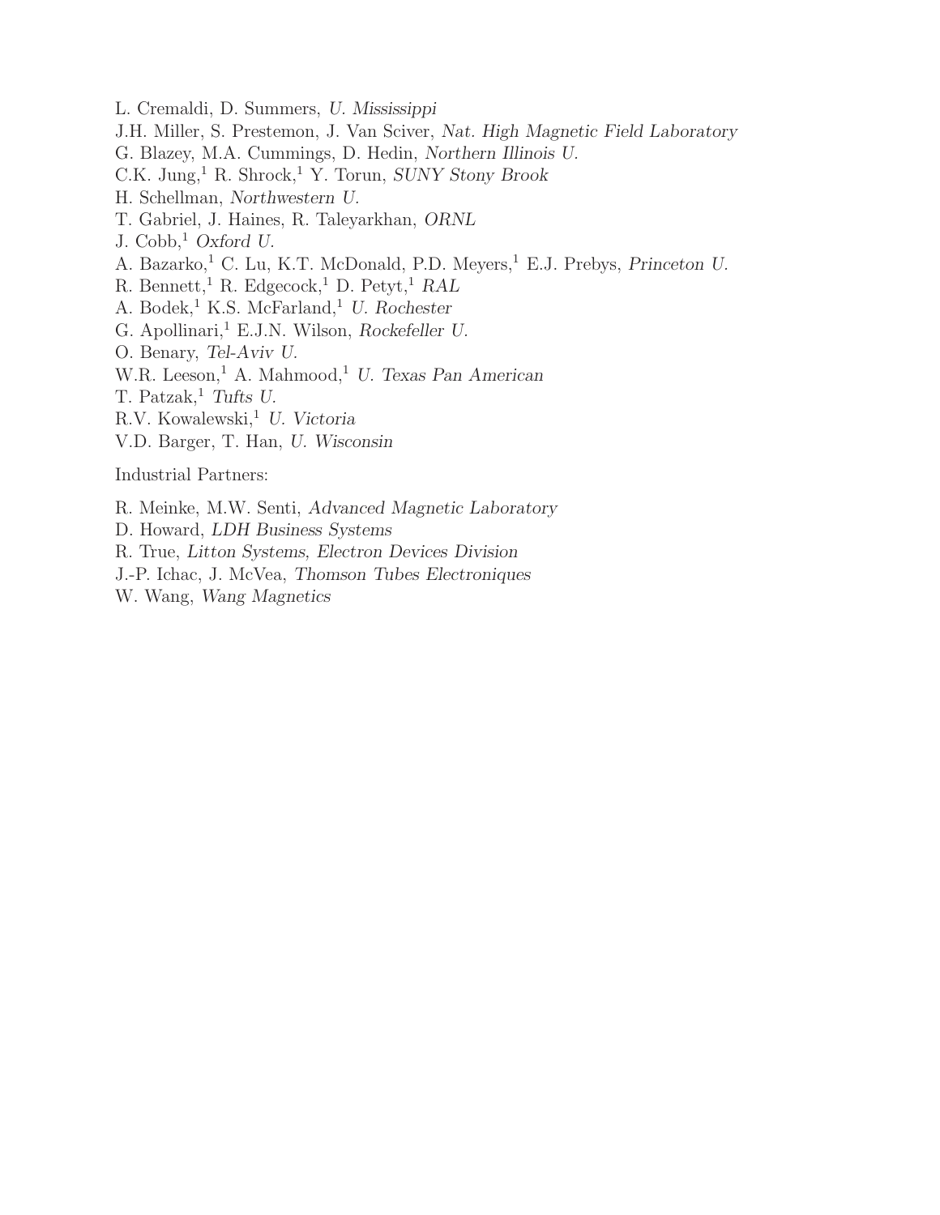L. Cremaldi, D. Summers, *U. Mississippi*
J.H. Miller, S. Prestemon, J. Van Sciver, *Nat. High Magnetic Field Laboratory*
G. Blazey, M.A. Cummings, D. Hedin, *Northern Illinois U.*
C.K. Jung,[1] R. Shrock,[1] Y. Torun, *SUNY Stony Brook*
H. Schellman, *Northwestern U.*
T. Gabriel, J. Haines, R. Taleyarkhan, *ORNL*
J. Cobb,[1] *Oxford U.*
A. Bazarko,[1] C. Lu, K.T. McDonald, P.D. Meyers,[1] E.J. Prebys, *Princeton U.*
R. Bennett,[1] R. Edgecock,[1] D. Petyt,[1] *RAL*
A. Bodek,[1] K.S. McFarland,[1] *U. Rochester*
G. Apollinari,[1] E.J.N. Wilson, *Rockefeller U.*
O. Benary, *Tel-Aviv U.*
W.R. Leeson,[1] A. Mahmood,[1] *U. Texas Pan American*
T. Patzak,[1] *Tufts U.*
R.V. Kowalewski,[1] *U. Victoria*
V.D. Barger, T. Han, *U. Wisconsin*

Industrial Partners:

R. Meinke, M.W. Senti, *Advanced Magnetic Laboratory*
D. Howard, *LDH Business Systems*
R. True, *Litton Systems, Electron Devices Division*
J.-P. Ichac, J. McVea, *Thomson Tubes Electroniques*
W. Wang, *Wang Magnetics*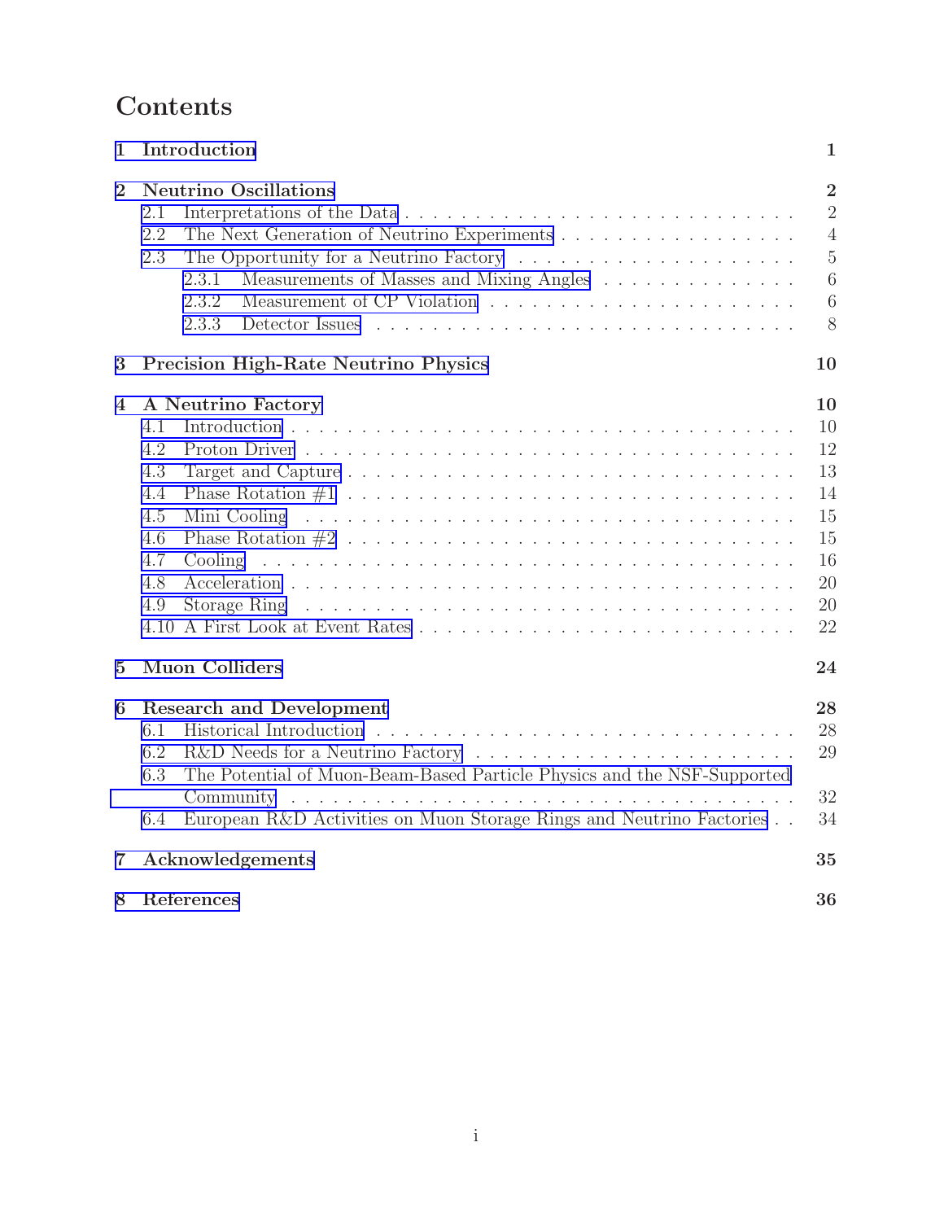# Contents

**1 Introduction** **1**

**2 Neutrino Oscillations** **2**

- 2.1 Interpretations of the Data . . . 2
- 2.2 The Next Generation of Neutrino Experiments . . . 4
- 2.3 The Opportunity for a Neutrino Factory . . . 5
  - 2.3.1 Measurements of Masses and Mixing Angles . . . 6
  - 2.3.2 Measurement of CP Violation . . . 6
  - 2.3.3 Detector Issues . . . 8

**3 Precision High-Rate Neutrino Physics** **10**

**4 A Neutrino Factory** **10**

- 4.1 Introduction . . . 10
- 4.2 Proton Driver . . . 12
- 4.3 Target and Capture . . . 13
- 4.4 Phase Rotation #1 . . . 14
- 4.5 Mini Cooling . . . 15
- 4.6 Phase Rotation #2 . . . 15
- 4.7 Cooling . . . 16
- 4.8 Acceleration . . . 20
- 4.9 Storage Ring . . . 20
- 4.10 A First Look at Event Rates . . . 22

**5 Muon Colliders** **24**

**6 Research and Development** **28**

- 6.1 Historical Introduction . . . 28
- 6.2 R&D Needs for a Neutrino Factory . . . 29
- 6.3 The Potential of Muon-Beam-Based Particle Physics and the NSF-Supported Community . . . 32
- 6.4 European R&D Activities on Muon Storage Rings and Neutrino Factories . . . 34

**7 Acknowledgements** **35**

**8 References** **36**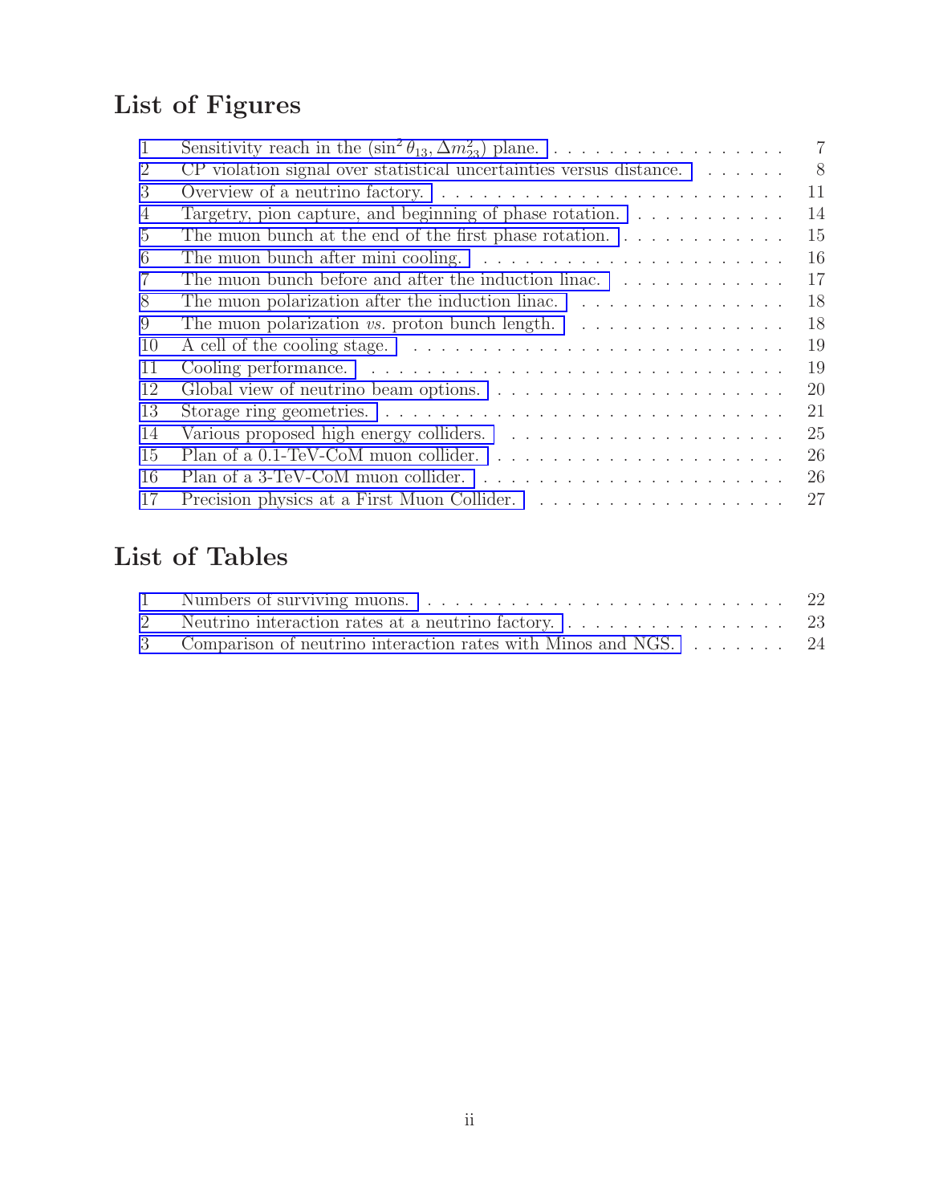# List of Figures

1 Sensitivity reach in the $(\sin^2\theta_{13}, \Delta m^2_{23})$ plane. . . . . . . . . . . . . . . . . . . 7
2 CP violation signal over statistical uncertainties versus distance. . . . . . . . 8
3 Overview of a neutrino factory. . . . . . . . . . . . . . . . . . . . . . . . . . . 11
4 Targetry, pion capture, and beginning of phase rotation. . . . . . . . . . . . 14
5 The muon bunch at the end of the first phase rotation. . . . . . . . . . . . . 15
6 The muon bunch after mini cooling. . . . . . . . . . . . . . . . . . . . . . . 16
7 The muon bunch before and after the induction linac. . . . . . . . . . . . . 17
8 The muon polarization after the induction linac. . . . . . . . . . . . . . . . 18
9 The muon polarization *vs.* proton bunch length. . . . . . . . . . . . . . . . 18
10 A cell of the cooling stage. . . . . . . . . . . . . . . . . . . . . . . . . . . . 19
11 Cooling performance. . . . . . . . . . . . . . . . . . . . . . . . . . . . . . . 19
12 Global view of neutrino beam options. . . . . . . . . . . . . . . . . . . . . . 20
13 Storage ring geometries. . . . . . . . . . . . . . . . . . . . . . . . . . . . . . 21
14 Various proposed high energy colliders. . . . . . . . . . . . . . . . . . . . . 25
15 Plan of a 0.1-TeV-CoM muon collider. . . . . . . . . . . . . . . . . . . . . . 26
16 Plan of a 3-TeV-CoM muon collider. . . . . . . . . . . . . . . . . . . . . . . 26
17 Precision physics at a First Muon Collider. . . . . . . . . . . . . . . . . . . 27

# List of Tables

1 Numbers of surviving muons. . . . . . . . . . . . . . . . . . . . . . . . . . . 22
2 Neutrino interaction rates at a neutrino factory. . . . . . . . . . . . . . . . . 23
3 Comparison of neutrino interaction rates with Minos and NGS. . . . . . . . 24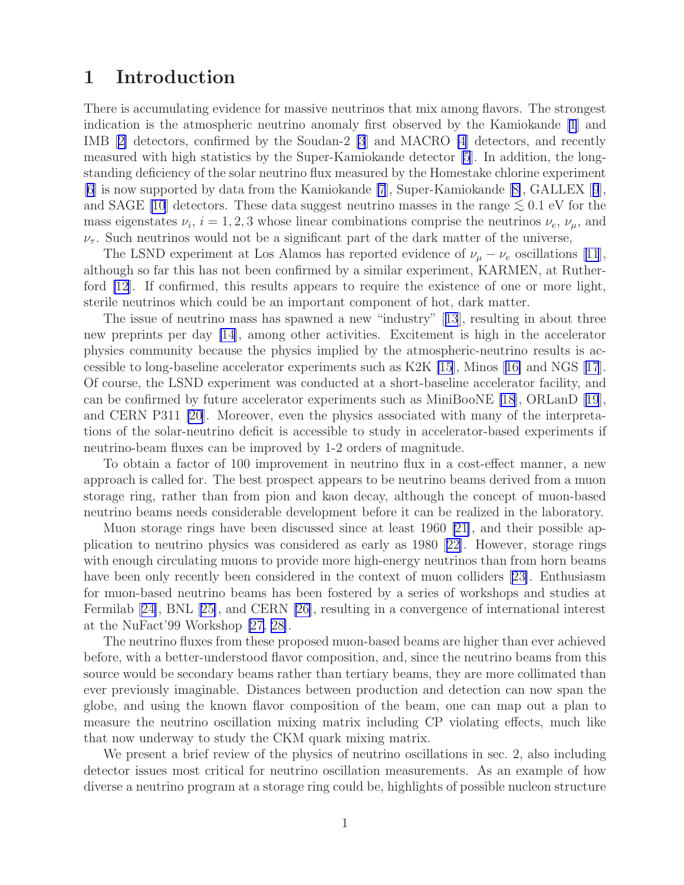# 1 Introduction

There is accumulating evidence for massive neutrinos that mix among flavors. The strongest indication is the atmospheric neutrino anomaly first observed by the Kamiokande [1] and IMB [2] detectors, confirmed by the Soudan-2 [3] and MACRO [4] detectors, and recently measured with high statistics by the Super-Kamiokande detector [5]. In addition, the long-standing deficiency of the solar neutrino flux measured by the Homestake chlorine experiment [6] is now supported by data from the Kamiokande [7], Super-Kamiokande [8], GALLEX [9], and SAGE [10] detectors. These data suggest neutrino masses in the range $\lesssim 0.1$ eV for the mass eigenstates $\nu_i$, $i = 1, 2, 3$ whose linear combinations comprise the neutrinos $\nu_e$, $\nu_\mu$, and $\nu_\tau$. Such neutrinos would not be a significant part of the dark matter of the universe,

The LSND experiment at Los Alamos has reported evidence of $\nu_\mu - \nu_e$ oscillations [11], although so far this has not been confirmed by a similar experiment, KARMEN, at Rutherford [12]. If confirmed, this results appears to require the existence of one or more light, sterile neutrinos which could be an important component of hot, dark matter.

The issue of neutrino mass has spawned a new "industry" [13], resulting in about three new preprints per day [14], among other activities. Excitement is high in the accelerator physics community because the physics implied by the atmospheric-neutrino results is accessible to long-baseline accelerator experiments such as K2K [15], Minos [16] and NGS [17]. Of course, the LSND experiment was conducted at a short-baseline accelerator facility, and can be confirmed by future accelerator experiments such as MiniBooNE [18], ORLanD [19], and CERN P311 [20]. Moreover, even the physics associated with many of the interpretations of the solar-neutrino deficit is accessible to study in accelerator-based experiments if neutrino-beam fluxes can be improved by 1-2 orders of magnitude.

To obtain a factor of 100 improvement in neutrino flux in a cost-effect manner, a new approach is called for. The best prospect appears to be neutrino beams derived from a muon storage ring, rather than from pion and kaon decay, although the concept of muon-based neutrino beams needs considerable development before it can be realized in the laboratory.

Muon storage rings have been discussed since at least 1960 [21], and their possible application to neutrino physics was considered as early as 1980 [22]. However, storage rings with enough circulating muons to provide more high-energy neutrinos than from horn beams have been only recently been considered in the context of muon colliders [23]. Enthusiasm for muon-based neutrino beams has been fostered by a series of workshops and studies at Fermilab [24], BNL [25], and CERN [26], resulting in a convergence of international interest at the NuFact'99 Workshop [27, 28].

The neutrino fluxes from these proposed muon-based beams are higher than ever achieved before, with a better-understood flavor composition, and, since the neutrino beams from this source would be secondary beams rather than tertiary beams, they are more collimated than ever previously imaginable. Distances between production and detection can now span the globe, and using the known flavor composition of the beam, one can map out a plan to measure the neutrino oscillation mixing matrix including CP violating effects, much like that now underway to study the CKM quark mixing matrix.

We present a brief review of the physics of neutrino oscillations in sec. 2, also including detector issues most critical for neutrino oscillation measurements. As an example of how diverse a neutrino program at a storage ring could be, highlights of possible nucleon structure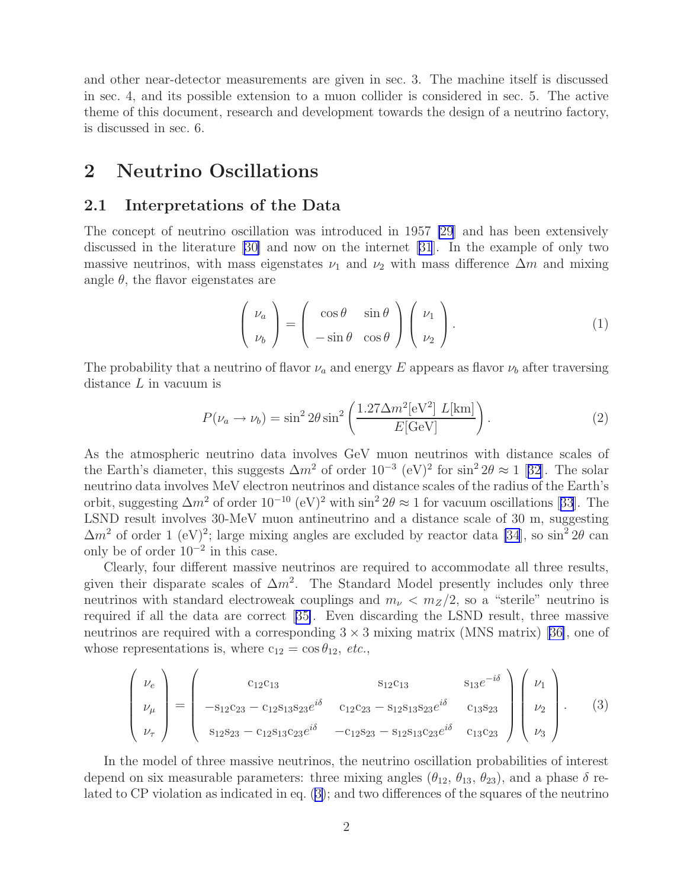and other near-detector measurements are given in sec. 3. The machine itself is discussed in sec. 4, and its possible extension to a muon collider is considered in sec. 5. The active theme of this document, research and development towards the design of a neutrino factory, is discussed in sec. 6.

# 2 Neutrino Oscillations

## 2.1 Interpretations of the Data

The concept of neutrino oscillation was introduced in 1957 [29] and has been extensively discussed in the literature [30] and now on the internet [31]. In the example of only two massive neutrinos, with mass eigenstates $\nu_1$ and $\nu_2$ with mass difference $\Delta m$ and mixing angle $\theta$, the flavor eigenstates are

$$\begin{pmatrix} \nu_a \\ \nu_b \end{pmatrix} = \begin{pmatrix} \cos\theta & \sin\theta \\ -\sin\theta & \cos\theta \end{pmatrix} \begin{pmatrix} \nu_1 \\ \nu_2 \end{pmatrix}. \tag{1}$$

The probability that a neutrino of flavor $\nu_a$ and energy $E$ appears as flavor $\nu_b$ after traversing distance $L$ in vacuum is

$$P(\nu_a \to \nu_b) = \sin^2 2\theta \sin^2\left(\frac{1.27\Delta m^2[\mathrm{eV}^2]\ L[\mathrm{km}]}{E[\mathrm{GeV}]}\right). \tag{2}$$

As the atmospheric neutrino data involves GeV muon neutrinos with distance scales of the Earth's diameter, this suggests $\Delta m^2$ of order $10^{-3}$ $(\mathrm{eV})^2$ for $\sin^2 2\theta \approx 1$ [32]. The solar neutrino data involves MeV electron neutrinos and distance scales of the radius of the Earth's orbit, suggesting $\Delta m^2$ of order $10^{-10}$ $(\mathrm{eV})^2$ with $\sin^2 2\theta \approx 1$ for vacuum oscillations [33]. The LSND result involves 30-MeV muon antineutrino and a distance scale of 30 m, suggesting $\Delta m^2$ of order 1 $(\mathrm{eV})^2$; large mixing angles are excluded by reactor data [34], so $\sin^2 2\theta$ can only be of order $10^{-2}$ in this case.

Clearly, four different massive neutrinos are required to accommodate all three results, given their disparate scales of $\Delta m^2$. The Standard Model presently includes only three neutrinos with standard electroweak couplings and $m_\nu < m_Z/2$, so a "sterile" neutrino is required if all the data are correct [35]. Even discarding the LSND result, three massive neutrinos are required with a corresponding $3 \times 3$ mixing matrix (MNS matrix) [36], one of whose representations is, where $\mathrm{c}_{12} = \cos\theta_{12}$, *etc.*,

$$\begin{pmatrix} \nu_e \\ \nu_\mu \\ \nu_\tau \end{pmatrix} = \begin{pmatrix} \mathrm{c}_{12}\mathrm{c}_{13} & \mathrm{s}_{12}\mathrm{c}_{13} & \mathrm{s}_{13}e^{-i\delta} \\ -\mathrm{s}_{12}\mathrm{c}_{23} - \mathrm{c}_{12}\mathrm{s}_{13}\mathrm{s}_{23}e^{i\delta} & \mathrm{c}_{12}\mathrm{c}_{23} - \mathrm{s}_{12}\mathrm{s}_{13}\mathrm{s}_{23}e^{i\delta} & \mathrm{c}_{13}\mathrm{s}_{23} \\ \mathrm{s}_{12}\mathrm{s}_{23} - \mathrm{c}_{12}\mathrm{s}_{13}\mathrm{c}_{23}e^{i\delta} & -\mathrm{c}_{12}\mathrm{s}_{23} - \mathrm{s}_{12}\mathrm{s}_{13}\mathrm{c}_{23}e^{i\delta} & \mathrm{c}_{13}\mathrm{c}_{23} \end{pmatrix} \begin{pmatrix} \nu_1 \\ \nu_2 \\ \nu_3 \end{pmatrix}. \tag{3}$$

In the model of three massive neutrinos, the neutrino oscillation probabilities of interest depend on six measurable parameters: three mixing angles ($\theta_{12}$, $\theta_{13}$, $\theta_{23}$), and a phase $\delta$ related to CP violation as indicated in eq. (3); and two differences of the squares of the neutrino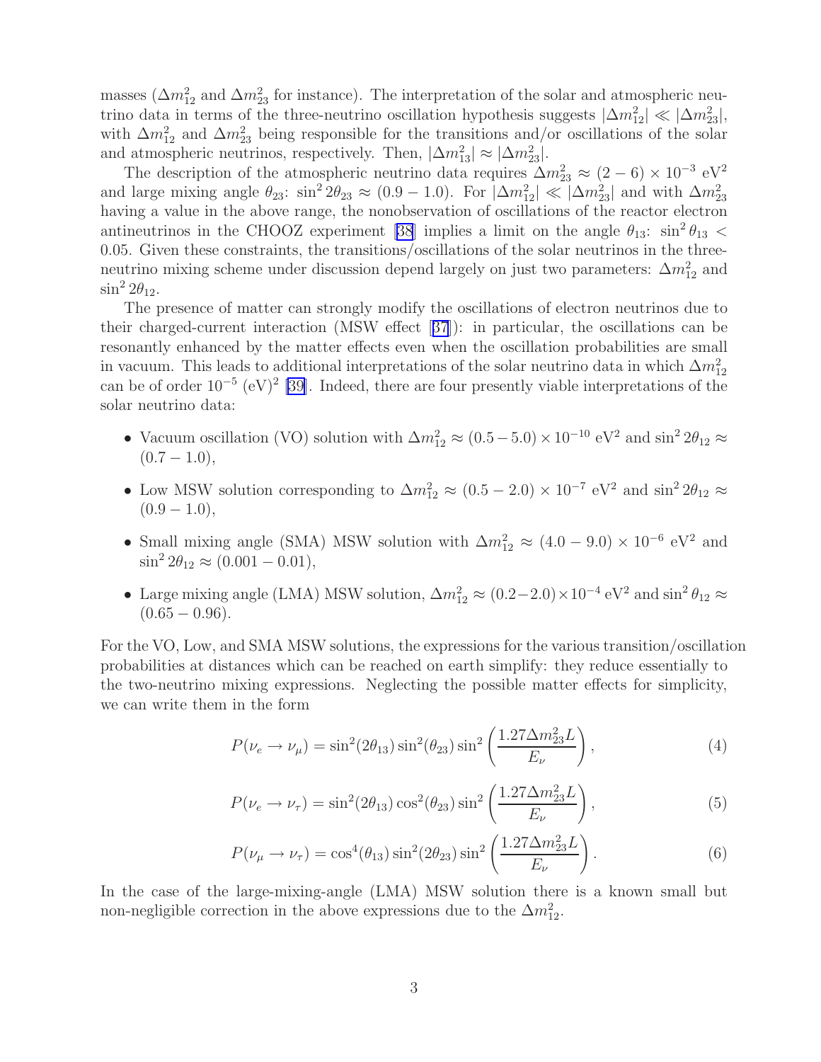masses ($\Delta m^2_{12}$ and $\Delta m^2_{23}$ for instance). The interpretation of the solar and atmospheric neutrino data in terms of the three-neutrino oscillation hypothesis suggests $|\Delta m^2_{12}| \ll |\Delta m^2_{23}|$, with $\Delta m^2_{12}$ and $\Delta m^2_{23}$ being responsible for the transitions and/or oscillations of the solar and atmospheric neutrinos, respectively. Then, $|\Delta m^2_{13}| \approx |\Delta m^2_{23}|$.

The description of the atmospheric neutrino data requires $\Delta m^2_{23} \approx (2-6) \times 10^{-3}$ eV$^2$ and large mixing angle $\theta_{23}$: $\sin^2 2\theta_{23} \approx (0.9-1.0)$. For $|\Delta m^2_{12}| \ll |\Delta m^2_{23}|$ and with $\Delta m^2_{23}$ having a value in the above range, the nonobservation of oscillations of the reactor electron antineutrinos in the CHOOZ experiment [38] implies a limit on the angle $\theta_{13}$: $\sin^2 \theta_{13} < 0.05$. Given these constraints, the transitions/oscillations of the solar neutrinos in the three-neutrino mixing scheme under discussion depend largely on just two parameters: $\Delta m^2_{12}$ and $\sin^2 2\theta_{12}$.

The presence of matter can strongly modify the oscillations of electron neutrinos due to their charged-current interaction (MSW effect [37]): in particular, the oscillations can be resonantly enhanced by the matter effects even when the oscillation probabilities are small in vacuum. This leads to additional interpretations of the solar neutrino data in which $\Delta m^2_{12}$ can be of order $10^{-5}$ (eV)$^2$ [39]. Indeed, there are four presently viable interpretations of the solar neutrino data:

- Vacuum oscillation (VO) solution with $\Delta m^2_{12} \approx (0.5-5.0) \times 10^{-10}$ eV$^2$ and $\sin^2 2\theta_{12} \approx (0.7-1.0)$,
- Low MSW solution corresponding to $\Delta m^2_{12} \approx (0.5-2.0) \times 10^{-7}$ eV$^2$ and $\sin^2 2\theta_{12} \approx (0.9-1.0)$,
- Small mixing angle (SMA) MSW solution with $\Delta m^2_{12} \approx (4.0-9.0) \times 10^{-6}$ eV$^2$ and $\sin^2 2\theta_{12} \approx (0.001-0.01)$,
- Large mixing angle (LMA) MSW solution, $\Delta m^2_{12} \approx (0.2-2.0) \times 10^{-4}$ eV$^2$ and $\sin^2 \theta_{12} \approx (0.65-0.96)$.

For the VO, Low, and SMA MSW solutions, the expressions for the various transition/oscillation probabilities at distances which can be reached on earth simplify: they reduce essentially to the two-neutrino mixing expressions. Neglecting the possible matter effects for simplicity, we can write them in the form

$$P(\nu_e \to \nu_\mu) = \sin^2(2\theta_{13}) \sin^2(\theta_{23}) \sin^2\left(\frac{1.27 \Delta m^2_{23} L}{E_\nu}\right), \tag{4}$$

$$P(\nu_e \to \nu_\tau) = \sin^2(2\theta_{13}) \cos^2(\theta_{23}) \sin^2\left(\frac{1.27 \Delta m^2_{23} L}{E_\nu}\right), \tag{5}$$

$$P(\nu_\mu \to \nu_\tau) = \cos^4(\theta_{13}) \sin^2(2\theta_{23}) \sin^2\left(\frac{1.27 \Delta m^2_{23} L}{E_\nu}\right). \tag{6}$$

In the case of the large-mixing-angle (LMA) MSW solution there is a known small but non-negligible correction in the above expressions due to the $\Delta m^2_{12}$.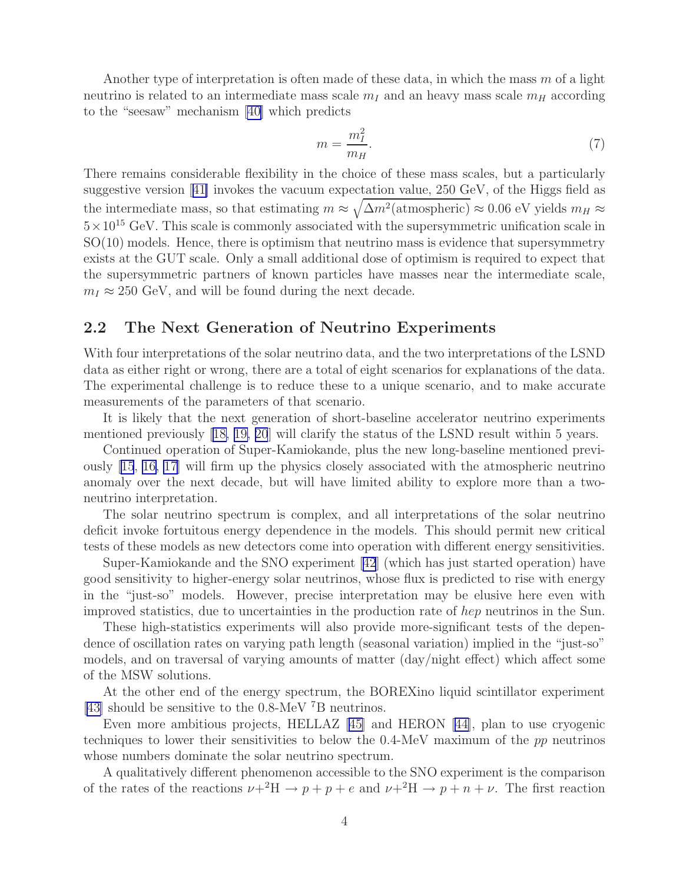Another type of interpretation is often made of these data, in which the mass $m$ of a light neutrino is related to an intermediate mass scale $m_I$ and an heavy mass scale $m_H$ according to the "seesaw" mechanism [40] which predicts

$$m = \frac{m_I^2}{m_H}. \tag{7}$$

There remains considerable flexibility in the choice of these mass scales, but a particularly suggestive version [41] invokes the vacuum expectation value, 250 GeV, of the Higgs field as the intermediate mass, so that estimating $m \approx \sqrt{\Delta m^2(\text{atmospheric})} \approx 0.06$ eV yields $m_H \approx 5 \times 10^{15}$ GeV. This scale is commonly associated with the supersymmetric unification scale in SO(10) models. Hence, there is optimism that neutrino mass is evidence that supersymmetry exists at the GUT scale. Only a small additional dose of optimism is required to expect that the supersymmetric partners of known particles have masses near the intermediate scale, $m_I \approx 250$ GeV, and will be found during the next decade.

## 2.2 The Next Generation of Neutrino Experiments

With four interpretations of the solar neutrino data, and the two interpretations of the LSND data as either right or wrong, there are a total of eight scenarios for explanations of the data. The experimental challenge is to reduce these to a unique scenario, and to make accurate measurements of the parameters of that scenario.

It is likely that the next generation of short-baseline accelerator neutrino experiments mentioned previously [18, 19, 20] will clarify the status of the LSND result within 5 years.

Continued operation of Super-Kamiokande, plus the new long-baseline mentioned previously [15, 16, 17] will firm up the physics closely associated with the atmospheric neutrino anomaly over the next decade, but will have limited ability to explore more than a two-neutrino interpretation.

The solar neutrino spectrum is complex, and all interpretations of the solar neutrino deficit invoke fortuitous energy dependence in the models. This should permit new critical tests of these models as new detectors come into operation with different energy sensitivities.

Super-Kamiokande and the SNO experiment [42] (which has just started operation) have good sensitivity to higher-energy solar neutrinos, whose flux is predicted to rise with energy in the "just-so" models. However, precise interpretation may be elusive here even with improved statistics, due to uncertainties in the production rate of *hep* neutrinos in the Sun.

These high-statistics experiments will also provide more-significant tests of the dependence of oscillation rates on varying path length (seasonal variation) implied in the "just-so" models, and on traversal of varying amounts of matter (day/night effect) which affect some of the MSW solutions.

At the other end of the energy spectrum, the BOREXino liquid scintillator experiment [43] should be sensitive to the 0.8-MeV $^7$B neutrinos.

Even more ambitious projects, HELLAZ [45] and HERON [44], plan to use cryogenic techniques to lower their sensitivities to below the 0.4-MeV maximum of the *pp* neutrinos whose numbers dominate the solar neutrino spectrum.

A qualitatively different phenomenon accessible to the SNO experiment is the comparison of the rates of the reactions $\nu + {}^2\text{H} \to p + p + e$ and $\nu + {}^2\text{H} \to p + n + \nu$. The first reaction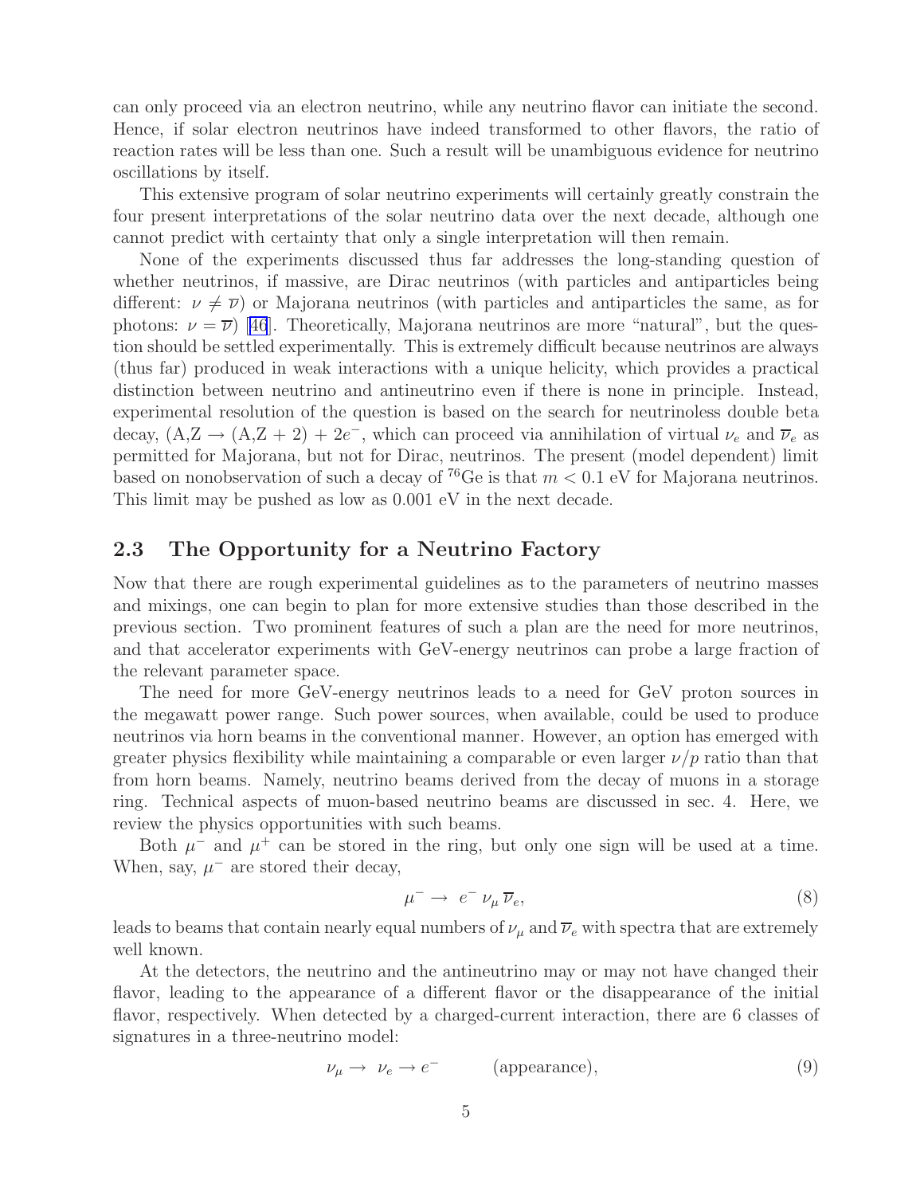can only proceed via an electron neutrino, while any neutrino flavor can initiate the second. Hence, if solar electron neutrinos have indeed transformed to other flavors, the ratio of reaction rates will be less than one. Such a result will be unambiguous evidence for neutrino oscillations by itself.

This extensive program of solar neutrino experiments will certainly greatly constrain the four present interpretations of the solar neutrino data over the next decade, although one cannot predict with certainty that only a single interpretation will then remain.

None of the experiments discussed thus far addresses the long-standing question of whether neutrinos, if massive, are Dirac neutrinos (with particles and antiparticles being different: $\nu \neq \overline{\nu}$) or Majorana neutrinos (with particles and antiparticles the same, as for photons: $\nu = \overline{\nu}$) [46]. Theoretically, Majorana neutrinos are more "natural", but the question should be settled experimentally. This is extremely difficult because neutrinos are always (thus far) produced in weak interactions with a unique helicity, which provides a practical distinction between neutrino and antineutrino even if there is none in principle. Instead, experimental resolution of the question is based on the search for neutrinoless double beta decay, (A,Z $\rightarrow$ (A,Z + 2) + $2e^-$, which can proceed via annihilation of virtual $\nu_e$ and $\overline{\nu}_e$ as permitted for Majorana, but not for Dirac, neutrinos. The present (model dependent) limit based on nonobservation of such a decay of $^{76}$Ge is that $m < 0.1$ eV for Majorana neutrinos. This limit may be pushed as low as 0.001 eV in the next decade.

## 2.3 The Opportunity for a Neutrino Factory

Now that there are rough experimental guidelines as to the parameters of neutrino masses and mixings, one can begin to plan for more extensive studies than those described in the previous section. Two prominent features of such a plan are the need for more neutrinos, and that accelerator experiments with GeV-energy neutrinos can probe a large fraction of the relevant parameter space.

The need for more GeV-energy neutrinos leads to a need for GeV proton sources in the megawatt power range. Such power sources, when available, could be used to produce neutrinos via horn beams in the conventional manner. However, an option has emerged with greater physics flexibility while maintaining a comparable or even larger $\nu/p$ ratio than that from horn beams. Namely, neutrino beams derived from the decay of muons in a storage ring. Technical aspects of muon-based neutrino beams are discussed in sec. 4. Here, we review the physics opportunities with such beams.

Both $\mu^-$ and $\mu^+$ can be stored in the ring, but only one sign will be used at a time. When, say, $\mu^-$ are stored their decay,

$$\mu^- \rightarrow e^- \nu_\mu \overline{\nu}_e, \tag{8}$$

leads to beams that contain nearly equal numbers of $\nu_\mu$ and $\overline{\nu}_e$ with spectra that are extremely well known.

At the detectors, the neutrino and the antineutrino may or may not have changed their flavor, leading to the appearance of a different flavor or the disappearance of the initial flavor, respectively. When detected by a charged-current interaction, there are 6 classes of signatures in a three-neutrino model:

$$\nu_\mu \rightarrow \nu_e \rightarrow e^- \qquad \text{(appearance)}, \tag{9}$$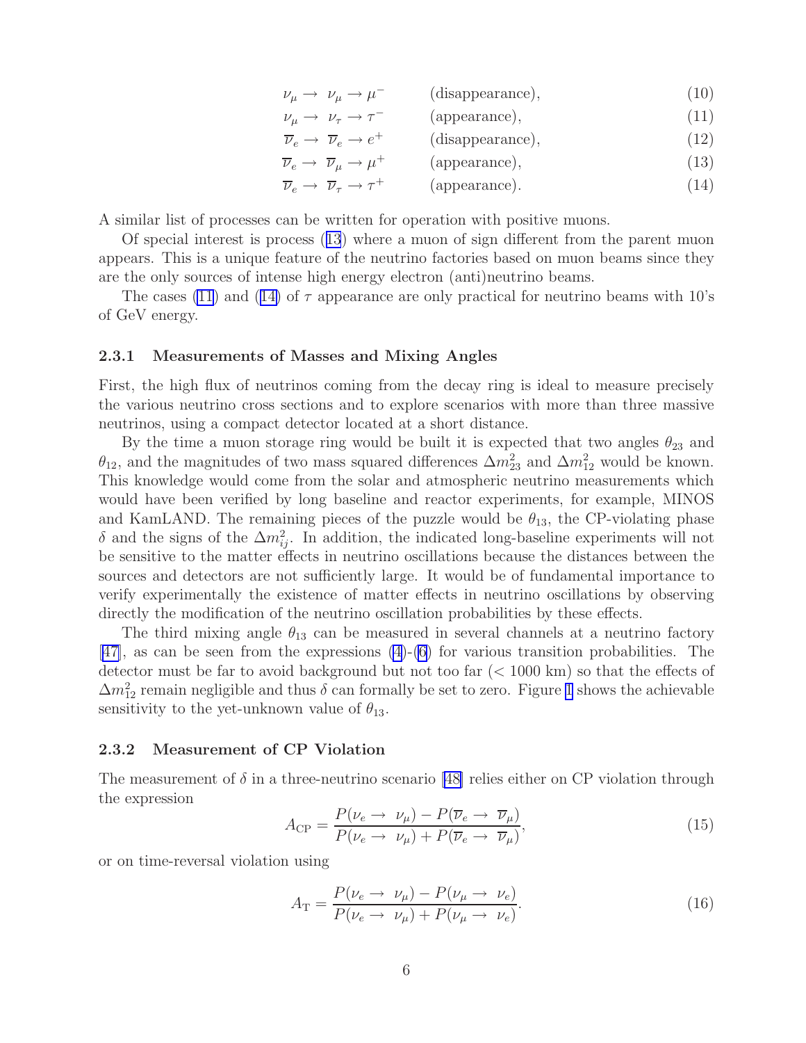$$\nu_\mu \to \nu_\mu \to \mu^- \qquad \text{(disappearance)}, \tag{10}$$

$$\nu_\mu \to \nu_\tau \to \tau^- \qquad \text{(appearance)}, \tag{11}$$

$$\overline{\nu}_e \to \overline{\nu}_e \to e^+ \qquad \text{(disappearance)}, \tag{12}$$

$$\overline{\nu}_e \to \overline{\nu}_\mu \to \mu^+ \qquad \text{(appearance)}, \tag{13}$$

$$\overline{\nu}_e \to \overline{\nu}_\tau \to \tau^+ \qquad \text{(appearance)}. \tag{14}$$

A similar list of processes can be written for operation with positive muons.

Of special interest is process (13) where a muon of sign different from the parent muon appears. This is a unique feature of the neutrino factories based on muon beams since they are the only sources of intense high energy electron (anti)neutrino beams.

The cases (11) and (14) of $\tau$ appearance are only practical for neutrino beams with 10's of GeV energy.

### 2.3.1 Measurements of Masses and Mixing Angles

First, the high flux of neutrinos coming from the decay ring is ideal to measure precisely the various neutrino cross sections and to explore scenarios with more than three massive neutrinos, using a compact detector located at a short distance.

By the time a muon storage ring would be built it is expected that two angles $\theta_{23}$ and $\theta_{12}$, and the magnitudes of two mass squared differences $\Delta m^2_{23}$ and $\Delta m^2_{12}$ would be known. This knowledge would come from the solar and atmospheric neutrino measurements which would have been verified by long baseline and reactor experiments, for example, MINOS and KamLAND. The remaining pieces of the puzzle would be $\theta_{13}$, the CP-violating phase $\delta$ and the signs of the $\Delta m^2_{ij}$. In addition, the indicated long-baseline experiments will not be sensitive to the matter effects in neutrino oscillations because the distances between the sources and detectors are not sufficiently large. It would be of fundamental importance to verify experimentally the existence of matter effects in neutrino oscillations by observing directly the modification of the neutrino oscillation probabilities by these effects.

The third mixing angle $\theta_{13}$ can be measured in several channels at a neutrino factory [47], as can be seen from the expressions (4)-(6) for various transition probabilities. The detector must be far to avoid background but not too far ($< 1000$ km) so that the effects of $\Delta m^2_{12}$ remain negligible and thus $\delta$ can formally be set to zero. Figure 1 shows the achievable sensitivity to the yet-unknown value of $\theta_{13}$.

### 2.3.2 Measurement of CP Violation

The measurement of $\delta$ in a three-neutrino scenario [48] relies either on CP violation through the expression

$$A_{\rm CP} = \frac{P(\nu_e \to \nu_\mu) - P(\overline{\nu}_e \to \overline{\nu}_\mu)}{P(\nu_e \to \nu_\mu) + P(\overline{\nu}_e \to \overline{\nu}_\mu)}, \tag{15}$$

or on time-reversal violation using

$$A_{\rm T} = \frac{P(\nu_e \to \nu_\mu) - P(\nu_\mu \to \nu_e)}{P(\nu_e \to \nu_\mu) + P(\nu_\mu \to \nu_e)}. \tag{16}$$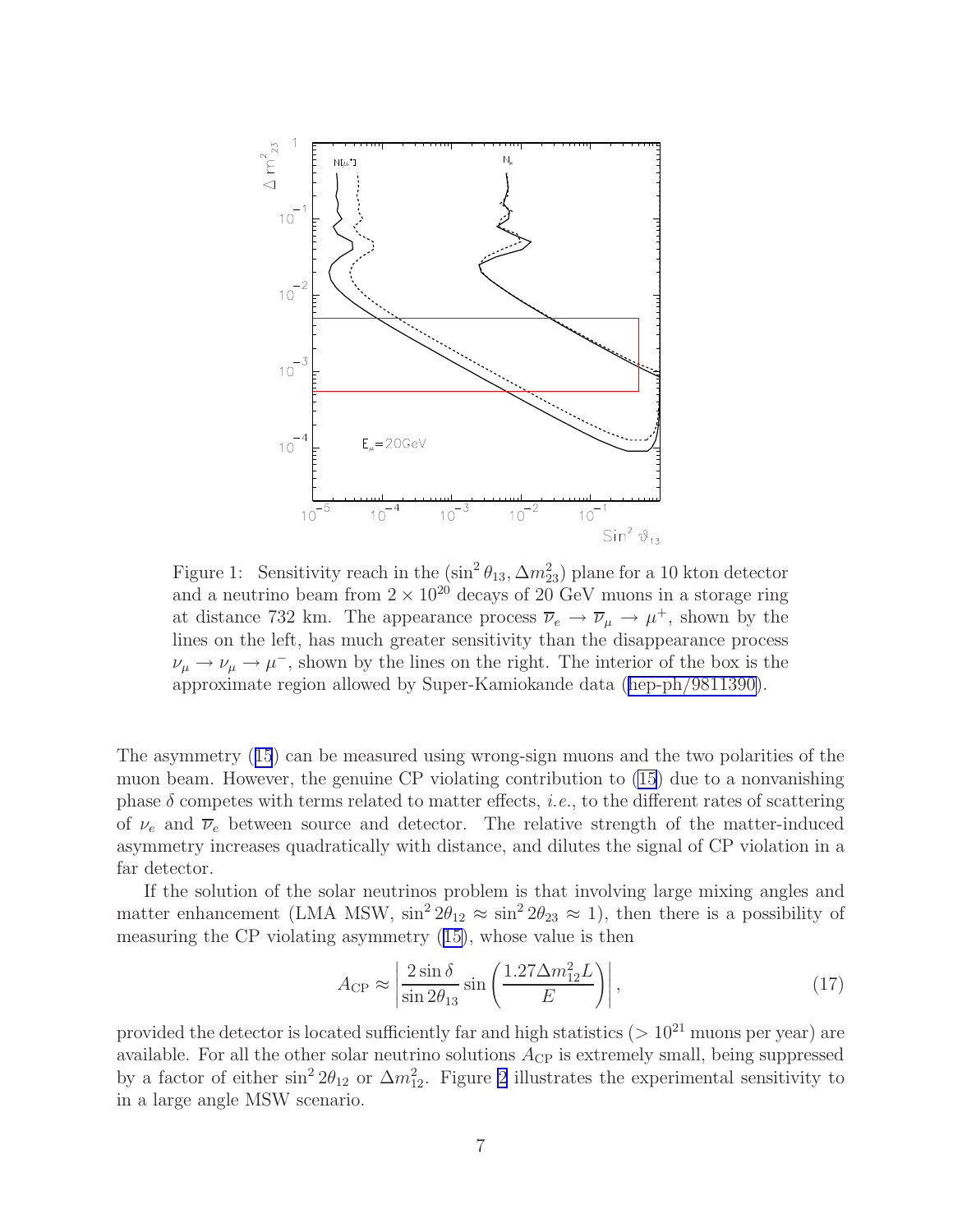Figure 1: Sensitivity reach in the $(\sin^2\theta_{13}, \Delta m^2_{23})$ plane for a 10 kton detector and a neutrino beam from $2 \times 10^{20}$ decays of 20 GeV muons in a storage ring at distance 732 km. The appearance process $\overline{\nu}_e \to \overline{\nu}_\mu \to \mu^+$, shown by the lines on the left, has much greater sensitivity than the disappearance process $\nu_\mu \to \nu_\mu \to \mu^-$, shown by the lines on the right. The interior of the box is the approximate region allowed by Super-Kamiokande data (hep-ph/9811390).

The asymmetry (15) can be measured using wrong-sign muons and the two polarities of the muon beam. However, the genuine CP violating contribution to (15) due to a nonvanishing phase $\delta$ competes with terms related to matter effects, *i.e.*, to the different rates of scattering of $\nu_e$ and $\overline{\nu}_e$ between source and detector. The relative strength of the matter-induced asymmetry increases quadratically with distance, and dilutes the signal of CP violation in a far detector.

If the solution of the solar neutrinos problem is that involving large mixing angles and matter enhancement (LMA MSW, $\sin^2 2\theta_{12} \approx \sin^2 2\theta_{23} \approx 1$), then there is a possibility of measuring the CP violating asymmetry (15), whose value is then

$$A_{\rm CP} \approx \left| \frac{2\sin\delta}{\sin 2\theta_{13}} \sin\left(\frac{1.27\Delta m^2_{12} L}{E}\right) \right|, \tag{17}$$

provided the detector is located sufficiently far and high statistics ($> 10^{21}$ muons per year) are available. For all the other solar neutrino solutions $A_{\rm CP}$ is extremely small, being suppressed by a factor of either $\sin^2 2\theta_{12}$ or $\Delta m^2_{12}$. Figure 2 illustrates the experimental sensitivity to in a large angle MSW scenario.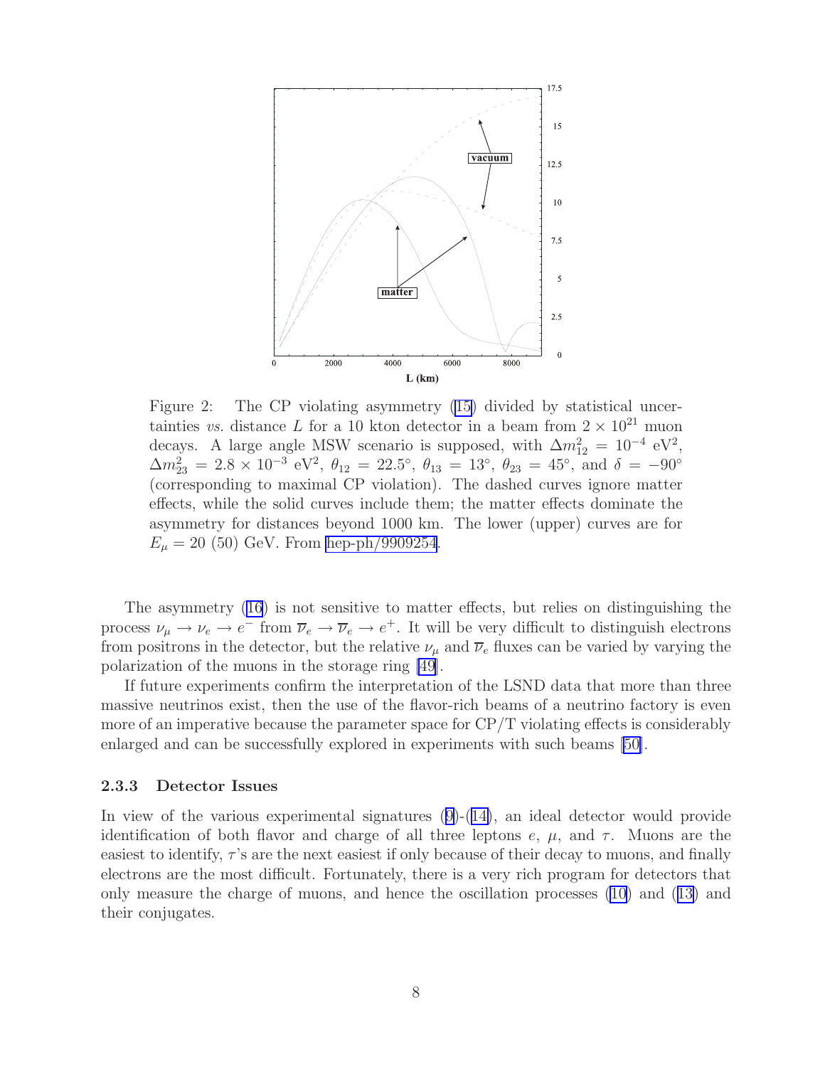Figure 2: The CP violating asymmetry (15) divided by statistical uncertainties *vs.* distance $L$ for a 10 kton detector in a beam from $2 \times 10^{21}$ muon decays. A large angle MSW scenario is supposed, with $\Delta m_{12}^2 = 10^{-4}$ eV$^2$, $\Delta m_{23}^2 = 2.8 \times 10^{-3}$ eV$^2$, $\theta_{12} = 22.5^\circ$, $\theta_{13} = 13^\circ$, $\theta_{23} = 45^\circ$, and $\delta = -90^\circ$ (corresponding to maximal CP violation). The dashed curves ignore matter effects, while the solid curves include them; the matter effects dominate the asymmetry for distances beyond 1000 km. The lower (upper) curves are for $E_\mu = 20$ (50) GeV. From hep-ph/9909254.

The asymmetry (16) is not sensitive to matter effects, but relies on distinguishing the process $\nu_\mu \to \nu_e \to e^-$ from $\overline{\nu}_e \to \overline{\nu}_e \to e^+$. It will be very difficult to distinguish electrons from positrons in the detector, but the relative $\nu_\mu$ and $\overline{\nu}_e$ fluxes can be varied by varying the polarization of the muons in the storage ring [49].

If future experiments confirm the interpretation of the LSND data that more than three massive neutrinos exist, then the use of the flavor-rich beams of a neutrino factory is even more of an imperative because the parameter space for CP/T violating effects is considerably enlarged and can be successfully explored in experiments with such beams [50].

### 2.3.3 Detector Issues

In view of the various experimental signatures (9)-(14), an ideal detector would provide identification of both flavor and charge of all three leptons $e$, $\mu$, and $\tau$. Muons are the easiest to identify, $\tau$'s are the next easiest if only because of their decay to muons, and finally electrons are the most difficult. Fortunately, there is a very rich program for detectors that only measure the charge of muons, and hence the oscillation processes (10) and (13) and their conjugates.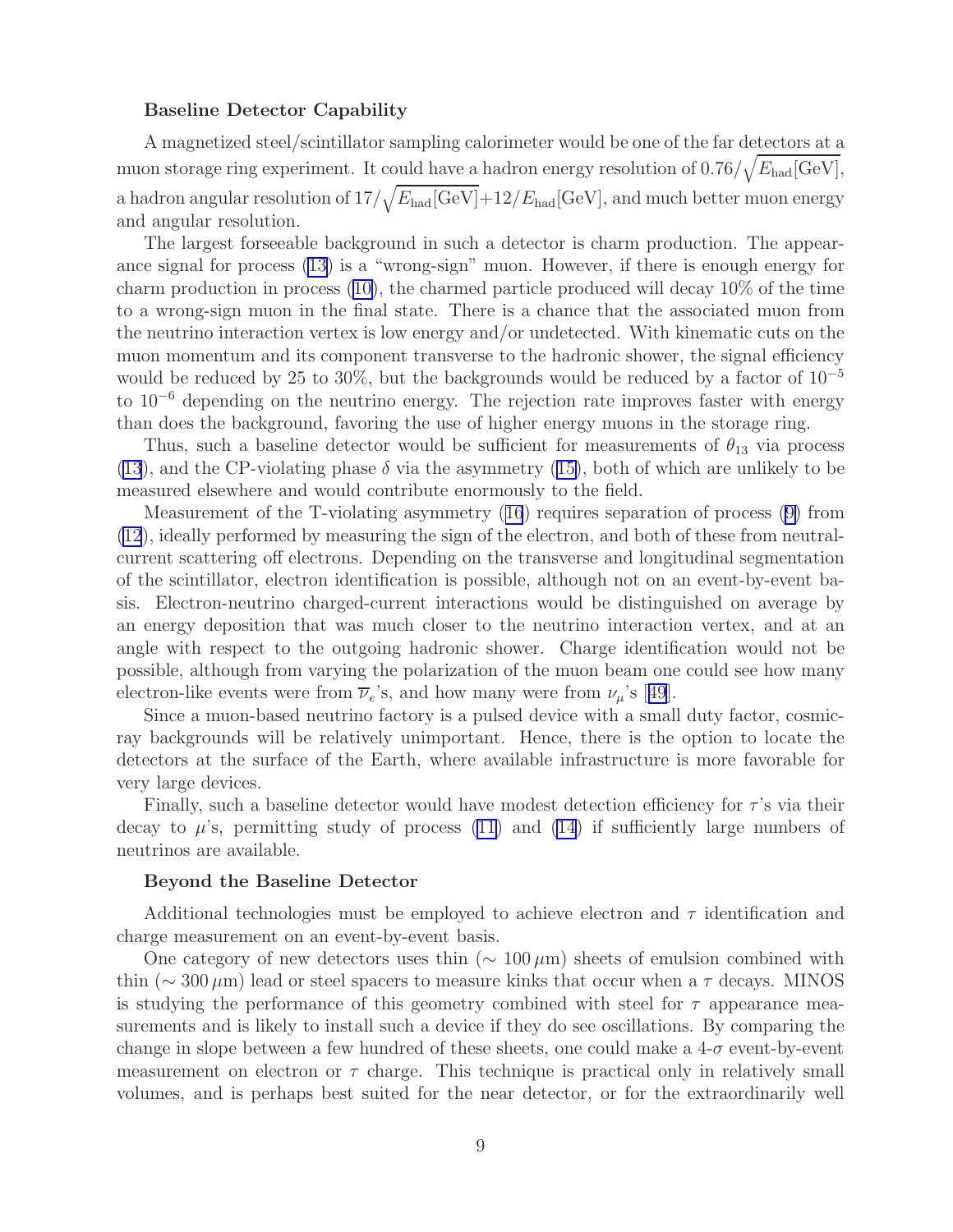**Baseline Detector Capability**

A magnetized steel/scintillator sampling calorimeter would be one of the far detectors at a muon storage ring experiment. It could have a hadron energy resolution of $0.76/\sqrt{E_{\rm had}[\rm GeV]}$, a hadron angular resolution of $17/\sqrt{E_{\rm had}[\rm GeV]}+12/E_{\rm had}[\rm GeV]$, and much better muon energy and angular resolution.

The largest forseeable background in such a detector is charm production. The appearance signal for process (13) is a "wrong-sign" muon. However, if there is enough energy for charm production in process (10), the charmed particle produced will decay 10% of the time to a wrong-sign muon in the final state. There is a chance that the associated muon from the neutrino interaction vertex is low energy and/or undetected. With kinematic cuts on the muon momentum and its component transverse to the hadronic shower, the signal efficiency would be reduced by 25 to 30%, but the backgrounds would be reduced by a factor of $10^{-5}$ to $10^{-6}$ depending on the neutrino energy. The rejection rate improves faster with energy than does the background, favoring the use of higher energy muons in the storage ring.

Thus, such a baseline detector would be sufficient for measurements of $\theta_{13}$ via process (13), and the CP-violating phase $\delta$ via the asymmetry (15), both of which are unlikely to be measured elsewhere and would contribute enormously to the field.

Measurement of the T-violating asymmetry (16) requires separation of process (9) from (12), ideally performed by measuring the sign of the electron, and both of these from neutral-current scattering off electrons. Depending on the transverse and longitudinal segmentation of the scintillator, electron identification is possible, although not on an event-by-event basis. Electron-neutrino charged-current interactions would be distinguished on average by an energy deposition that was much closer to the neutrino interaction vertex, and at an angle with respect to the outgoing hadronic shower. Charge identification would not be possible, although from varying the polarization of the muon beam one could see how many electron-like events were from $\overline{\nu}_e$'s, and how many were from $\nu_\mu$'s [49].

Since a muon-based neutrino factory is a pulsed device with a small duty factor, cosmic-ray backgrounds will be relatively unimportant. Hence, there is the option to locate the detectors at the surface of the Earth, where available infrastructure is more favorable for very large devices.

Finally, such a baseline detector would have modest detection efficiency for $\tau$'s via their decay to $\mu$'s, permitting study of process (11) and (14) if sufficiently large numbers of neutrinos are available.

**Beyond the Baseline Detector**

Additional technologies must be employed to achieve electron and $\tau$ identification and charge measurement on an event-by-event basis.

One category of new detectors uses thin ($\sim 100\,\mu$m) sheets of emulsion combined with thin ($\sim 300\,\mu$m) lead or steel spacers to measure kinks that occur when a $\tau$ decays. MINOS is studying the performance of this geometry combined with steel for $\tau$ appearance measurements and is likely to install such a device if they do see oscillations. By comparing the change in slope between a few hundred of these sheets, one could make a 4-$\sigma$ event-by-event measurement on electron or $\tau$ charge. This technique is practical only in relatively small volumes, and is perhaps best suited for the near detector, or for the extraordinarily well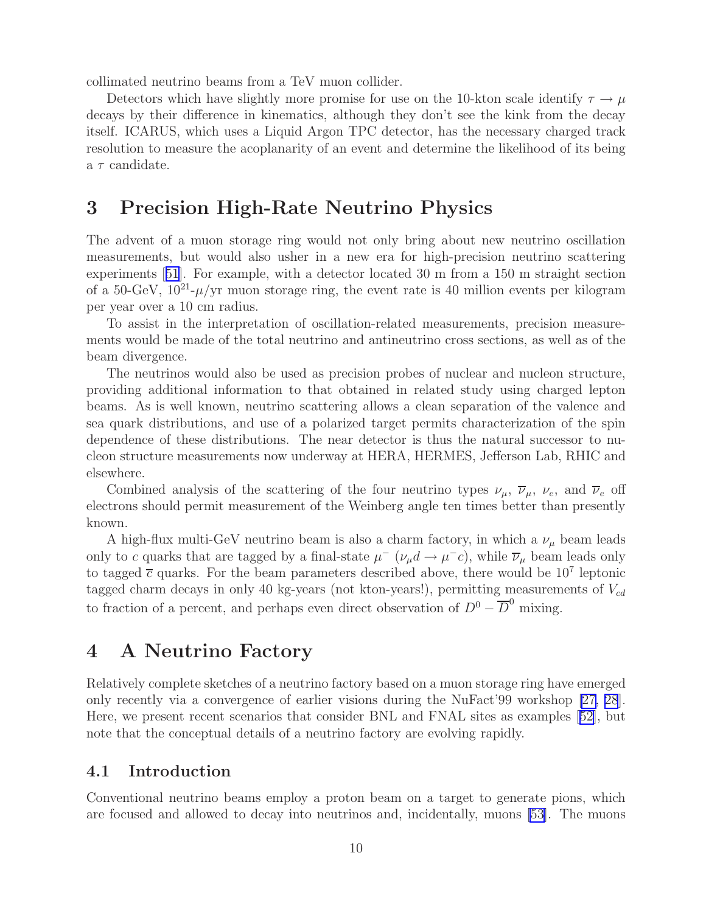collimated neutrino beams from a TeV muon collider.

Detectors which have slightly more promise for use on the 10-kton scale identify $\tau \to \mu$ decays by their difference in kinematics, although they don't see the kink from the decay itself. ICARUS, which uses a Liquid Argon TPC detector, has the necessary charged track resolution to measure the acoplanarity of an event and determine the likelihood of its being a $\tau$ candidate.

# 3 Precision High-Rate Neutrino Physics

The advent of a muon storage ring would not only bring about new neutrino oscillation measurements, but would also usher in a new era for high-precision neutrino scattering experiments [51]. For example, with a detector located 30 m from a 150 m straight section of a 50-GeV, $10^{21}$-$\mu$/yr muon storage ring, the event rate is 40 million events per kilogram per year over a 10 cm radius.

To assist in the interpretation of oscillation-related measurements, precision measurements would be made of the total neutrino and antineutrino cross sections, as well as of the beam divergence.

The neutrinos would also be used as precision probes of nuclear and nucleon structure, providing additional information to that obtained in related study using charged lepton beams. As is well known, neutrino scattering allows a clean separation of the valence and sea quark distributions, and use of a polarized target permits characterization of the spin dependence of these distributions. The near detector is thus the natural successor to nucleon structure measurements now underway at HERA, HERMES, Jefferson Lab, RHIC and elsewhere.

Combined analysis of the scattering of the four neutrino types $\nu_\mu$, $\overline{\nu}_\mu$, $\nu_e$, and $\overline{\nu}_e$ off electrons should permit measurement of the Weinberg angle ten times better than presently known.

A high-flux multi-GeV neutrino beam is also a charm factory, in which a $\nu_\mu$ beam leads only to $c$ quarks that are tagged by a final-state $\mu^-$ ($\nu_\mu d \to \mu^- c$), while $\overline{\nu}_\mu$ beam leads only to tagged $\overline{c}$ quarks. For the beam parameters described above, there would be $10^7$ leptonic tagged charm decays in only 40 kg-years (not kton-years!), permitting measurements of $V_{cd}$ to fraction of a percent, and perhaps even direct observation of $D^0 - \overline{D}^0$ mixing.

# 4 A Neutrino Factory

Relatively complete sketches of a neutrino factory based on a muon storage ring have emerged only recently via a convergence of earlier visions during the NuFact'99 workshop [27, 28]. Here, we present recent scenarios that consider BNL and FNAL sites as examples [52], but note that the conceptual details of a neutrino factory are evolving rapidly.

## 4.1 Introduction

Conventional neutrino beams employ a proton beam on a target to generate pions, which are focused and allowed to decay into neutrinos and, incidentally, muons [53]. The muons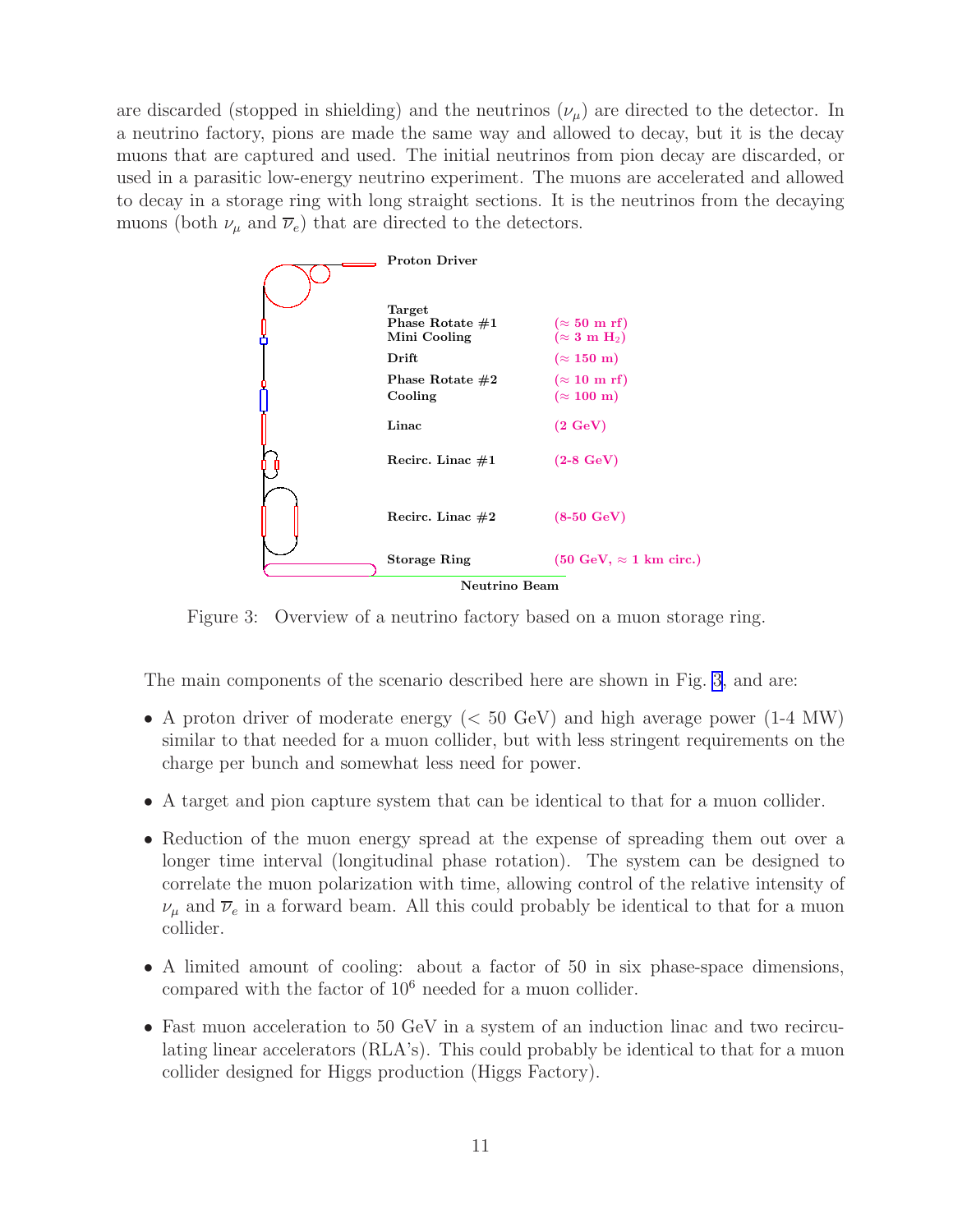are discarded (stopped in shielding) and the neutrinos ($\nu_\mu$) are directed to the detector. In a neutrino factory, pions are made the same way and allowed to decay, but it is the decay muons that are captured and used. The initial neutrinos from pion decay are discarded, or used in a parasitic low-energy neutrino experiment. The muons are accelerated and allowed to decay in a storage ring with long straight sections. It is the neutrinos from the decaying muons (both $\nu_\mu$ and $\overline{\nu}_e$) that are directed to the detectors.

| | |
|---|---|
| **Proton Driver** | |
| **Target** | |
| **Phase Rotate #1** | **($\approx$ 50 m rf)** |
| **Mini Cooling** | **($\approx$ 3 m $H_2$)** |
| **Drift** | **($\approx$ 150 m)** |
| **Phase Rotate #2** | **($\approx$ 10 m rf)** |
| **Cooling** | **($\approx$ 100 m)** |
| **Linac** | **(2 GeV)** |
| **Recirc. Linac #1** | **(2-8 GeV)** |
| **Recirc. Linac #2** | **(8-50 GeV)** |
| **Storage Ring** | **(50 GeV, $\approx$ 1 km circ.)** |
| **Neutrino Beam** | |

Figure 3: Overview of a neutrino factory based on a muon storage ring.

The main components of the scenario described here are shown in Fig. 3, and are:

- A proton driver of moderate energy (< 50 GeV) and high average power (1-4 MW) similar to that needed for a muon collider, but with less stringent requirements on the charge per bunch and somewhat less need for power.
- A target and pion capture system that can be identical to that for a muon collider.
- Reduction of the muon energy spread at the expense of spreading them out over a longer time interval (longitudinal phase rotation). The system can be designed to correlate the muon polarization with time, allowing control of the relative intensity of $\nu_\mu$ and $\overline{\nu}_e$ in a forward beam. All this could probably be identical to that for a muon collider.
- A limited amount of cooling: about a factor of 50 in six phase-space dimensions, compared with the factor of $10^6$ needed for a muon collider.
- Fast muon acceleration to 50 GeV in a system of an induction linac and two recirculating linear accelerators (RLA's). This could probably be identical to that for a muon collider designed for Higgs production (Higgs Factory).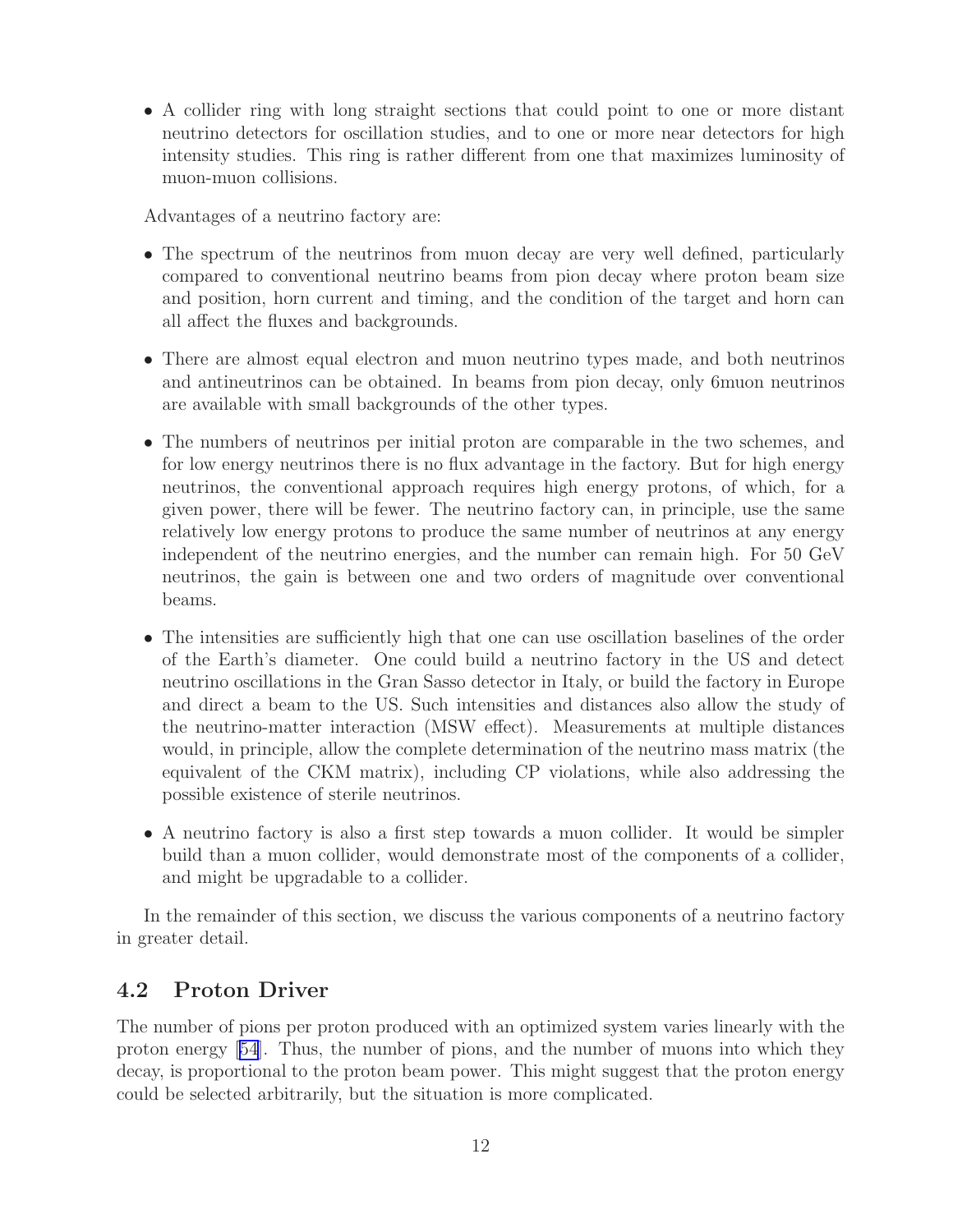- A collider ring with long straight sections that could point to one or more distant neutrino detectors for oscillation studies, and to one or more near detectors for high intensity studies. This ring is rather different from one that maximizes luminosity of muon-muon collisions.

Advantages of a neutrino factory are:

- The spectrum of the neutrinos from muon decay are very well defined, particularly compared to conventional neutrino beams from pion decay where proton beam size and position, horn current and timing, and the condition of the target and horn can all affect the fluxes and backgrounds.
- There are almost equal electron and muon neutrino types made, and both neutrinos and antineutrinos can be obtained. In beams from pion decay, only 6muon neutrinos are available with small backgrounds of the other types.
- The numbers of neutrinos per initial proton are comparable in the two schemes, and for low energy neutrinos there is no flux advantage in the factory. But for high energy neutrinos, the conventional approach requires high energy protons, of which, for a given power, there will be fewer. The neutrino factory can, in principle, use the same relatively low energy protons to produce the same number of neutrinos at any energy independent of the neutrino energies, and the number can remain high. For 50 GeV neutrinos, the gain is between one and two orders of magnitude over conventional beams.
- The intensities are sufficiently high that one can use oscillation baselines of the order of the Earth's diameter. One could build a neutrino factory in the US and detect neutrino oscillations in the Gran Sasso detector in Italy, or build the factory in Europe and direct a beam to the US. Such intensities and distances also allow the study of the neutrino-matter interaction (MSW effect). Measurements at multiple distances would, in principle, allow the complete determination of the neutrino mass matrix (the equivalent of the CKM matrix), including CP violations, while also addressing the possible existence of sterile neutrinos.
- A neutrino factory is also a first step towards a muon collider. It would be simpler build than a muon collider, would demonstrate most of the components of a collider, and might be upgradable to a collider.

In the remainder of this section, we discuss the various components of a neutrino factory in greater detail.

## 4.2 Proton Driver

The number of pions per proton produced with an optimized system varies linearly with the proton energy [54]. Thus, the number of pions, and the number of muons into which they decay, is proportional to the proton beam power. This might suggest that the proton energy could be selected arbitrarily, but the situation is more complicated.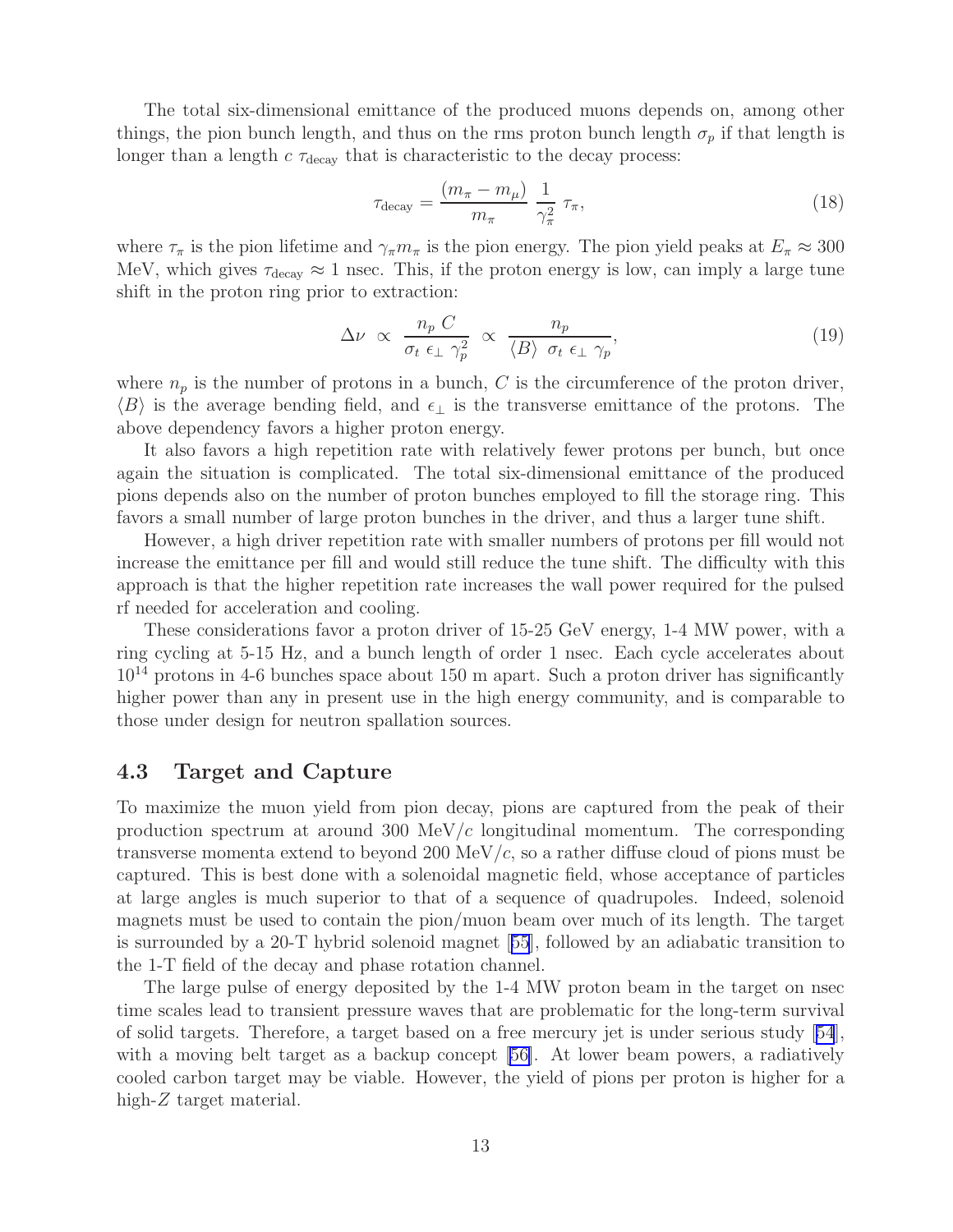The total six-dimensional emittance of the produced muons depends on, among other things, the pion bunch length, and thus on the rms proton bunch length $\sigma_p$ if that length is longer than a length $c\ \tau_{\rm decay}$ that is characteristic to the decay process:

$$\tau_{\rm decay} = \frac{(m_\pi - m_\mu)}{m_\pi}\ \frac{1}{\gamma_\pi^2}\ \tau_\pi, \tag{18}$$

where $\tau_\pi$ is the pion lifetime and $\gamma_\pi m_\pi$ is the pion energy. The pion yield peaks at $E_\pi \approx 300$ MeV, which gives $\tau_{\rm decay} \approx 1$ nsec. This, if the proton energy is low, can imply a large tune shift in the proton ring prior to extraction:

$$\Delta\nu\ \propto\ \frac{n_p\ C}{\sigma_t\ \epsilon_\perp\ \gamma_p^2}\ \propto\ \frac{n_p}{\langle B\rangle\ \sigma_t\ \epsilon_\perp\ \gamma_p}, \tag{19}$$

where $n_p$ is the number of protons in a bunch, $C$ is the circumference of the proton driver, $\langle B\rangle$ is the average bending field, and $\epsilon_\perp$ is the transverse emittance of the protons. The above dependency favors a higher proton energy.

It also favors a high repetition rate with relatively fewer protons per bunch, but once again the situation is complicated. The total six-dimensional emittance of the produced pions depends also on the number of proton bunches employed to fill the storage ring. This favors a small number of large proton bunches in the driver, and thus a larger tune shift.

However, a high driver repetition rate with smaller numbers of protons per fill would not increase the emittance per fill and would still reduce the tune shift. The difficulty with this approach is that the higher repetition rate increases the wall power required for the pulsed rf needed for acceleration and cooling.

These considerations favor a proton driver of 15-25 GeV energy, 1-4 MW power, with a ring cycling at 5-15 Hz, and a bunch length of order 1 nsec. Each cycle accelerates about $10^{14}$ protons in 4-6 bunches space about 150 m apart. Such a proton driver has significantly higher power than any in present use in the high energy community, and is comparable to those under design for neutron spallation sources.

## 4.3 Target and Capture

To maximize the muon yield from pion decay, pions are captured from the peak of their production spectrum at around 300 MeV/$c$ longitudinal momentum. The corresponding transverse momenta extend to beyond 200 MeV/$c$, so a rather diffuse cloud of pions must be captured. This is best done with a solenoidal magnetic field, whose acceptance of particles at large angles is much superior to that of a sequence of quadrupoles. Indeed, solenoid magnets must be used to contain the pion/muon beam over much of its length. The target is surrounded by a 20-T hybrid solenoid magnet [55], followed by an adiabatic transition to the 1-T field of the decay and phase rotation channel.

The large pulse of energy deposited by the 1-4 MW proton beam in the target on nsec time scales lead to transient pressure waves that are problematic for the long-term survival of solid targets. Therefore, a target based on a free mercury jet is under serious study [54], with a moving belt target as a backup concept [56]. At lower beam powers, a radiatively cooled carbon target may be viable. However, the yield of pions per proton is higher for a high-$Z$ target material.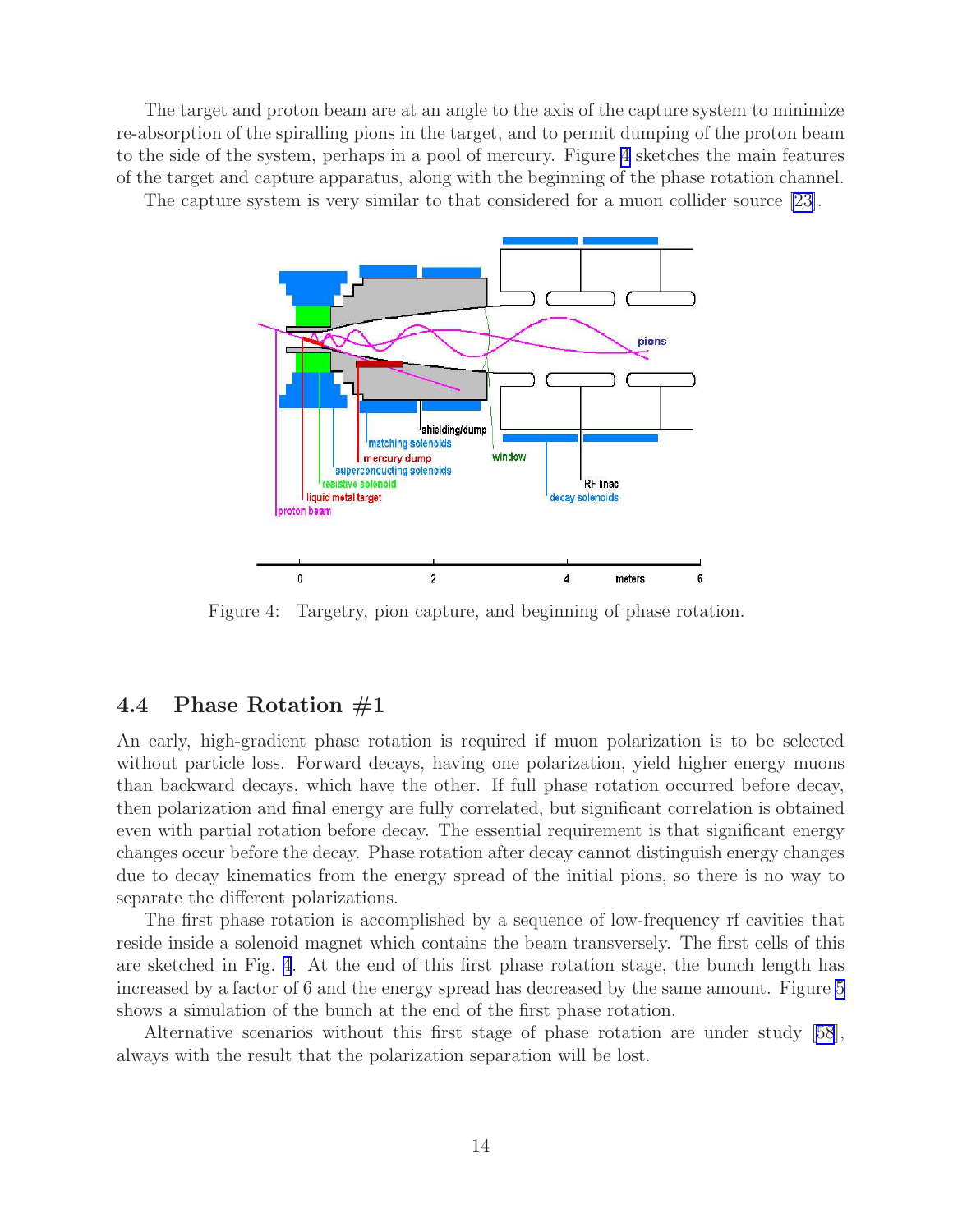The target and proton beam are at an angle to the axis of the capture system to minimize re-absorption of the spiralling pions in the target, and to permit dumping of the proton beam to the side of the system, perhaps in a pool of mercury. Figure 4 sketches the main features of the target and capture apparatus, along with the beginning of the phase rotation channel.

The capture system is very similar to that considered for a muon collider source [23].

Figure 4: Targetry, pion capture, and beginning of phase rotation.

## 4.4 Phase Rotation #1

An early, high-gradient phase rotation is required if muon polarization is to be selected without particle loss. Forward decays, having one polarization, yield higher energy muons than backward decays, which have the other. If full phase rotation occurred before decay, then polarization and final energy are fully correlated, but significant correlation is obtained even with partial rotation before decay. The essential requirement is that significant energy changes occur before the decay. Phase rotation after decay cannot distinguish energy changes due to decay kinematics from the energy spread of the initial pions, so there is no way to separate the different polarizations.

The first phase rotation is accomplished by a sequence of low-frequency rf cavities that reside inside a solenoid magnet which contains the beam transversely. The first cells of this are sketched in Fig. 4. At the end of this first phase rotation stage, the bunch length has increased by a factor of 6 and the energy spread has decreased by the same amount. Figure 5 shows a simulation of the bunch at the end of the first phase rotation.

Alternative scenarios without this first stage of phase rotation are under study [58], always with the result that the polarization separation will be lost.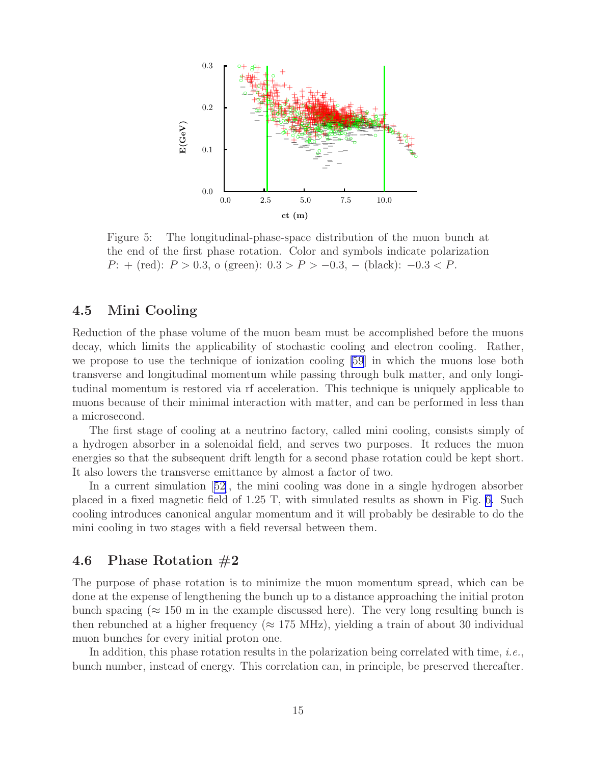Figure 5: The longitudinal-phase-space distribution of the muon bunch at the end of the first phase rotation. Color and symbols indicate polarization $P$: + (red): $P > 0.3$, o (green): $0.3 > P > -0.3$, − (black): $-0.3 < P$.

### 4.5 Mini Cooling

Reduction of the phase volume of the muon beam must be accomplished before the muons decay, which limits the applicability of stochastic cooling and electron cooling. Rather, we propose to use the technique of ionization cooling [59] in which the muons lose both transverse and longitudinal momentum while passing through bulk matter, and only longitudinal momentum is restored via rf acceleration. This technique is uniquely applicable to muons because of their minimal interaction with matter, and can be performed in less than a microsecond.

The first stage of cooling at a neutrino factory, called mini cooling, consists simply of a hydrogen absorber in a solenoidal field, and serves two purposes. It reduces the muon energies so that the subsequent drift length for a second phase rotation could be kept short. It also lowers the transverse emittance by almost a factor of two.

In a current simulation [52], the mini cooling was done in a single hydrogen absorber placed in a fixed magnetic field of 1.25 T, with simulated results as shown in Fig. 6. Such cooling introduces canonical angular momentum and it will probably be desirable to do the mini cooling in two stages with a field reversal between them.

### 4.6 Phase Rotation #2

The purpose of phase rotation is to minimize the muon momentum spread, which can be done at the expense of lengthening the bunch up to a distance approaching the initial proton bunch spacing ($\approx$ 150 m in the example discussed here). The very long resulting bunch is then rebunched at a higher frequency ($\approx$ 175 MHz), yielding a train of about 30 individual muon bunches for every initial proton one.

In addition, this phase rotation results in the polarization being correlated with time, *i.e.*, bunch number, instead of energy. This correlation can, in principle, be preserved thereafter.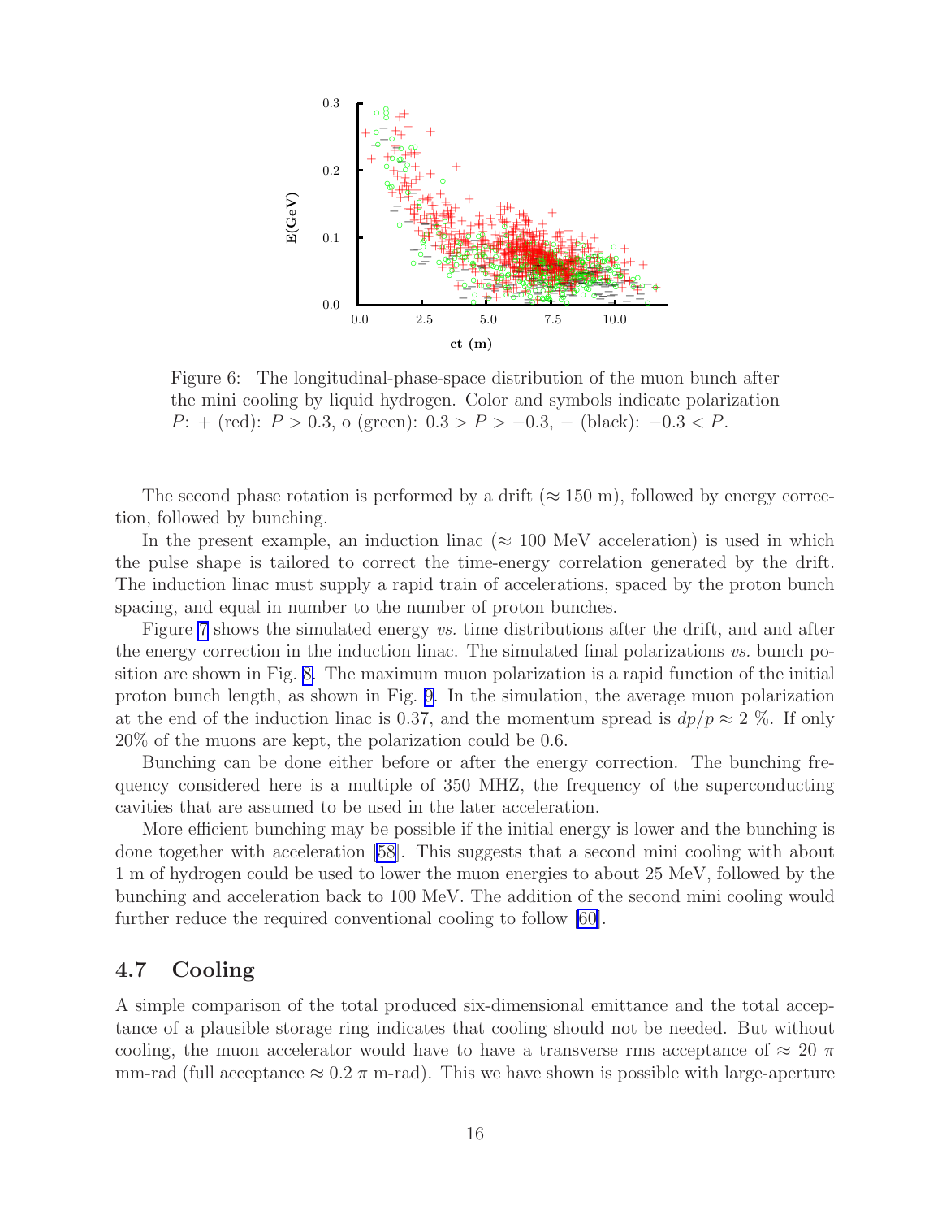Figure 6: The longitudinal-phase-space distribution of the muon bunch after the mini cooling by liquid hydrogen. Color and symbols indicate polarization $P$: + (red): $P > 0.3$, o (green): $0.3 > P > -0.3$, − (black): $-0.3 < P$.

The second phase rotation is performed by a drift ($\approx 150$ m), followed by energy correction, followed by bunching.

In the present example, an induction linac ($\approx 100$ MeV acceleration) is used in which the pulse shape is tailored to correct the time-energy correlation generated by the drift. The induction linac must supply a rapid train of accelerations, spaced by the proton bunch spacing, and equal in number to the number of proton bunches.

Figure 7 shows the simulated energy *vs.* time distributions after the drift, and and after the energy correction in the induction linac. The simulated final polarizations *vs.* bunch position are shown in Fig. 8. The maximum muon polarization is a rapid function of the initial proton bunch length, as shown in Fig. 9. In the simulation, the average muon polarization at the end of the induction linac is 0.37, and the momentum spread is $dp/p \approx 2$ %. If only 20% of the muons are kept, the polarization could be 0.6.

Bunching can be done either before or after the energy correction. The bunching frequency considered here is a multiple of 350 MHZ, the frequency of the superconducting cavities that are assumed to be used in the later acceleration.

More efficient bunching may be possible if the initial energy is lower and the bunching is done together with acceleration [58]. This suggests that a second mini cooling with about 1 m of hydrogen could be used to lower the muon energies to about 25 MeV, followed by the bunching and acceleration back to 100 MeV. The addition of the second mini cooling would further reduce the required conventional cooling to follow [60].

### 4.7 Cooling

A simple comparison of the total produced six-dimensional emittance and the total acceptance of a plausible storage ring indicates that cooling should not be needed. But without cooling, the muon accelerator would have to have a transverse rms acceptance of $\approx 20\ \pi$ mm-rad (full acceptance $\approx 0.2\ \pi$ m-rad). This we have shown is possible with large-aperture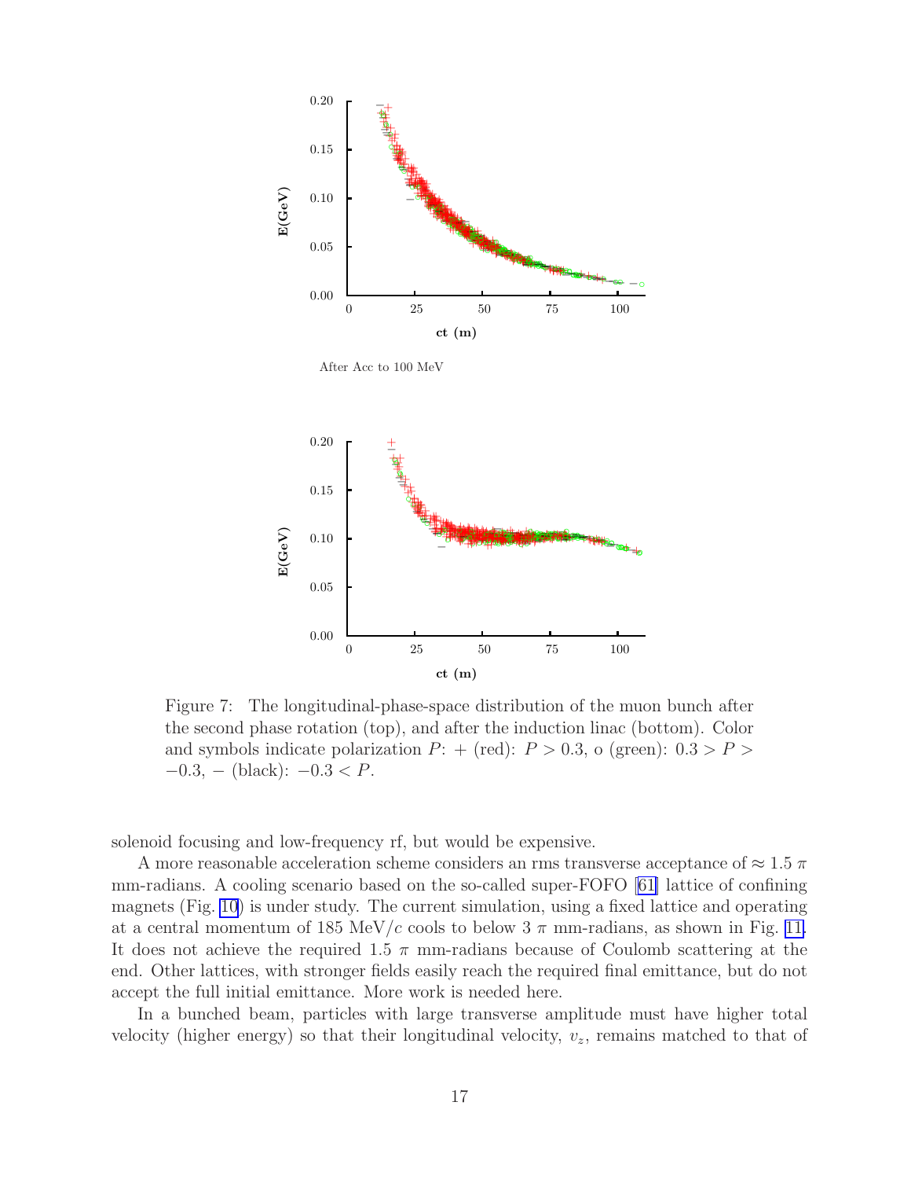After Acc to 100 MeV

Figure 7: The longitudinal-phase-space distribution of the muon bunch after the second phase rotation (top), and after the induction linac (bottom). Color and symbols indicate polarization $P$: + (red): $P > 0.3$, o (green): $0.3 > P > -0.3$, − (black): $-0.3 < P$.

solenoid focusing and low-frequency rf, but would be expensive.

A more reasonable acceleration scheme considers an rms transverse acceptance of $\approx 1.5\ \pi$ mm-radians. A cooling scenario based on the so-called super-FOFO [61] lattice of confining magnets (Fig. 10) is under study. The current simulation, using a fixed lattice and operating at a central momentum of 185 MeV/$c$ cools to below 3 $\pi$ mm-radians, as shown in Fig. 11. It does not achieve the required 1.5 $\pi$ mm-radians because of Coulomb scattering at the end. Other lattices, with stronger fields easily reach the required final emittance, but do not accept the full initial emittance. More work is needed here.

In a bunched beam, particles with large transverse amplitude must have higher total velocity (higher energy) so that their longitudinal velocity, $v_z$, remains matched to that of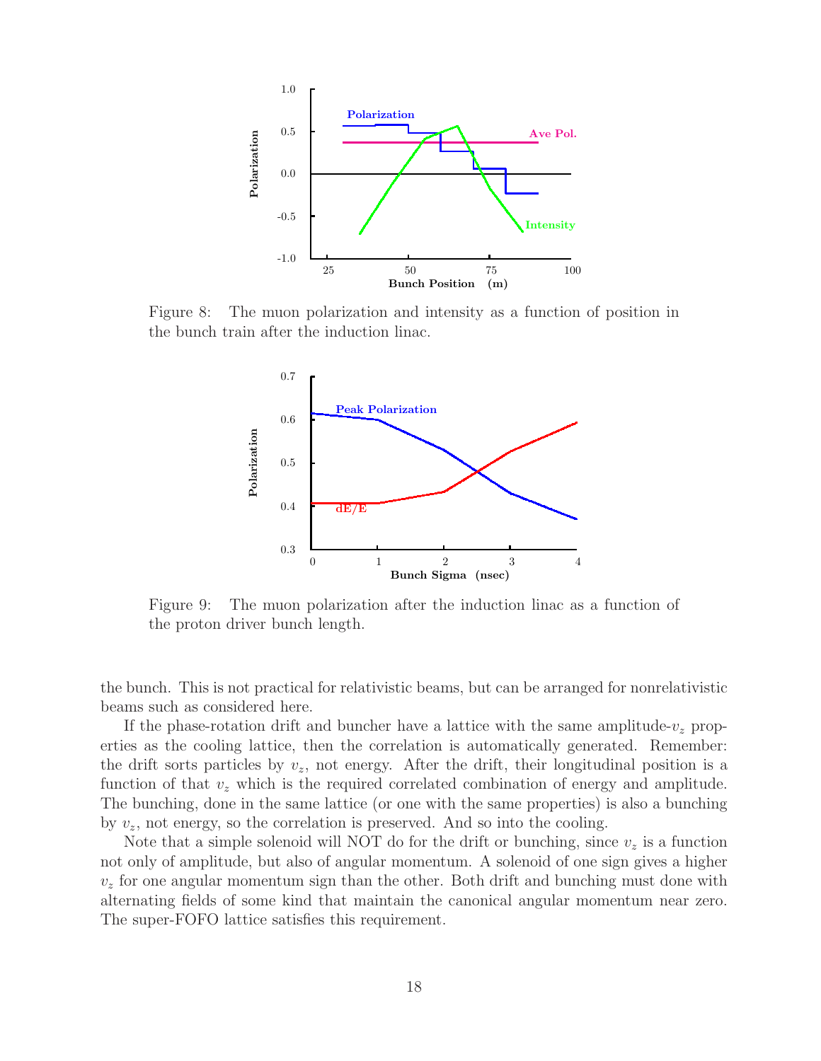Figure 8: The muon polarization and intensity as a function of position in the bunch train after the induction linac.

Figure 9: The muon polarization after the induction linac as a function of the proton driver bunch length.

the bunch. This is not practical for relativistic beams, but can be arranged for nonrelativistic beams such as considered here.

If the phase-rotation drift and buncher have a lattice with the same amplitude-$v_z$ properties as the cooling lattice, then the correlation is automatically generated. Remember: the drift sorts particles by $v_z$, not energy. After the drift, their longitudinal position is a function of that $v_z$ which is the required correlated combination of energy and amplitude. The bunching, done in the same lattice (or one with the same properties) is also a bunching by $v_z$, not energy, so the correlation is preserved. And so into the cooling.

Note that a simple solenoid will NOT do for the drift or bunching, since $v_z$ is a function not only of amplitude, but also of angular momentum. A solenoid of one sign gives a higher $v_z$ for one angular momentum sign than the other. Both drift and bunching must done with alternating fields of some kind that maintain the canonical angular momentum near zero. The super-FOFO lattice satisfies this requirement.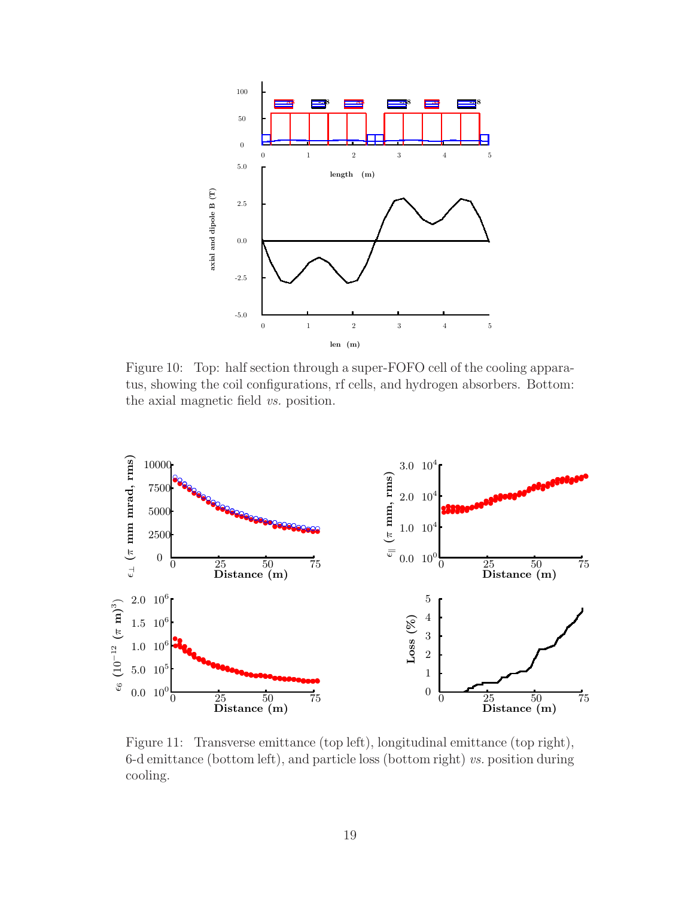Figure 10: Top: half section through a super-FOFO cell of the cooling apparatus, showing the coil configurations, rf cells, and hydrogen absorbers. Bottom: the axial magnetic field *vs.* position.

Figure 11: Transverse emittance (top left), longitudinal emittance (top right), 6-d emittance (bottom left), and particle loss (bottom right) *vs.* position during cooling.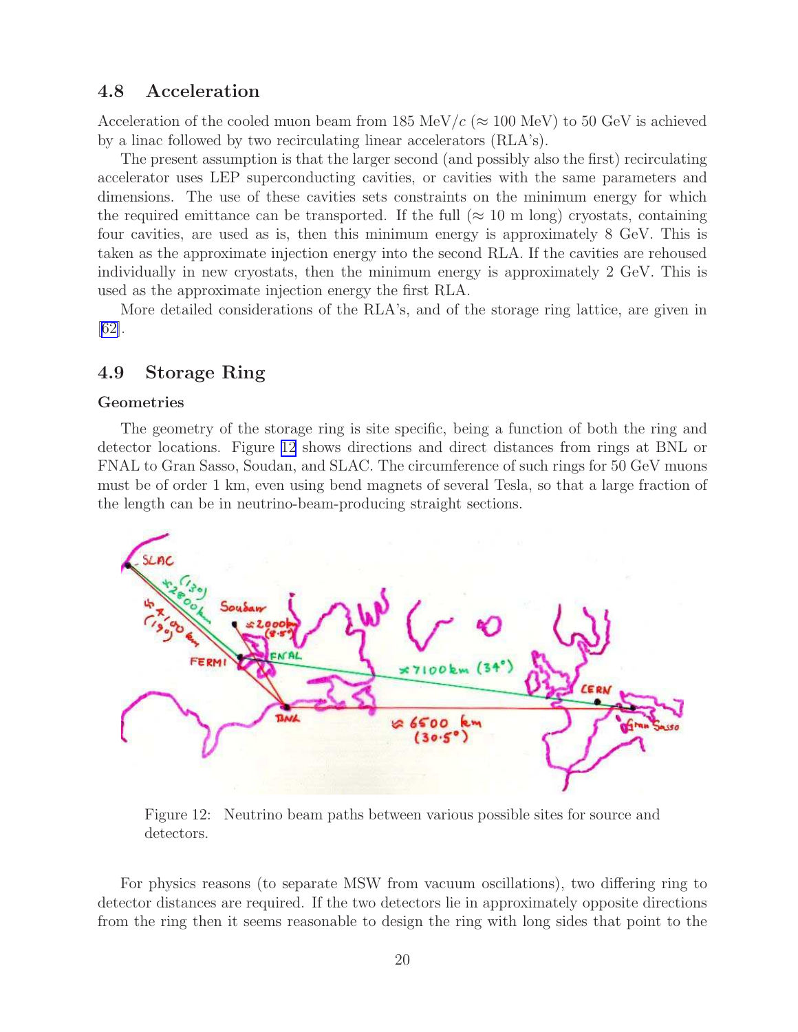### 4.8 Acceleration

Acceleration of the cooled muon beam from 185 MeV/$c$ ($\approx$ 100 MeV) to 50 GeV is achieved by a linac followed by two recirculating linear accelerators (RLA's).

The present assumption is that the larger second (and possibly also the first) recirculating accelerator uses LEP superconducting cavities, or cavities with the same parameters and dimensions. The use of these cavities sets constraints on the minimum energy for which the required emittance can be transported. If the full ($\approx$ 10 m long) cryostats, containing four cavities, are used as is, then this minimum energy is approximately 8 GeV. This is taken as the approximate injection energy into the second RLA. If the cavities are rehoused individually in new cryostats, then the minimum energy is approximately 2 GeV. This is used as the approximate injection energy the first RLA.

More detailed considerations of the RLA's, and of the storage ring lattice, are given in [62].

### 4.9 Storage Ring

#### Geometries

The geometry of the storage ring is site specific, being a function of both the ring and detector locations. Figure 12 shows directions and direct distances from rings at BNL or FNAL to Gran Sasso, Soudan, and SLAC. The circumference of such rings for 50 GeV muons must be of order 1 km, even using bend magnets of several Tesla, so that a large fraction of the length can be in neutrino-beam-producing straight sections.

Figure 12: Neutrino beam paths between various possible sites for source and detectors.

For physics reasons (to separate MSW from vacuum oscillations), two differing ring to detector distances are required. If the two detectors lie in approximately opposite directions from the ring then it seems reasonable to design the ring with long sides that point to the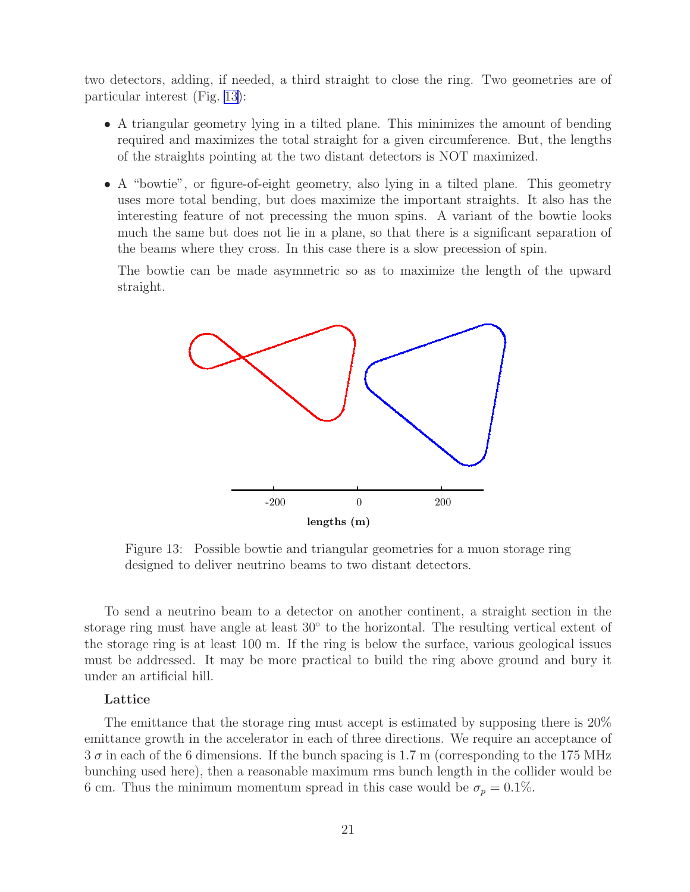two detectors, adding, if needed, a third straight to close the ring. Two geometries are of particular interest (Fig. 13):

- A triangular geometry lying in a tilted plane. This minimizes the amount of bending required and maximizes the total straight for a given circumference. But, the lengths of the straights pointing at the two distant detectors is NOT maximized.
- A "bowtie", or figure-of-eight geometry, also lying in a tilted plane. This geometry uses more total bending, but does maximize the important straights. It also has the interesting feature of not precessing the muon spins. A variant of the bowtie looks much the same but does not lie in a plane, so that there is a significant separation of the beams where they cross. In this case there is a slow precession of spin.

  The bowtie can be made asymmetric so as to maximize the length of the upward straight.

Figure 13: Possible bowtie and triangular geometries for a muon storage ring designed to deliver neutrino beams to two distant detectors.

To send a neutrino beam to a detector on another continent, a straight section in the storage ring must have angle at least 30° to the horizontal. The resulting vertical extent of the storage ring is at least 100 m. If the ring is below the surface, various geological issues must be addressed. It may be more practical to build the ring above ground and bury it under an artificial hill.

**Lattice**

The emittance that the storage ring must accept is estimated by supposing there is 20% emittance growth in the accelerator in each of three directions. We require an acceptance of 3 $\sigma$ in each of the 6 dimensions. If the bunch spacing is 1.7 m (corresponding to the 175 MHz bunching used here), then a reasonable maximum rms bunch length in the collider would be 6 cm. Thus the minimum momentum spread in this case would be $\sigma_p = 0.1\%$.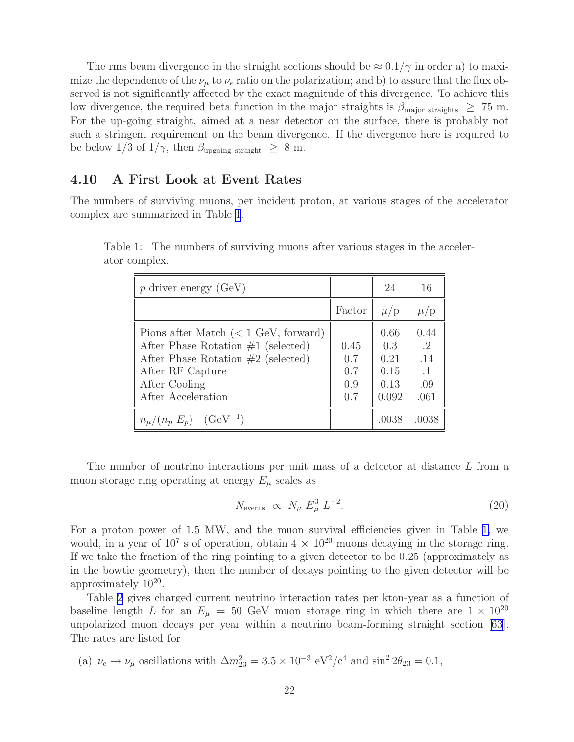The rms beam divergence in the straight sections should be $\approx 0.1/\gamma$ in order a) to maximize the dependence of the $\nu_\mu$ to $\nu_e$ ratio on the polarization; and b) to assure that the flux observed is not significantly affected by the exact magnitude of this divergence. To achieve this low divergence, the required beta function in the major straights is $\beta_{\text{major straights}} \geq 75$ m. For the up-going straight, aimed at a near detector on the surface, there is probably not such a stringent requirement on the beam divergence. If the divergence here is required to be below 1/3 of $1/\gamma$, then $\beta_{\text{upgoing straight}} \geq 8$ m.

## 4.10 A First Look at Event Rates

The numbers of surviving muons, per incident proton, at various stages of the accelerator complex are summarized in Table 1.

Table 1: The numbers of surviving muons after various stages in the accelerator complex.

| $p$ driver energy (GeV) | | 24 | 16 |
|---|---|---|---|
| | Factor | $\mu$/p | $\mu$/p |
| Pions after Match (< 1 GeV, forward) | | 0.66 | 0.44 |
| After Phase Rotation #1 (selected) | 0.45 | 0.3 | .2 |
| After Phase Rotation #2 (selected) | 0.7 | 0.21 | .14 |
| After RF Capture | 0.7 | 0.15 | .1 |
| After Cooling | 0.9 | 0.13 | .09 |
| After Acceleration | 0.7 | 0.092 | .061 |
| $n_\mu/(n_p\, E_p)$ $\quad (\text{GeV}^{-1})$ | | .0038 | .0038 |

The number of neutrino interactions per unit mass of a detector at distance $L$ from a muon storage ring operating at energy $E_\mu$ scales as

$$N_{\text{events}} \propto N_\mu\, E_\mu^3\, L^{-2}. \tag{20}$$

For a proton power of 1.5 MW, and the muon survival efficiencies given in Table 1, we would, in a year of $10^7$ s of operation, obtain $4 \times 10^{20}$ muons decaying in the storage ring. If we take the fraction of the ring pointing to a given detector to be 0.25 (approximately as in the bowtie geometry), then the number of decays pointing to the given detector will be approximately $10^{20}$.

Table 2 gives charged current neutrino interaction rates per kton-year as a function of baseline length $L$ for an $E_\mu = 50$ GeV muon storage ring in which there are $1 \times 10^{20}$ unpolarized muon decays per year within a neutrino beam-forming straight section [63]. The rates are listed for

(a) $\nu_e \to \nu_\mu$ oscillations with $\Delta m^2_{23} = 3.5 \times 10^{-3}$ eV$^2$/c$^4$ and $\sin^2 2\theta_{23} = 0.1$,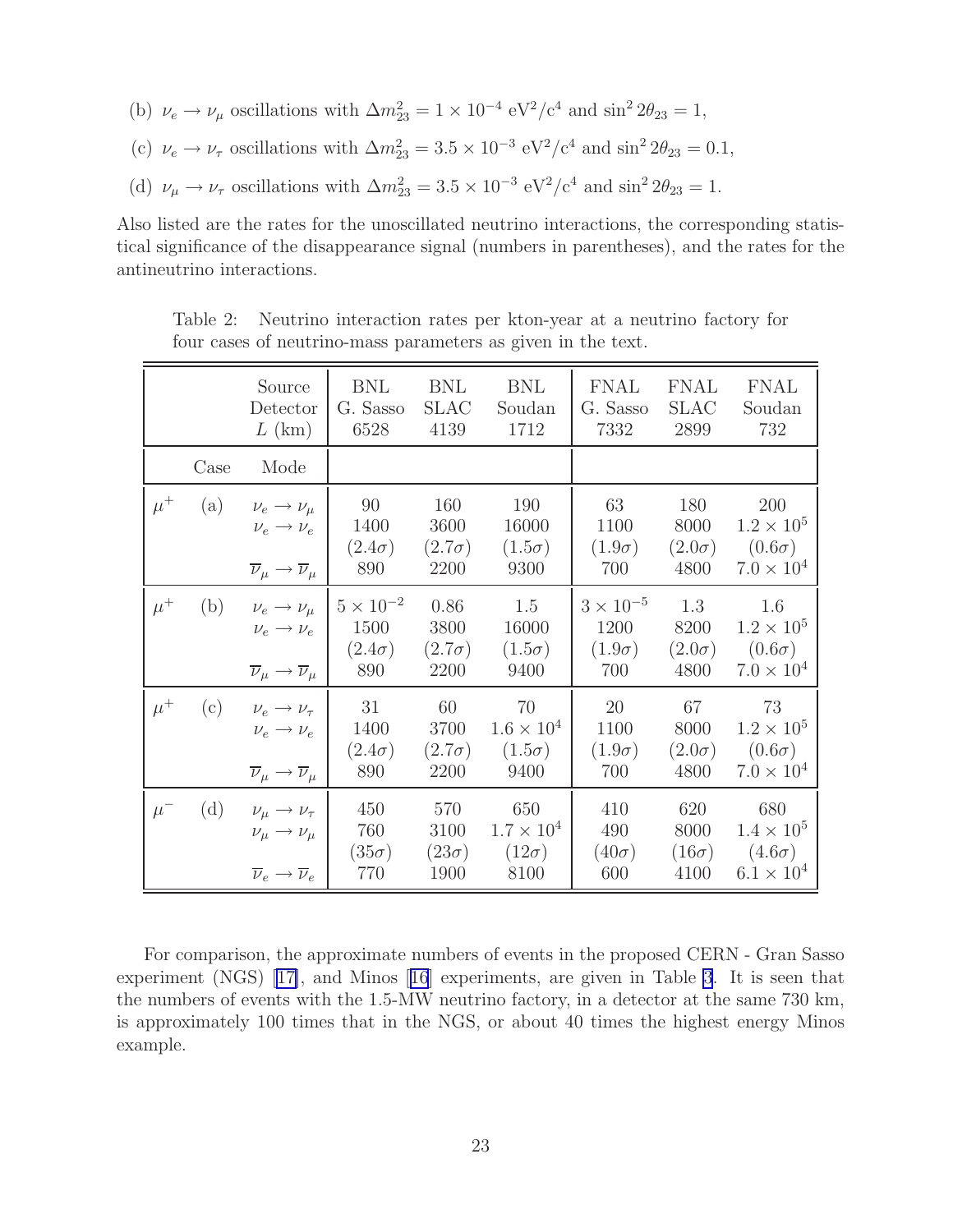(b) $\nu_e \to \nu_\mu$ oscillations with $\Delta m^2_{23} = 1 \times 10^{-4}$ eV$^2$/c$^4$ and $\sin^2 2\theta_{23} = 1$,

(c) $\nu_e \to \nu_\tau$ oscillations with $\Delta m^2_{23} = 3.5 \times 10^{-3}$ eV$^2$/c$^4$ and $\sin^2 2\theta_{23} = 0.1$,

(d) $\nu_\mu \to \nu_\tau$ oscillations with $\Delta m^2_{23} = 3.5 \times 10^{-3}$ eV$^2$/c$^4$ and $\sin^2 2\theta_{23} = 1$.

Also listed are the rates for the unoscillated neutrino interactions, the corresponding statistical significance of the disappearance signal (numbers in parentheses), and the rates for the antineutrino interactions.

Table 2: Neutrino interaction rates per kton-year at a neutrino factory for four cases of neutrino-mass parameters as given in the text.

| | | Source<br>Detector<br>$L$ (km) | BNL<br>G. Sasso<br>6528 | BNL<br>SLAC<br>4139 | BNL<br>Soudan<br>1712 | FNAL<br>G. Sasso<br>7332 | FNAL<br>SLAC<br>2899 | FNAL<br>Soudan<br>732 |
|---|---|---|---|---|---|---|---|---|
| | Case | Mode | | | | | | |
| $\mu^+$ | (a) | $\nu_e \to \nu_\mu$ | 90 | 160 | 190 | 63 | 180 | 200 |
| | | $\nu_e \to \nu_e$ | 1400 | 3600 | 16000 | 1100 | 8000 | $1.2 \times 10^5$ |
| | | | $(2.4\sigma)$ | $(2.7\sigma)$ | $(1.5\sigma)$ | $(1.9\sigma)$ | $(2.0\sigma)$ | $(0.6\sigma)$ |
| | | $\overline{\nu}_\mu \to \overline{\nu}_\mu$ | 890 | 2200 | 9300 | 700 | 4800 | $7.0 \times 10^4$ |
| $\mu^+$ | (b) | $\nu_e \to \nu_\mu$ | $5 \times 10^{-2}$ | 0.86 | 1.5 | $3 \times 10^{-5}$ | 1.3 | 1.6 |
| | | $\nu_e \to \nu_e$ | 1500 | 3800 | 16000 | 1200 | 8200 | $1.2 \times 10^5$ |
| | | | $(2.4\sigma)$ | $(2.7\sigma)$ | $(1.5\sigma)$ | $(1.9\sigma)$ | $(2.0\sigma)$ | $(0.6\sigma)$ |
| | | $\overline{\nu}_\mu \to \overline{\nu}_\mu$ | 890 | 2200 | 9400 | 700 | 4800 | $7.0 \times 10^4$ |
| $\mu^+$ | (c) | $\nu_e \to \nu_\tau$ | 31 | 60 | 70 | 20 | 67 | 73 |
| | | $\nu_e \to \nu_e$ | 1400 | 3700 | $1.6 \times 10^4$ | 1100 | 8000 | $1.2 \times 10^5$ |
| | | | $(2.4\sigma)$ | $(2.7\sigma)$ | $(1.5\sigma)$ | $(1.9\sigma)$ | $(2.0\sigma)$ | $(0.6\sigma)$ |
| | | $\overline{\nu}_\mu \to \overline{\nu}_\mu$ | 890 | 2200 | 9400 | 700 | 4800 | $7.0 \times 10^4$ |
| $\mu^-$ | (d) | $\nu_\mu \to \nu_\tau$ | 450 | 570 | 650 | 410 | 620 | 680 |
| | | $\nu_\mu \to \nu_\mu$ | 760 | 3100 | $1.7 \times 10^4$ | 490 | 8000 | $1.4 \times 10^5$ |
| | | | $(35\sigma)$ | $(23\sigma)$ | $(12\sigma)$ | $(40\sigma)$ | $(16\sigma)$ | $(4.6\sigma)$ |
| | | $\overline{\nu}_e \to \overline{\nu}_e$ | 770 | 1900 | 8100 | 600 | 4100 | $6.1 \times 10^4$ |

For comparison, the approximate numbers of events in the proposed CERN - Gran Sasso experiment (NGS) [17], and Minos [16] experiments, are given in Table 3. It is seen that the numbers of events with the 1.5-MW neutrino factory, in a detector at the same 730 km, is approximately 100 times that in the NGS, or about 40 times the highest energy Minos example.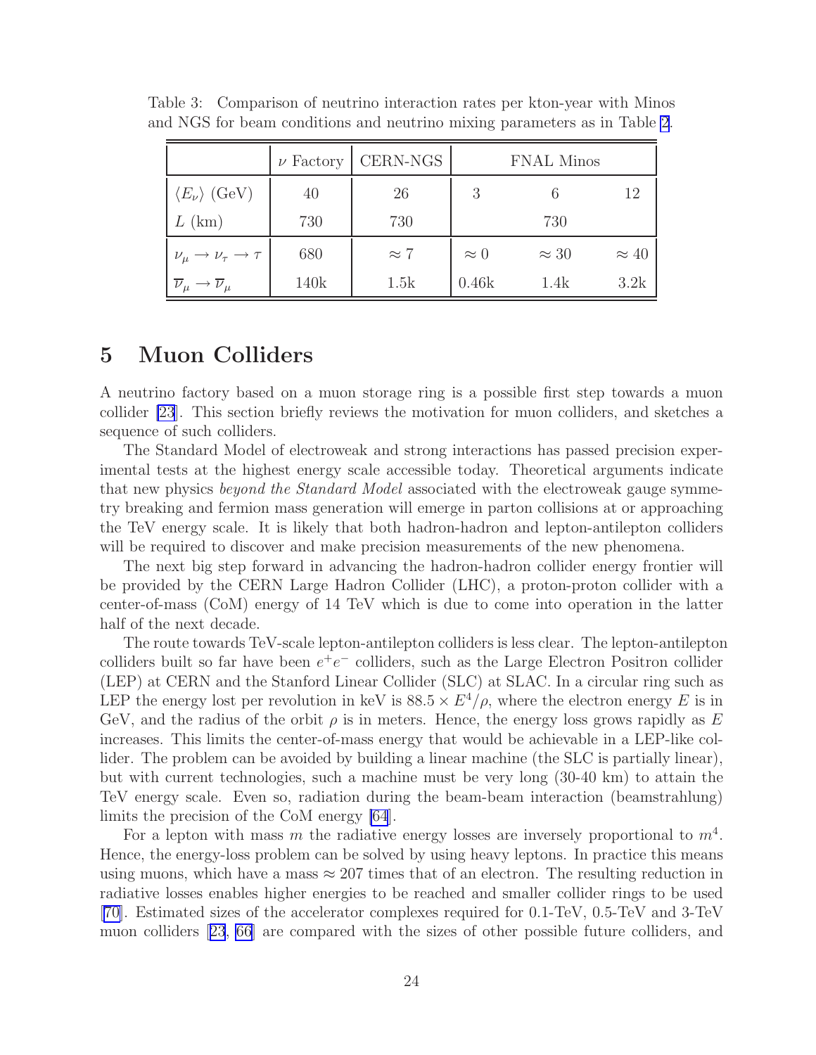Table 3: Comparison of neutrino interaction rates per kton-year with Minos and NGS for beam conditions and neutrino mixing parameters as in Table 2.

| | $\nu$ Factory | CERN-NGS | FNAL Minos | | |
|---|---|---|---|---|---|
| $\langle E_\nu \rangle$ (GeV) | 40 | 26 | 3 | 6 | 12 |
| $L$ (km) | 730 | 730 | 730 | | |
| $\nu_\mu \to \nu_\tau \to \tau$ | 680 | $\approx 7$ | $\approx 0$ | $\approx 30$ | $\approx 40$ |
| $\overline{\nu}_\mu \to \overline{\nu}_\mu$ | 140k | 1.5k | 0.46k | 1.4k | 3.2k |

# 5 Muon Colliders

A neutrino factory based on a muon storage ring is a possible first step towards a muon collider [23]. This section briefly reviews the motivation for muon colliders, and sketches a sequence of such colliders.

The Standard Model of electroweak and strong interactions has passed precision experimental tests at the highest energy scale accessible today. Theoretical arguments indicate that new physics *beyond the Standard Model* associated with the electroweak gauge symmetry breaking and fermion mass generation will emerge in parton collisions at or approaching the TeV energy scale. It is likely that both hadron-hadron and lepton-antilepton colliders will be required to discover and make precision measurements of the new phenomena.

The next big step forward in advancing the hadron-hadron collider energy frontier will be provided by the CERN Large Hadron Collider (LHC), a proton-proton collider with a center-of-mass (CoM) energy of 14 TeV which is due to come into operation in the latter half of the next decade.

The route towards TeV-scale lepton-antilepton colliders is less clear. The lepton-antilepton colliders built so far have been $e^+e^-$ colliders, such as the Large Electron Positron collider (LEP) at CERN and the Stanford Linear Collider (SLC) at SLAC. In a circular ring such as LEP the energy lost per revolution in keV is $88.5 \times E^4/\rho$, where the electron energy $E$ is in GeV, and the radius of the orbit $\rho$ is in meters. Hence, the energy loss grows rapidly as $E$ increases. This limits the center-of-mass energy that would be achievable in a LEP-like collider. The problem can be avoided by building a linear machine (the SLC is partially linear), but with current technologies, such a machine must be very long (30-40 km) to attain the TeV energy scale. Even so, radiation during the beam-beam interaction (beamstrahlung) limits the precision of the CoM energy [64].

For a lepton with mass $m$ the radiative energy losses are inversely proportional to $m^4$. Hence, the energy-loss problem can be solved by using heavy leptons. In practice this means using muons, which have a mass $\approx 207$ times that of an electron. The resulting reduction in radiative losses enables higher energies to be reached and smaller collider rings to be used [70]. Estimated sizes of the accelerator complexes required for 0.1-TeV, 0.5-TeV and 3-TeV muon colliders [23, 66] are compared with the sizes of other possible future colliders, and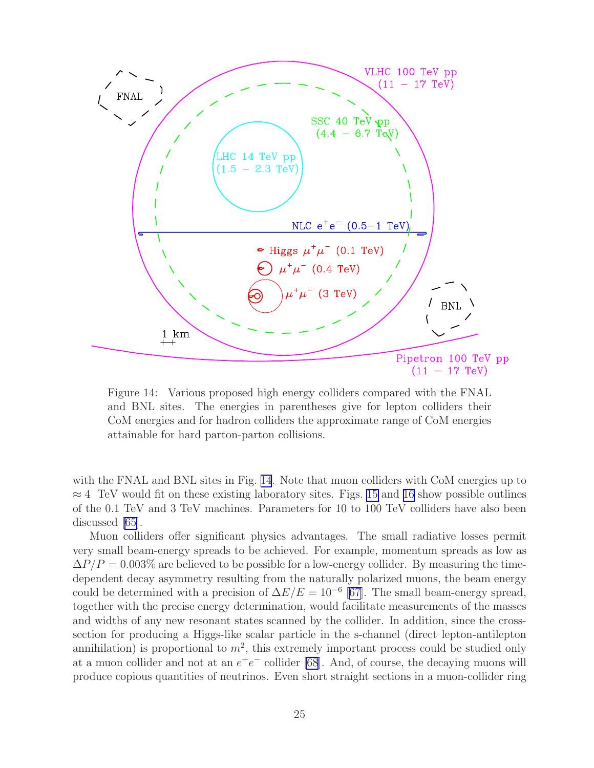Figure 14: Various proposed high energy colliders compared with the FNAL and BNL sites. The energies in parentheses give for lepton colliders their CoM energies and for hadron colliders the approximate range of CoM energies attainable for hard parton-parton collisions.

with the FNAL and BNL sites in Fig. 14. Note that muon colliders with CoM energies up to $\approx 4$ TeV would fit on these existing laboratory sites. Figs. 15 and 16 show possible outlines of the 0.1 TeV and 3 TeV machines. Parameters for 10 to 100 TeV colliders have also been discussed [65].

Muon colliders offer significant physics advantages. The small radiative losses permit very small beam-energy spreads to be achieved. For example, momentum spreads as low as $\Delta P/P = 0.003\%$ are believed to be possible for a low-energy collider. By measuring the time-dependent decay asymmetry resulting from the naturally polarized muons, the beam energy could be determined with a precision of $\Delta E/E = 10^{-6}$ [67]. The small beam-energy spread, together with the precise energy determination, would facilitate measurements of the masses and widths of any new resonant states scanned by the collider. In addition, since the cross-section for producing a Higgs-like scalar particle in the s-channel (direct lepton-antilepton annihilation) is proportional to $m^2$, this extremely important process could be studied only at a muon collider and not at an $e^+e^-$ collider [68]. And, of course, the decaying muons will produce copious quantities of neutrinos. Even short straight sections in a muon-collider ring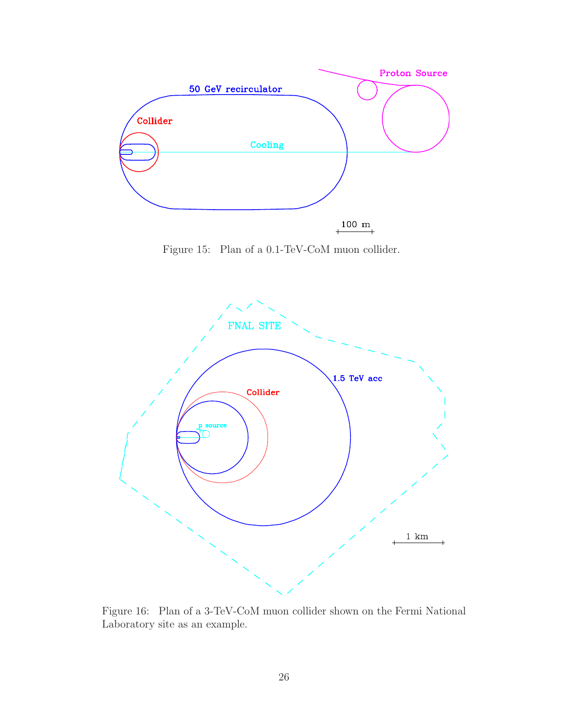Figure 15: Plan of a 0.1-TeV-CoM muon collider.

Figure 16: Plan of a 3-TeV-CoM muon collider shown on the Fermi National Laboratory site as an example.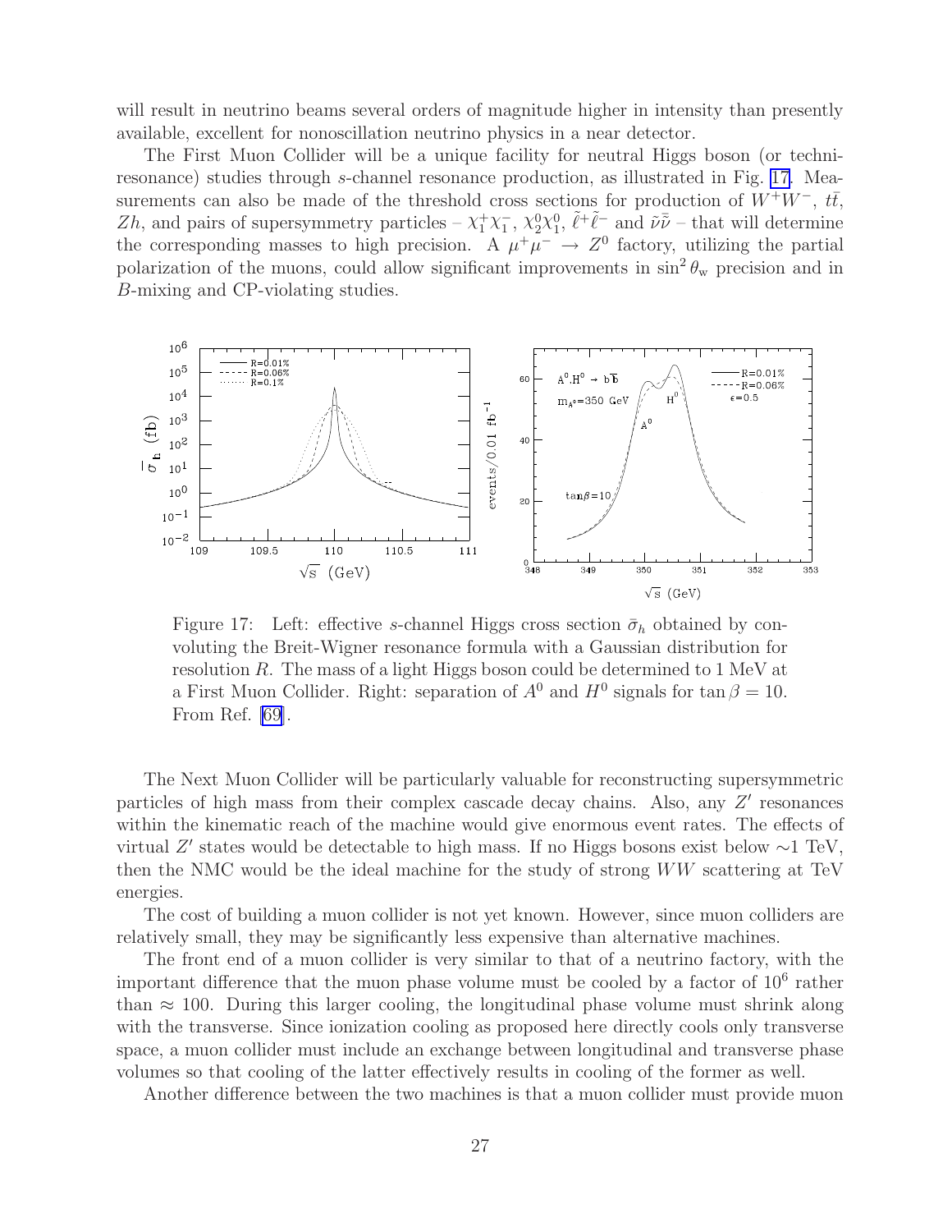will result in neutrino beams several orders of magnitude higher in intensity than presently available, excellent for nonoscillation neutrino physics in a near detector.

The First Muon Collider will be a unique facility for neutral Higgs boson (or techniresonance) studies through $s$-channel resonance production, as illustrated in Fig. 17. Measurements can also be made of the threshold cross sections for production of $W^+W^-$, $t\bar{t}$, $Zh$, and pairs of supersymmetry particles – $\chi_1^+\chi_1^-$, $\chi_2^0\chi_1^0$, $\tilde{\ell}^+\tilde{\ell}^-$ and $\tilde{\nu}\bar{\tilde{\nu}}$ – that will determine the corresponding masses to high precision. A $\mu^+\mu^- \to Z^0$ factory, utilizing the partial polarization of the muons, could allow significant improvements in $\sin^2\theta_{\rm w}$ precision and in $B$-mixing and CP-violating studies.

Figure 17: Left: effective $s$-channel Higgs cross section $\bar{\sigma}_h$ obtained by convoluting the Breit-Wigner resonance formula with a Gaussian distribution for resolution $R$. The mass of a light Higgs boson could be determined to 1 MeV at a First Muon Collider. Right: separation of $A^0$ and $H^0$ signals for $\tan\beta = 10$. From Ref. [69].

The Next Muon Collider will be particularly valuable for reconstructing supersymmetric particles of high mass from their complex cascade decay chains. Also, any $Z'$ resonances within the kinematic reach of the machine would give enormous event rates. The effects of virtual $Z'$ states would be detectable to high mass. If no Higgs bosons exist below $\sim$1 TeV, then the NMC would be the ideal machine for the study of strong $WW$ scattering at TeV energies.

The cost of building a muon collider is not yet known. However, since muon colliders are relatively small, they may be significantly less expensive than alternative machines.

The front end of a muon collider is very similar to that of a neutrino factory, with the important difference that the muon phase volume must be cooled by a factor of $10^6$ rather than $\approx 100$. During this larger cooling, the longitudinal phase volume must shrink along with the transverse. Since ionization cooling as proposed here directly cools only transverse space, a muon collider must include an exchange between longitudinal and transverse phase volumes so that cooling of the latter effectively results in cooling of the former as well.

Another difference between the two machines is that a muon collider must provide muon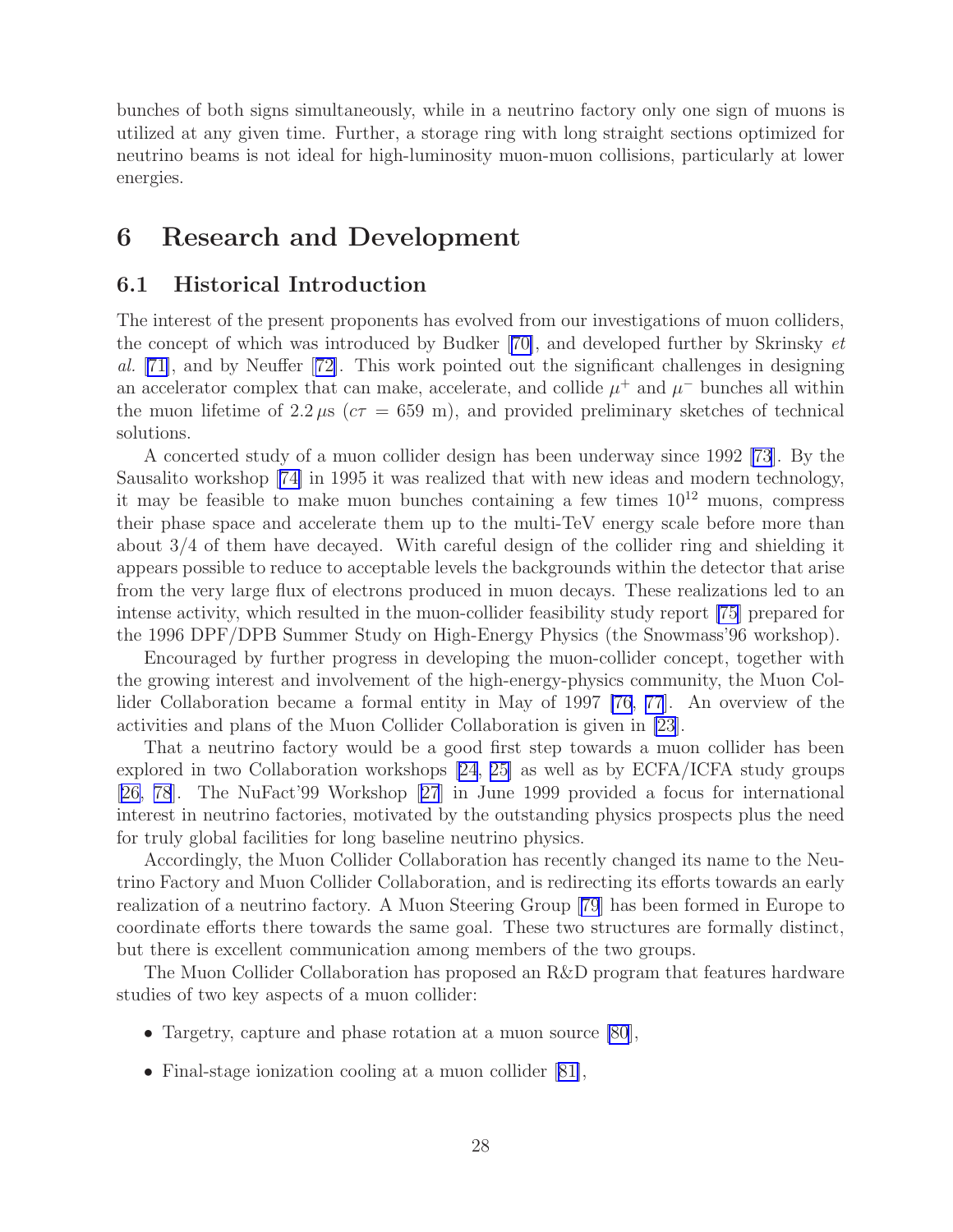bunches of both signs simultaneously, while in a neutrino factory only one sign of muons is utilized at any given time. Further, a storage ring with long straight sections optimized for neutrino beams is not ideal for high-luminosity muon-muon collisions, particularly at lower energies.

# 6 Research and Development

## 6.1 Historical Introduction

The interest of the present proponents has evolved from our investigations of muon colliders, the concept of which was introduced by Budker [70], and developed further by Skrinsky *et al.* [71], and by Neuffer [72]. This work pointed out the significant challenges in designing an accelerator complex that can make, accelerate, and collide $\mu^+$ and $\mu^-$ bunches all within the muon lifetime of $2.2\,\mu$s ($c\tau = 659$ m), and provided preliminary sketches of technical solutions.

A concerted study of a muon collider design has been underway since 1992 [73]. By the Sausalito workshop [74] in 1995 it was realized that with new ideas and modern technology, it may be feasible to make muon bunches containing a few times $10^{12}$ muons, compress their phase space and accelerate them up to the multi-TeV energy scale before more than about 3/4 of them have decayed. With careful design of the collider ring and shielding it appears possible to reduce to acceptable levels the backgrounds within the detector that arise from the very large flux of electrons produced in muon decays. These realizations led to an intense activity, which resulted in the muon-collider feasibility study report [75] prepared for the 1996 DPF/DPB Summer Study on High-Energy Physics (the Snowmass'96 workshop).

Encouraged by further progress in developing the muon-collider concept, together with the growing interest and involvement of the high-energy-physics community, the Muon Collider Collaboration became a formal entity in May of 1997 [76, 77]. An overview of the activities and plans of the Muon Collider Collaboration is given in [23].

That a neutrino factory would be a good first step towards a muon collider has been explored in two Collaboration workshops [24, 25] as well as by ECFA/ICFA study groups [26, 78]. The NuFact'99 Workshop [27] in June 1999 provided a focus for international interest in neutrino factories, motivated by the outstanding physics prospects plus the need for truly global facilities for long baseline neutrino physics.

Accordingly, the Muon Collider Collaboration has recently changed its name to the Neutrino Factory and Muon Collider Collaboration, and is redirecting its efforts towards an early realization of a neutrino factory. A Muon Steering Group [79] has been formed in Europe to coordinate efforts there towards the same goal. These two structures are formally distinct, but there is excellent communication among members of the two groups.

The Muon Collider Collaboration has proposed an R&D program that features hardware studies of two key aspects of a muon collider:

- Targetry, capture and phase rotation at a muon source [80],
- Final-stage ionization cooling at a muon collider [81],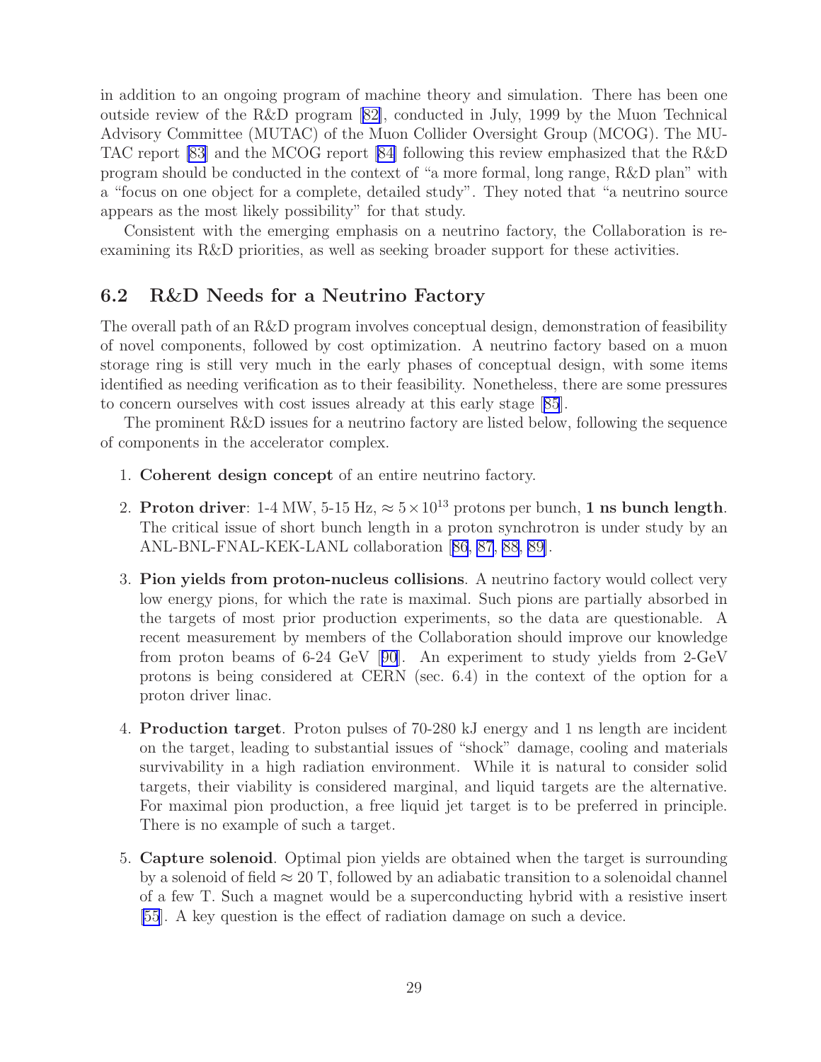in addition to an ongoing program of machine theory and simulation. There has been one outside review of the R&D program [82], conducted in July, 1999 by the Muon Technical Advisory Committee (MUTAC) of the Muon Collider Oversight Group (MCOG). The MUTAC report [83] and the MCOG report [84] following this review emphasized that the R&D program should be conducted in the context of "a more formal, long range, R&D plan" with a "focus on one object for a complete, detailed study". They noted that "a neutrino source appears as the most likely possibility" for that study.

Consistent with the emerging emphasis on a neutrino factory, the Collaboration is reexamining its R&D priorities, as well as seeking broader support for these activities.

## 6.2 R&D Needs for a Neutrino Factory

The overall path of an R&D program involves conceptual design, demonstration of feasibility of novel components, followed by cost optimization. A neutrino factory based on a muon storage ring is still very much in the early phases of conceptual design, with some items identified as needing verification as to their feasibility. Nonetheless, there are some pressures to concern ourselves with cost issues already at this early stage [85].

The prominent R&D issues for a neutrino factory are listed below, following the sequence of components in the accelerator complex.

1. **Coherent design concept** of an entire neutrino factory.
2. **Proton driver**: 1-4 MW, 5-15 Hz, $\approx 5\times 10^{13}$ protons per bunch, **1 ns bunch length**. The critical issue of short bunch length in a proton synchrotron is under study by an ANL-BNL-FNAL-KEK-LANL collaboration [86, 87, 88, 89].
3. **Pion yields from proton-nucleus collisions**. A neutrino factory would collect very low energy pions, for which the rate is maximal. Such pions are partially absorbed in the targets of most prior production experiments, so the data are questionable. A recent measurement by members of the Collaboration should improve our knowledge from proton beams of 6-24 GeV [90]. An experiment to study yields from 2-GeV protons is being considered at CERN (sec. 6.4) in the context of the option for a proton driver linac.
4. **Production target**. Proton pulses of 70-280 kJ energy and 1 ns length are incident on the target, leading to substantial issues of "shock" damage, cooling and materials survivability in a high radiation environment. While it is natural to consider solid targets, their viability is considered marginal, and liquid targets are the alternative. For maximal pion production, a free liquid jet target is to be preferred in principle. There is no example of such a target.
5. **Capture solenoid**. Optimal pion yields are obtained when the target is surrounding by a solenoid of field $\approx 20$ T, followed by an adiabatic transition to a solenoidal channel of a few T. Such a magnet would be a superconducting hybrid with a resistive insert [55]. A key question is the effect of radiation damage on such a device.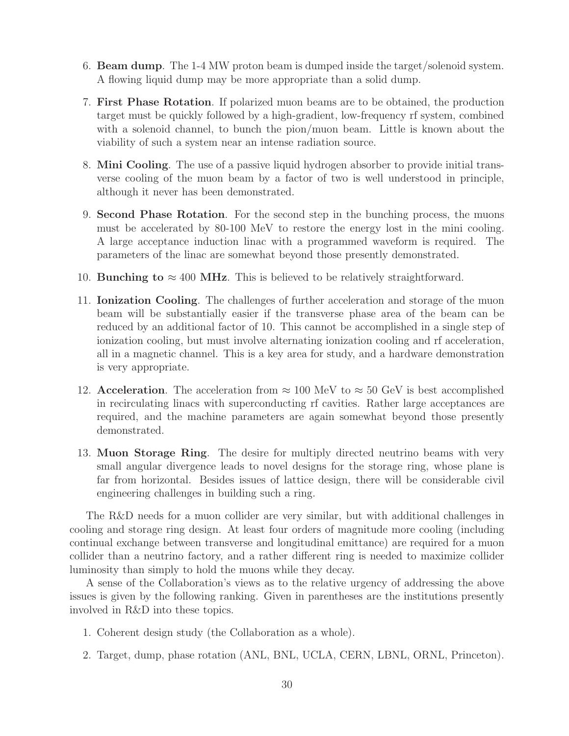6. **Beam dump**. The 1-4 MW proton beam is dumped inside the target/solenoid system. A flowing liquid dump may be more appropriate than a solid dump.

7. **First Phase Rotation**. If polarized muon beams are to be obtained, the production target must be quickly followed by a high-gradient, low-frequency rf system, combined with a solenoid channel, to bunch the pion/muon beam. Little is known about the viability of such a system near an intense radiation source.

8. **Mini Cooling**. The use of a passive liquid hydrogen absorber to provide initial transverse cooling of the muon beam by a factor of two is well understood in principle, although it never has been demonstrated.

9. **Second Phase Rotation**. For the second step in the bunching process, the muons must be accelerated by 80-100 MeV to restore the energy lost in the mini cooling. A large acceptance induction linac with a programmed waveform is required. The parameters of the linac are somewhat beyond those presently demonstrated.

10. **Bunching to $\approx 400$ MHz**. This is believed to be relatively straightforward.

11. **Ionization Cooling**. The challenges of further acceleration and storage of the muon beam will be substantially easier if the transverse phase area of the beam can be reduced by an additional factor of 10. This cannot be accomplished in a single step of ionization cooling, but must involve alternating ionization cooling and rf acceleration, all in a magnetic channel. This is a key area for study, and a hardware demonstration is very appropriate.

12. **Acceleration**. The acceleration from $\approx 100$ MeV to $\approx 50$ GeV is best accomplished in recirculating linacs with superconducting rf cavities. Rather large acceptances are required, and the machine parameters are again somewhat beyond those presently demonstrated.

13. **Muon Storage Ring**. The desire for multiply directed neutrino beams with very small angular divergence leads to novel designs for the storage ring, whose plane is far from horizontal. Besides issues of lattice design, there will be considerable civil engineering challenges in building such a ring.

The R&D needs for a muon collider are very similar, but with additional challenges in cooling and storage ring design. At least four orders of magnitude more cooling (including continual exchange between transverse and longitudinal emittance) are required for a muon collider than a neutrino factory, and a rather different ring is needed to maximize collider luminosity than simply to hold the muons while they decay.

A sense of the Collaboration's views as to the relative urgency of addressing the above issues is given by the following ranking. Given in parentheses are the institutions presently involved in R&D into these topics.

1. Coherent design study (the Collaboration as a whole).

2. Target, dump, phase rotation (ANL, BNL, UCLA, CERN, LBNL, ORNL, Princeton).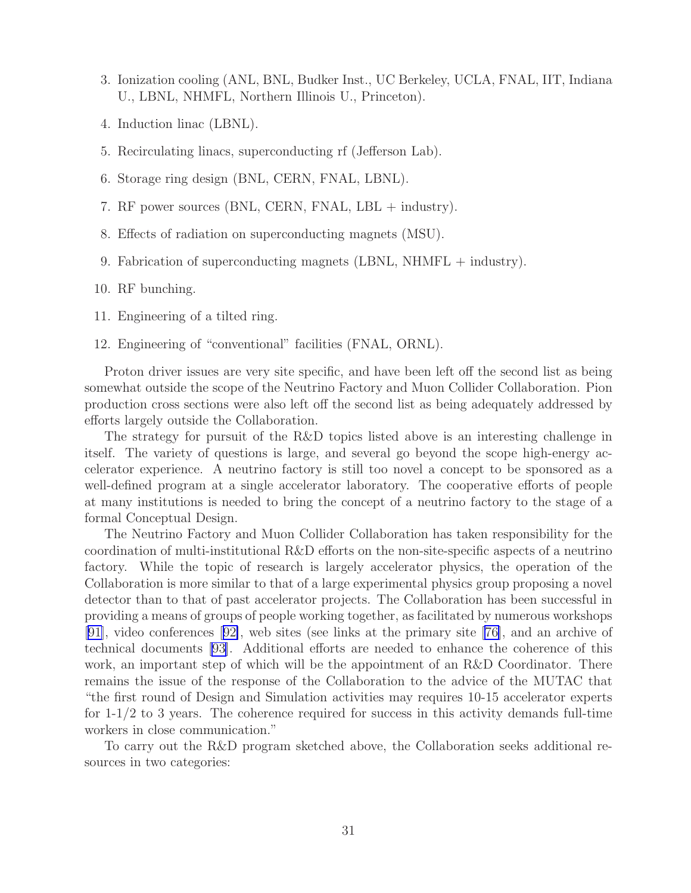3. Ionization cooling (ANL, BNL, Budker Inst., UC Berkeley, UCLA, FNAL, IIT, Indiana U., LBNL, NHMFL, Northern Illinois U., Princeton).
4. Induction linac (LBNL).
5. Recirculating linacs, superconducting rf (Jefferson Lab).
6. Storage ring design (BNL, CERN, FNAL, LBNL).
7. RF power sources (BNL, CERN, FNAL, LBL + industry).
8. Effects of radiation on superconducting magnets (MSU).
9. Fabrication of superconducting magnets (LBNL, NHMFL + industry).
10. RF bunching.
11. Engineering of a tilted ring.
12. Engineering of "conventional" facilities (FNAL, ORNL).

Proton driver issues are very site specific, and have been left off the second list as being somewhat outside the scope of the Neutrino Factory and Muon Collider Collaboration. Pion production cross sections were also left off the second list as being adequately addressed by efforts largely outside the Collaboration.

The strategy for pursuit of the R&D topics listed above is an interesting challenge in itself. The variety of questions is large, and several go beyond the scope high-energy accelerator experience. A neutrino factory is still too novel a concept to be sponsored as a well-defined program at a single accelerator laboratory. The cooperative efforts of people at many institutions is needed to bring the concept of a neutrino factory to the stage of a formal Conceptual Design.

The Neutrino Factory and Muon Collider Collaboration has taken responsibility for the coordination of multi-institutional R&D efforts on the non-site-specific aspects of a neutrino factory. While the topic of research is largely accelerator physics, the operation of the Collaboration is more similar to that of a large experimental physics group proposing a novel detector than to that of past accelerator projects. The Collaboration has been successful in providing a means of groups of people working together, as facilitated by numerous workshops [91], video conferences [92], web sites (see links at the primary site [76], and an archive of technical documents [93]. Additional efforts are needed to enhance the coherence of this work, an important step of which will be the appointment of an R&D Coordinator. There remains the issue of the response of the Collaboration to the advice of the MUTAC that "the first round of Design and Simulation activities may requires 10-15 accelerator experts for 1-1/2 to 3 years. The coherence required for success in this activity demands full-time workers in close communication."

To carry out the R&D program sketched above, the Collaboration seeks additional resources in two categories: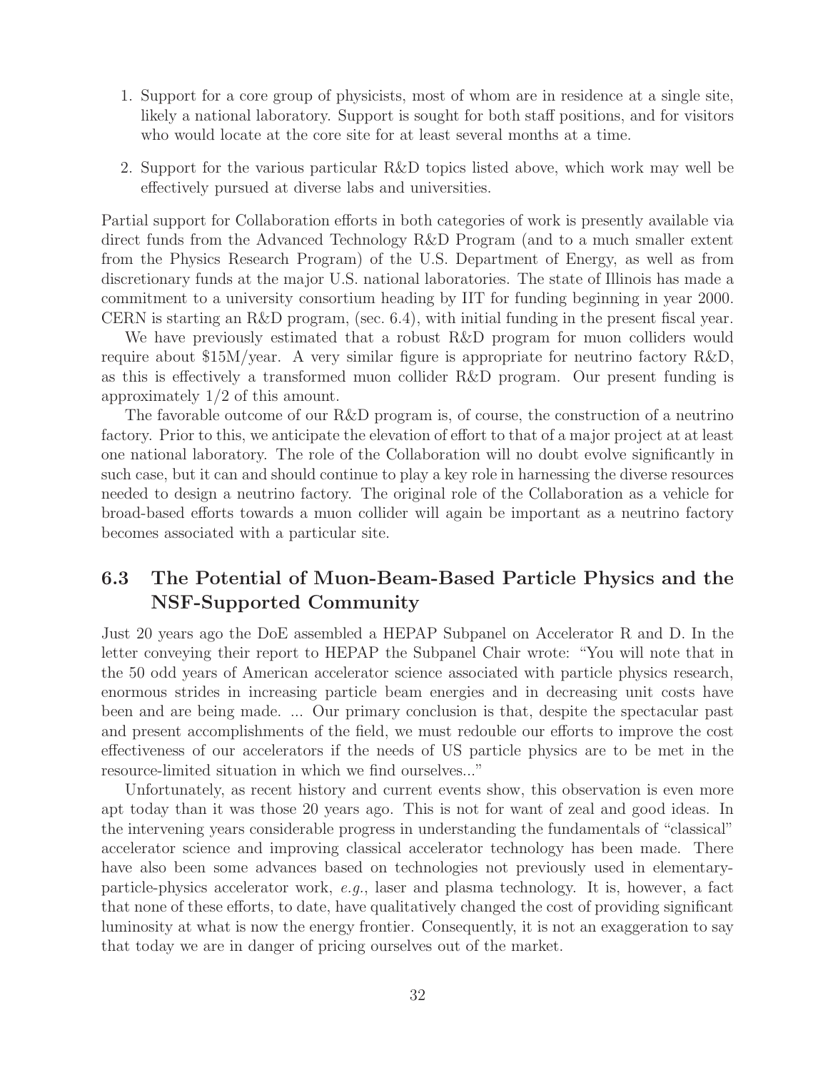1. Support for a core group of physicists, most of whom are in residence at a single site, likely a national laboratory. Support is sought for both staff positions, and for visitors who would locate at the core site for at least several months at a time.

2. Support for the various particular R&D topics listed above, which work may well be effectively pursued at diverse labs and universities.

Partial support for Collaboration efforts in both categories of work is presently available via direct funds from the Advanced Technology R&D Program (and to a much smaller extent from the Physics Research Program) of the U.S. Department of Energy, as well as from discretionary funds at the major U.S. national laboratories. The state of Illinois has made a commitment to a university consortium heading by IIT for funding beginning in year 2000. CERN is starting an R&D program, (sec. 6.4), with initial funding in the present fiscal year.

We have previously estimated that a robust R&D program for muon colliders would require about \$15M/year. A very similar figure is appropriate for neutrino factory R&D, as this is effectively a transformed muon collider R&D program. Our present funding is approximately 1/2 of this amount.

The favorable outcome of our R&D program is, of course, the construction of a neutrino factory. Prior to this, we anticipate the elevation of effort to that of a major project at at least one national laboratory. The role of the Collaboration will no doubt evolve significantly in such case, but it can and should continue to play a key role in harnessing the diverse resources needed to design a neutrino factory. The original role of the Collaboration as a vehicle for broad-based efforts towards a muon collider will again be important as a neutrino factory becomes associated with a particular site.

## 6.3 The Potential of Muon-Beam-Based Particle Physics and the NSF-Supported Community

Just 20 years ago the DoE assembled a HEPAP Subpanel on Accelerator R and D. In the letter conveying their report to HEPAP the Subpanel Chair wrote: "You will note that in the 50 odd years of American accelerator science associated with particle physics research, enormous strides in increasing particle beam energies and in decreasing unit costs have been and are being made. ... Our primary conclusion is that, despite the spectacular past and present accomplishments of the field, we must redouble our efforts to improve the cost effectiveness of our accelerators if the needs of US particle physics are to be met in the resource-limited situation in which we find ourselves..."

Unfortunately, as recent history and current events show, this observation is even more apt today than it was those 20 years ago. This is not for want of zeal and good ideas. In the intervening years considerable progress in understanding the fundamentals of "classical" accelerator science and improving classical accelerator technology has been made. There have also been some advances based on technologies not previously used in elementary-particle-physics accelerator work, *e.g.*, laser and plasma technology. It is, however, a fact that none of these efforts, to date, have qualitatively changed the cost of providing significant luminosity at what is now the energy frontier. Consequently, it is not an exaggeration to say that today we are in danger of pricing ourselves out of the market.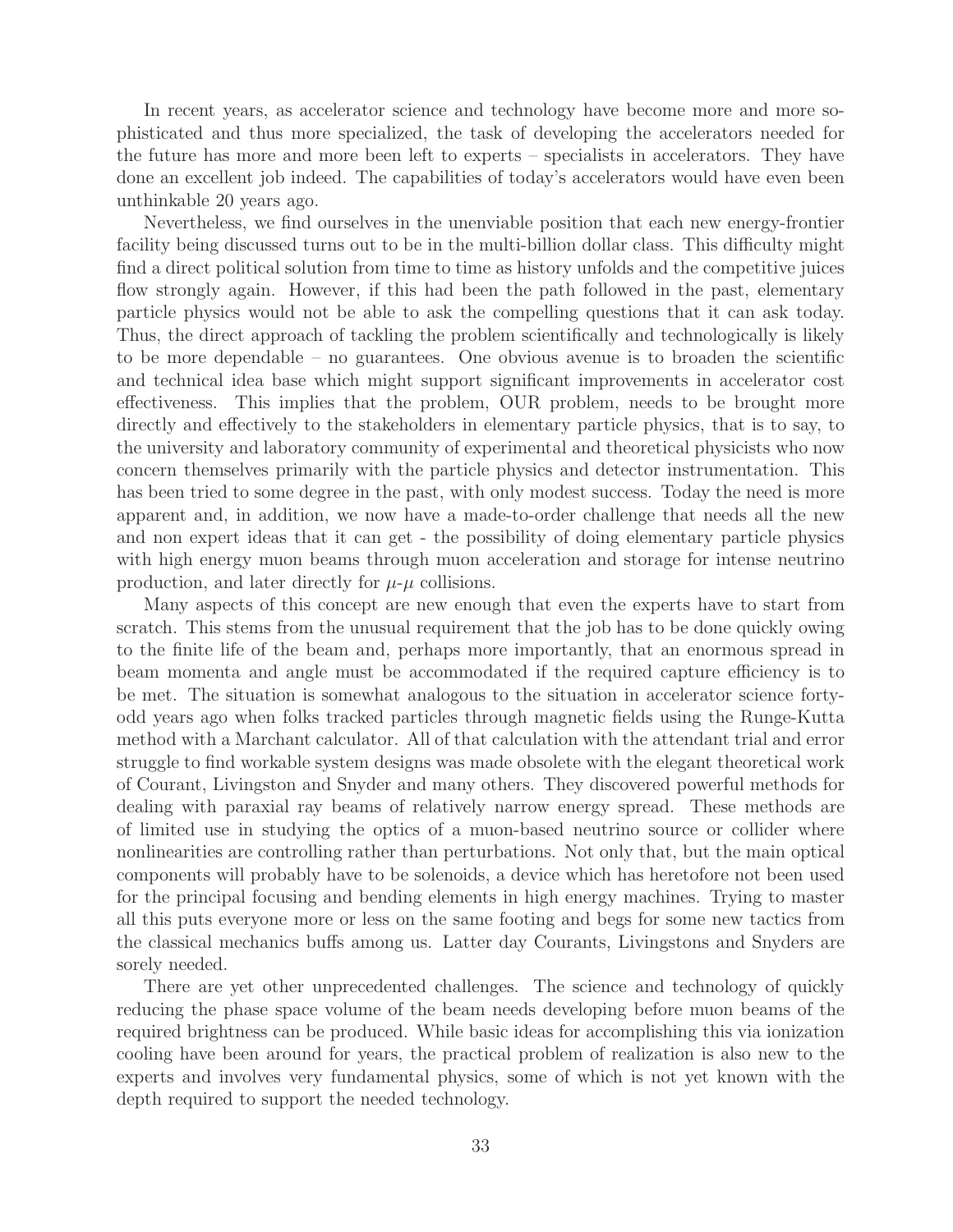In recent years, as accelerator science and technology have become more and more sophisticated and thus more specialized, the task of developing the accelerators needed for the future has more and more been left to experts – specialists in accelerators. They have done an excellent job indeed. The capabilities of today's accelerators would have even been unthinkable 20 years ago.

Nevertheless, we find ourselves in the unenviable position that each new energy-frontier facility being discussed turns out to be in the multi-billion dollar class. This difficulty might find a direct political solution from time to time as history unfolds and the competitive juices flow strongly again. However, if this had been the path followed in the past, elementary particle physics would not be able to ask the compelling questions that it can ask today. Thus, the direct approach of tackling the problem scientifically and technologically is likely to be more dependable – no guarantees. One obvious avenue is to broaden the scientific and technical idea base which might support significant improvements in accelerator cost effectiveness. This implies that the problem, OUR problem, needs to be brought more directly and effectively to the stakeholders in elementary particle physics, that is to say, to the university and laboratory community of experimental and theoretical physicists who now concern themselves primarily with the particle physics and detector instrumentation. This has been tried to some degree in the past, with only modest success. Today the need is more apparent and, in addition, we now have a made-to-order challenge that needs all the new and non expert ideas that it can get - the possibility of doing elementary particle physics with high energy muon beams through muon acceleration and storage for intense neutrino production, and later directly for $\mu$-$\mu$ collisions.

Many aspects of this concept are new enough that even the experts have to start from scratch. This stems from the unusual requirement that the job has to be done quickly owing to the finite life of the beam and, perhaps more importantly, that an enormous spread in beam momenta and angle must be accommodated if the required capture efficiency is to be met. The situation is somewhat analogous to the situation in accelerator science forty-odd years ago when folks tracked particles through magnetic fields using the Runge-Kutta method with a Marchant calculator. All of that calculation with the attendant trial and error struggle to find workable system designs was made obsolete with the elegant theoretical work of Courant, Livingston and Snyder and many others. They discovered powerful methods for dealing with paraxial ray beams of relatively narrow energy spread. These methods are of limited use in studying the optics of a muon-based neutrino source or collider where nonlinearities are controlling rather than perturbations. Not only that, but the main optical components will probably have to be solenoids, a device which has heretofore not been used for the principal focusing and bending elements in high energy machines. Trying to master all this puts everyone more or less on the same footing and begs for some new tactics from the classical mechanics buffs among us. Latter day Courants, Livingstons and Snyders are sorely needed.

There are yet other unprecedented challenges. The science and technology of quickly reducing the phase space volume of the beam needs developing before muon beams of the required brightness can be produced. While basic ideas for accomplishing this via ionization cooling have been around for years, the practical problem of realization is also new to the experts and involves very fundamental physics, some of which is not yet known with the depth required to support the needed technology.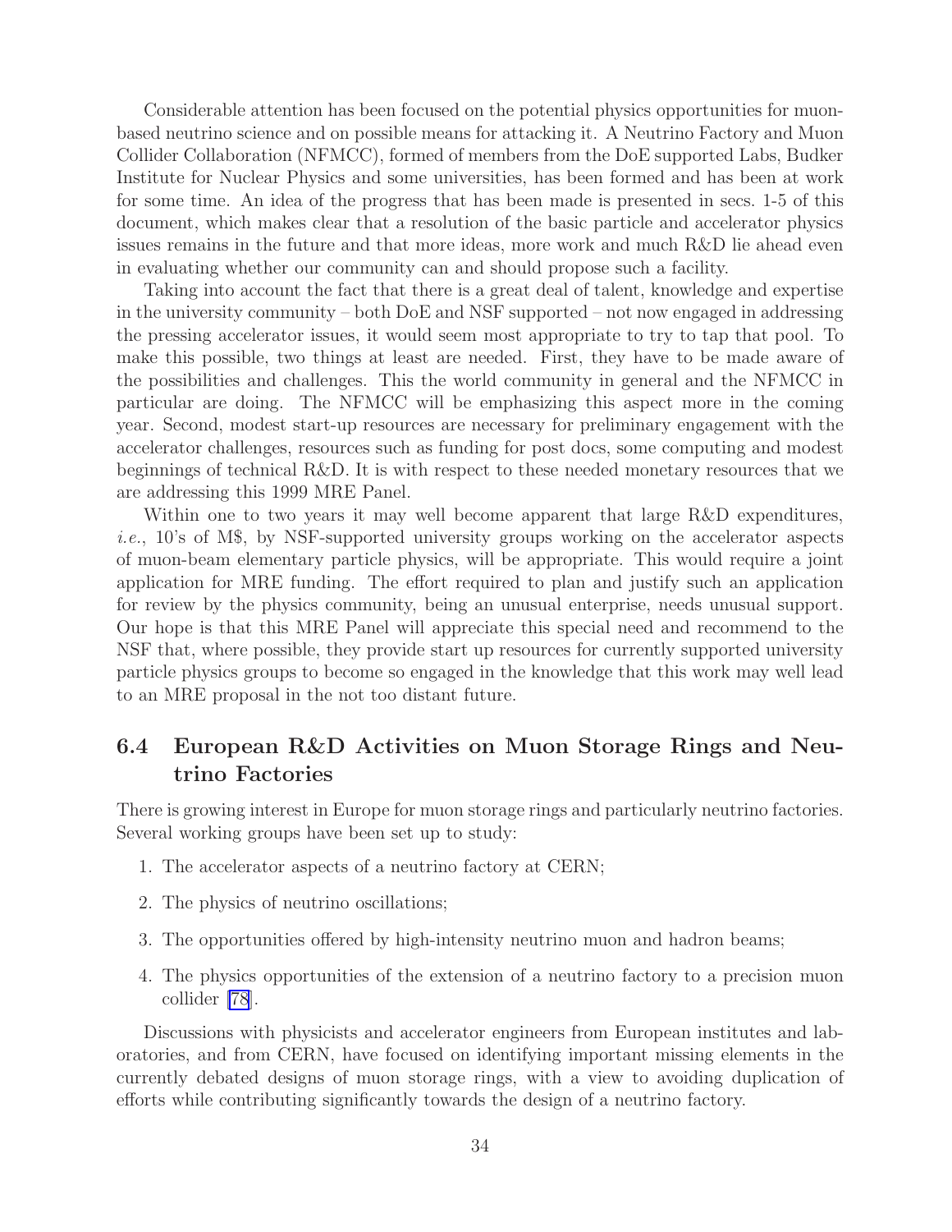Considerable attention has been focused on the potential physics opportunities for muon-based neutrino science and on possible means for attacking it. A Neutrino Factory and Muon Collider Collaboration (NFMCC), formed of members from the DoE supported Labs, Budker Institute for Nuclear Physics and some universities, has been formed and has been at work for some time. An idea of the progress that has been made is presented in secs. 1-5 of this document, which makes clear that a resolution of the basic particle and accelerator physics issues remains in the future and that more ideas, more work and much R&D lie ahead even in evaluating whether our community can and should propose such a facility.

Taking into account the fact that there is a great deal of talent, knowledge and expertise in the university community – both DoE and NSF supported – not now engaged in addressing the pressing accelerator issues, it would seem most appropriate to try to tap that pool. To make this possible, two things at least are needed. First, they have to be made aware of the possibilities and challenges. This the world community in general and the NFMCC in particular are doing. The NFMCC will be emphasizing this aspect more in the coming year. Second, modest start-up resources are necessary for preliminary engagement with the accelerator challenges, resources such as funding for post docs, some computing and modest beginnings of technical R&D. It is with respect to these needed monetary resources that we are addressing this 1999 MRE Panel.

Within one to two years it may well become apparent that large R&D expenditures, *i.e.*, 10's of M$, by NSF-supported university groups working on the accelerator aspects of muon-beam elementary particle physics, will be appropriate. This would require a joint application for MRE funding. The effort required to plan and justify such an application for review by the physics community, being an unusual enterprise, needs unusual support. Our hope is that this MRE Panel will appreciate this special need and recommend to the NSF that, where possible, they provide start up resources for currently supported university particle physics groups to become so engaged in the knowledge that this work may well lead to an MRE proposal in the not too distant future.

## 6.4 European R&D Activities on Muon Storage Rings and Neutrino Factories

There is growing interest in Europe for muon storage rings and particularly neutrino factories. Several working groups have been set up to study:

1. The accelerator aspects of a neutrino factory at CERN;
2. The physics of neutrino oscillations;
3. The opportunities offered by high-intensity neutrino muon and hadron beams;
4. The physics opportunities of the extension of a neutrino factory to a precision muon collider [78].

Discussions with physicists and accelerator engineers from European institutes and laboratories, and from CERN, have focused on identifying important missing elements in the currently debated designs of muon storage rings, with a view to avoiding duplication of efforts while contributing significantly towards the design of a neutrino factory.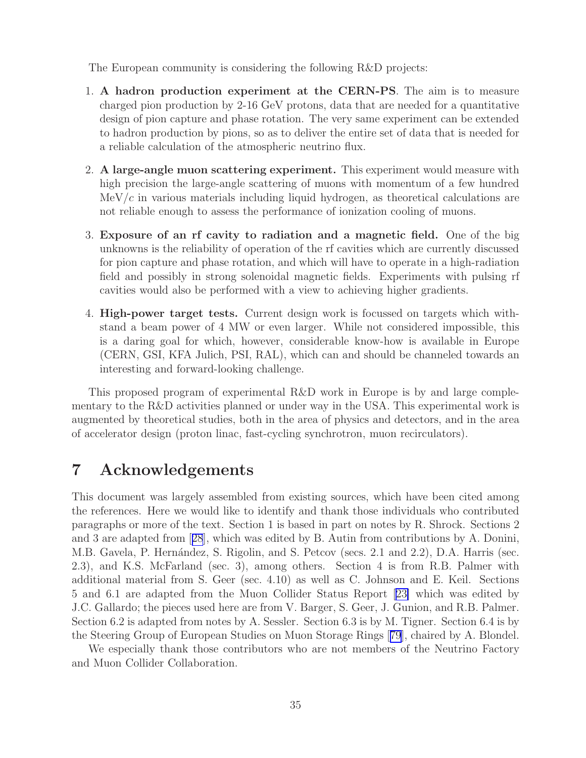The European community is considering the following R&D projects:

1. **A hadron production experiment at the CERN-PS**. The aim is to measure charged pion production by 2-16 GeV protons, data that are needed for a quantitative design of pion capture and phase rotation. The very same experiment can be extended to hadron production by pions, so as to deliver the entire set of data that is needed for a reliable calculation of the atmospheric neutrino flux.

2. **A large-angle muon scattering experiment.** This experiment would measure with high precision the large-angle scattering of muons with momentum of a few hundred MeV/$c$ in various materials including liquid hydrogen, as theoretical calculations are not reliable enough to assess the performance of ionization cooling of muons.

3. **Exposure of an rf cavity to radiation and a magnetic field.** One of the big unknowns is the reliability of operation of the rf cavities which are currently discussed for pion capture and phase rotation, and which will have to operate in a high-radiation field and possibly in strong solenoidal magnetic fields. Experiments with pulsing rf cavities would also be performed with a view to achieving higher gradients.

4. **High-power target tests.** Current design work is focussed on targets which withstand a beam power of 4 MW or even larger. While not considered impossible, this is a daring goal for which, however, considerable know-how is available in Europe (CERN, GSI, KFA Julich, PSI, RAL), which can and should be channeled towards an interesting and forward-looking challenge.

This proposed program of experimental R&D work in Europe is by and large complementary to the R&D activities planned or under way in the USA. This experimental work is augmented by theoretical studies, both in the area of physics and detectors, and in the area of accelerator design (proton linac, fast-cycling synchrotron, muon recirculators).

# 7 Acknowledgements

This document was largely assembled from existing sources, which have been cited among the references. Here we would like to identify and thank those individuals who contributed paragraphs or more of the text. Section 1 is based in part on notes by R. Shrock. Sections 2 and 3 are adapted from [28], which was edited by B. Autin from contributions by A. Donini, M.B. Gavela, P. Hernández, S. Rigolin, and S. Petcov (secs. 2.1 and 2.2), D.A. Harris (sec. 2.3), and K.S. McFarland (sec. 3), among others. Section 4 is from R.B. Palmer with additional material from S. Geer (sec. 4.10) as well as C. Johnson and E. Keil. Sections 5 and 6.1 are adapted from the Muon Collider Status Report [23] which was edited by J.C. Gallardo; the pieces used here are from V. Barger, S. Geer, J. Gunion, and R.B. Palmer. Section 6.2 is adapted from notes by A. Sessler. Section 6.3 is by M. Tigner. Section 6.4 is by the Steering Group of European Studies on Muon Storage Rings [79], chaired by A. Blondel.

We especially thank those contributors who are not members of the Neutrino Factory and Muon Collider Collaboration.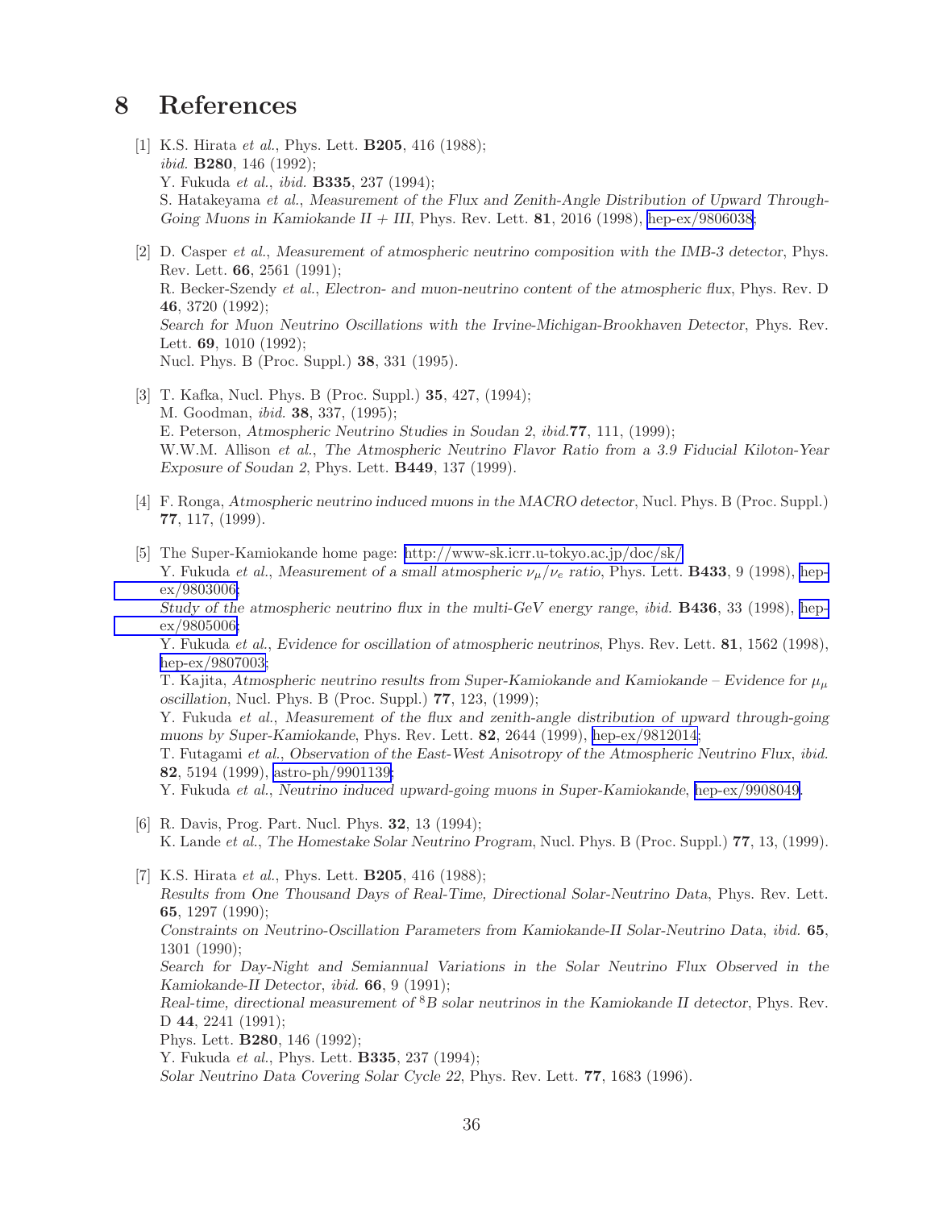# 8 References

[1] K.S. Hirata *et al.*, Phys. Lett. **B205**, 416 (1988);
*ibid.* **B280**, 146 (1992);
Y. Fukuda *et al.*, *ibid.* **B335**, 237 (1994);
S. Hatakeyama *et al.*, *Measurement of the Flux and Zenith-Angle Distribution of Upward Through-Going Muons in Kamiokande II + III*, Phys. Rev. Lett. **81**, 2016 (1998), hep-ex/9806038;

[2] D. Casper *et al.*, *Measurement of atmospheric neutrino composition with the IMB-3 detector*, Phys. Rev. Lett. **66**, 2561 (1991);
R. Becker-Szendy *et al.*, *Electron- and muon-neutrino content of the atmospheric flux*, Phys. Rev. D **46**, 3720 (1992);
*Search for Muon Neutrino Oscillations with the Irvine-Michigan-Brookhaven Detector*, Phys. Rev. Lett. **69**, 1010 (1992);
Nucl. Phys. B (Proc. Suppl.) **38**, 331 (1995).

[3] T. Kafka, Nucl. Phys. B (Proc. Suppl.) **35**, 427, (1994);
M. Goodman, *ibid.* **38**, 337, (1995);
E. Peterson, *Atmospheric Neutrino Studies in Soudan 2*, *ibid.***77**, 111, (1999);
W.W.M. Allison *et al.*, *The Atmospheric Neutrino Flavor Ratio from a 3.9 Fiducial Kiloton-Year Exposure of Soudan 2*, Phys. Lett. **B449**, 137 (1999).

[4] F. Ronga, *Atmospheric neutrino induced muons in the MACRO detector*, Nucl. Phys. B (Proc. Suppl.) **77**, 117, (1999).

[5] The Super-Kamiokande home page: http://www-sk.icrr.u-tokyo.ac.jp/doc/sk/
Y. Fukuda *et al.*, *Measurement of a small atmospheric $\nu_\mu/\nu_e$ ratio*, Phys. Lett. **B433**, 9 (1998), hep-ex/9803006;
*Study of the atmospheric neutrino flux in the multi-GeV energy range*, *ibid.* **B436**, 33 (1998), hep-ex/9805006;
Y. Fukuda *et al.*, *Evidence for oscillation of atmospheric neutrinos*, Phys. Rev. Lett. **81**, 1562 (1998), hep-ex/9807003;
T. Kajita, *Atmospheric neutrino results from Super-Kamiokande and Kamiokande – Evidence for $\nu_\mu$ oscillation*, Nucl. Phys. B (Proc. Suppl.) **77**, 123, (1999);
Y. Fukuda *et al.*, *Measurement of the flux and zenith-angle distribution of upward through-going muons by Super-Kamiokande*, Phys. Rev. Lett. **82**, 2644 (1999), hep-ex/9812014;
T. Futagami *et al.*, *Observation of the East-West Anisotropy of the Atmospheric Neutrino Flux*, *ibid.* **82**, 5194 (1999), astro-ph/9901139;
Y. Fukuda *et al.*, *Neutrino induced upward-going muons in Super-Kamiokande*, hep-ex/9908049.

[6] R. Davis, Prog. Part. Nucl. Phys. **32**, 13 (1994);
K. Lande *et al.*, *The Homestake Solar Neutrino Program*, Nucl. Phys. B (Proc. Suppl.) **77**, 13, (1999).

[7] K.S. Hirata *et al.*, Phys. Lett. **B205**, 416 (1988);
*Results from One Thousand Days of Real-Time, Directional Solar-Neutrino Data*, Phys. Rev. Lett. **65**, 1297 (1990);
*Constraints on Neutrino-Oscillation Parameters from Kamiokande-II Solar-Neutrino Data*, *ibid.* **65**, 1301 (1990);
*Search for Day-Night and Semiannual Variations in the Solar Neutrino Flux Observed in the Kamiokande-II Detector*, *ibid.* **66**, 9 (1991);
*Real-time, directional measurement of $^8B$ solar neutrinos in the Kamiokande II detector*, Phys. Rev. D **44**, 2241 (1991);
Phys. Lett. **B280**, 146 (1992);
Y. Fukuda *et al.*, Phys. Lett. **B335**, 237 (1994);
*Solar Neutrino Data Covering Solar Cycle 22*, Phys. Rev. Lett. **77**, 1683 (1996).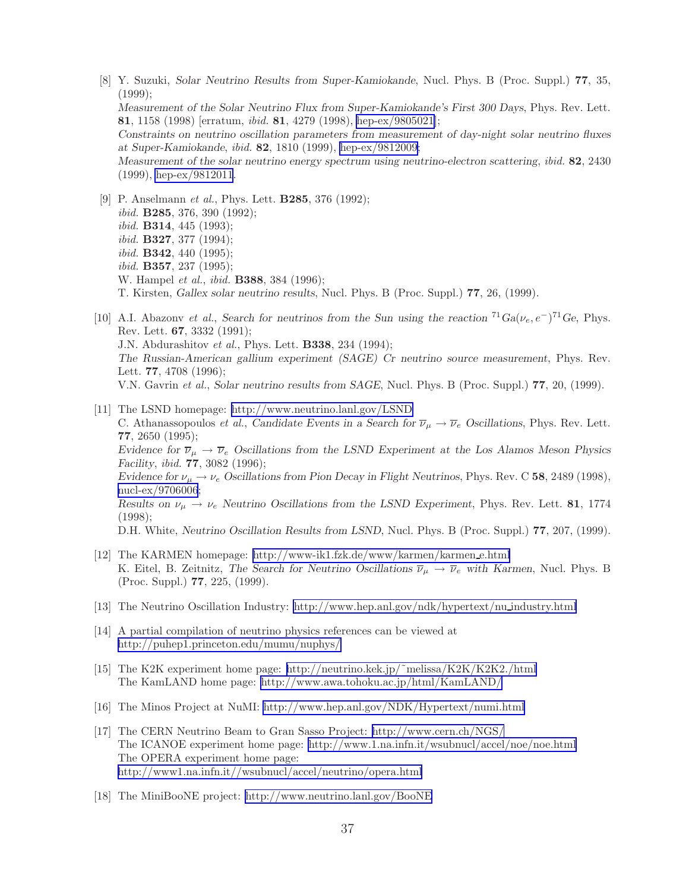[8] Y. Suzuki, *Solar Neutrino Results from Super-Kamiokande*, Nucl. Phys. B (Proc. Suppl.) **77**, 35, (1999);
*Measurement of the Solar Neutrino Flux from Super-Kamiokande's First 300 Days*, Phys. Rev. Lett. **81**, 1158 (1998) [erratum, *ibid.* **81**, 4279 (1998), hep-ex/9805021];
*Constraints on neutrino oscillation parameters from measurement of day-night solar neutrino fluxes at Super-Kamiokande*, *ibid.* **82**, 1810 (1999), hep-ex/9812009;
*Measurement of the solar neutrino energy spectrum using neutrino-electron scattering*, *ibid.* **82**, 2430 (1999), hep-ex/9812011.

[9] P. Anselmann *et al.*, Phys. Lett. **B285**, 376 (1992);
*ibid.* **B285**, 376, 390 (1992);
*ibid.* **B314**, 445 (1993);
*ibid.* **B327**, 377 (1994);
*ibid.* **B342**, 440 (1995);
*ibid.* **B357**, 237 (1995);
W. Hampel *et al.*, *ibid.* **B388**, 384 (1996);
T. Kirsten, *Gallex solar neutrino results*, Nucl. Phys. B (Proc. Suppl.) **77**, 26, (1999).

[10] A.I. Abazonv *et al.*, *Search for neutrinos from the Sun using the reaction* $^{71}Ga(\nu_e, e^-)^{71}Ge$, Phys. Rev. Lett. **67**, 3332 (1991);
J.N. Abdurashitov *et al.*, Phys. Lett. **B338**, 234 (1994);
*The Russian-American gallium experiment (SAGE) Cr neutrino source measurement*, Phys. Rev. Lett. **77**, 4708 (1996);
V.N. Gavrin *et al.*, *Solar neutrino results from SAGE*, Nucl. Phys. B (Proc. Suppl.) **77**, 20, (1999).

[11] The LSND homepage: http://www.neutrino.lanl.gov/LSND
C. Athanassopoulos *et al.*, *Candidate Events in a Search for* $\overline{\nu}_\mu \to \overline{\nu}_e$ *Oscillations*, Phys. Rev. Lett. **77**, 2650 (1995);
*Evidence for* $\overline{\nu}_\mu \to \overline{\nu}_e$ *Oscillations from the LSND Experiment at the Los Alamos Meson Physics Facility*, *ibid.* **77**, 3082 (1996);
*Evidence for* $\nu_\mu \to \nu_e$ *Oscillations from Pion Decay in Flight Neutrinos*, Phys. Rev. C **58**, 2489 (1998), nucl-ex/9706006;
*Results on* $\nu_\mu \to \nu_e$ *Neutrino Oscillations from the LSND Experiment*, Phys. Rev. Lett. **81**, 1774 (1998);
D.H. White, *Neutrino Oscillation Results from LSND*, Nucl. Phys. B (Proc. Suppl.) **77**, 207, (1999).

[12] The KARMEN homepage: http://www-ik1.fzk.de/www/karmen/karmen_e.html
K. Eitel, B. Zeitnitz, *The Search for Neutrino Oscillations* $\overline{\nu}_\mu \to \overline{\nu}_e$ *with Karmen*, Nucl. Phys. B (Proc. Suppl.) **77**, 225, (1999).

[13] The Neutrino Oscillation Industry: http://www.hep.anl.gov/ndk/hypertext/nu_industry.html

[14] A partial compilation of neutrino physics references can be viewed at http://puhep1.princeton.edu/mumu/nuphys/

[15] The K2K experiment home page: http://neutrino.kek.jp/~melissa/K2K/K2K2./html
The KamLAND home page: http://www.awa.tohoku.ac.jp/html/KamLAND/

[16] The Minos Project at NuMI: http://www.hep.anl.gov/NDK/Hypertext/numi.html

[17] The CERN Neutrino Beam to Gran Sasso Project: http://www.cern.ch/NGS/
The ICANOE experiment home page: http://www.1.na.infn.it/wsubnucl/accel/noe/noe.html
The OPERA experiment home page:
http://www1.na.infn.it//wsubnucl/accel/neutrino/opera.html

[18] The MiniBooNE project: http://www.neutrino.lanl.gov/BooNE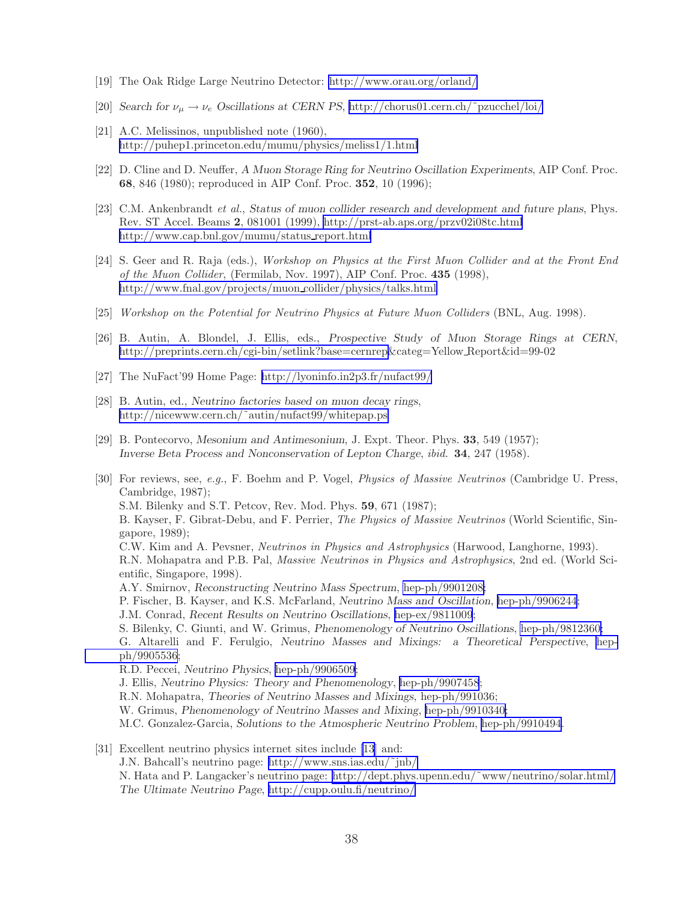[19] The Oak Ridge Large Neutrino Detector: http://www.orau.org/orland/

[20] *Search for $\nu_\mu \to \nu_e$ Oscillations at CERN PS*, http://chorus01.cern.ch/~pzucchel/loi/

[21] A.C. Melissinos, unpublished note (1960), http://puhep1.princeton.edu/mumu/physics/meliss1/1.html

[22] D. Cline and D. Neuffer, *A Muon Storage Ring for Neutrino Oscillation Experiments*, AIP Conf. Proc. **68**, 846 (1980); reproduced in AIP Conf. Proc. **352**, 10 (1996);

[23] C.M. Ankenbrandt *et al.*, *Status of muon collider research and development and future plans*, Phys. Rev. ST Accel. Beams **2**, 081001 (1999), http://prst-ab.aps.org/przv02i08tc.html http://www.cap.bnl.gov/mumu/status_report.html

[24] S. Geer and R. Raja (eds.), *Workshop on Physics at the First Muon Collider and at the Front End of the Muon Collider*, (Fermilab, Nov. 1997), AIP Conf. Proc. **435** (1998), http://www.fnal.gov/projects/muon_collider/physics/talks.html

[25] *Workshop on the Potential for Neutrino Physics at Future Muon Colliders* (BNL, Aug. 1998).

[26] B. Autin, A. Blondel, J. Ellis, eds., *Prospective Study of Muon Storage Rings at CERN*, http://preprints.cern.ch/cgi-bin/setlink?base=cernrep&categ=Yellow_Report&id=99-02

[27] The NuFact'99 Home Page: http://lyoninfo.in2p3.fr/nufact99/

[28] B. Autin, ed., *Neutrino factories based on muon decay rings*, http://nicewww.cern.ch/~autin/nufact99/whitepap.ps

[29] B. Pontecorvo, *Mesonium and Antimesonium*, J. Expt. Theor. Phys. **33**, 549 (1957); *Inverse Beta Process and Nonconservation of Lepton Charge*, *ibid.* **34**, 247 (1958).

[30] For reviews, see, *e.g.*, F. Boehm and P. Vogel, *Physics of Massive Neutrinos* (Cambridge U. Press, Cambridge, 1987);
S.M. Bilenky and S.T. Petcov, Rev. Mod. Phys. **59**, 671 (1987);
B. Kayser, F. Gibrat-Debu, and F. Perrier, *The Physics of Massive Neutrinos* (World Scientific, Singapore, 1989);
C.W. Kim and A. Pevsner, *Neutrinos in Physics and Astrophysics* (Harwood, Langhorne, 1993).
R.N. Mohapatra and P.B. Pal, *Massive Neutrinos in Physics and Astrophysics*, 2nd ed. (World Scientific, Singapore, 1998).
A.Y. Smirnov, *Reconstructing Neutrino Mass Spectrum*, hep-ph/9901208;
P. Fischer, B. Kayser, and K.S. McFarland, *Neutrino Mass and Oscillation*, hep-ph/9906244;
J.M. Conrad, *Recent Results on Neutrino Oscillations*, hep-ex/9811009;
S. Bilenky, C. Giunti, and W. Grimus, *Phenomenology of Neutrino Oscillations*, hep-ph/9812360;
G. Altarelli and F. Ferulgio, *Neutrino Masses and Mixings: a Theoretical Perspective*, hep-ph/9905536;
R.D. Peccei, *Neutrino Physics*, hep-ph/9906509;
J. Ellis, *Neutrino Physics: Theory and Phenomenology*, hep-ph/9907458;
R.N. Mohapatra, *Theories of Neutrino Masses and Mixings*, hep-ph/991036;
W. Grimus, *Phenomenology of Neutrino Masses and Mixing*, hep-ph/9910340;
M.C. Gonzalez-Garcia, *Solutions to the Atmospheric Neutrino Problem*, hep-ph/9910494.

[31] Excellent neutrino physics internet sites include [13] and:
J.N. Bahcall's neutrino page: http://www.sns.ias.edu/~jnb/
N. Hata and P. Langacker's neutrino page: http://dept.phys.upenn.edu/~www/neutrino/solar.html/
*The Ultimate Neutrino Page*, http://cupp.oulu.fi/neutrino/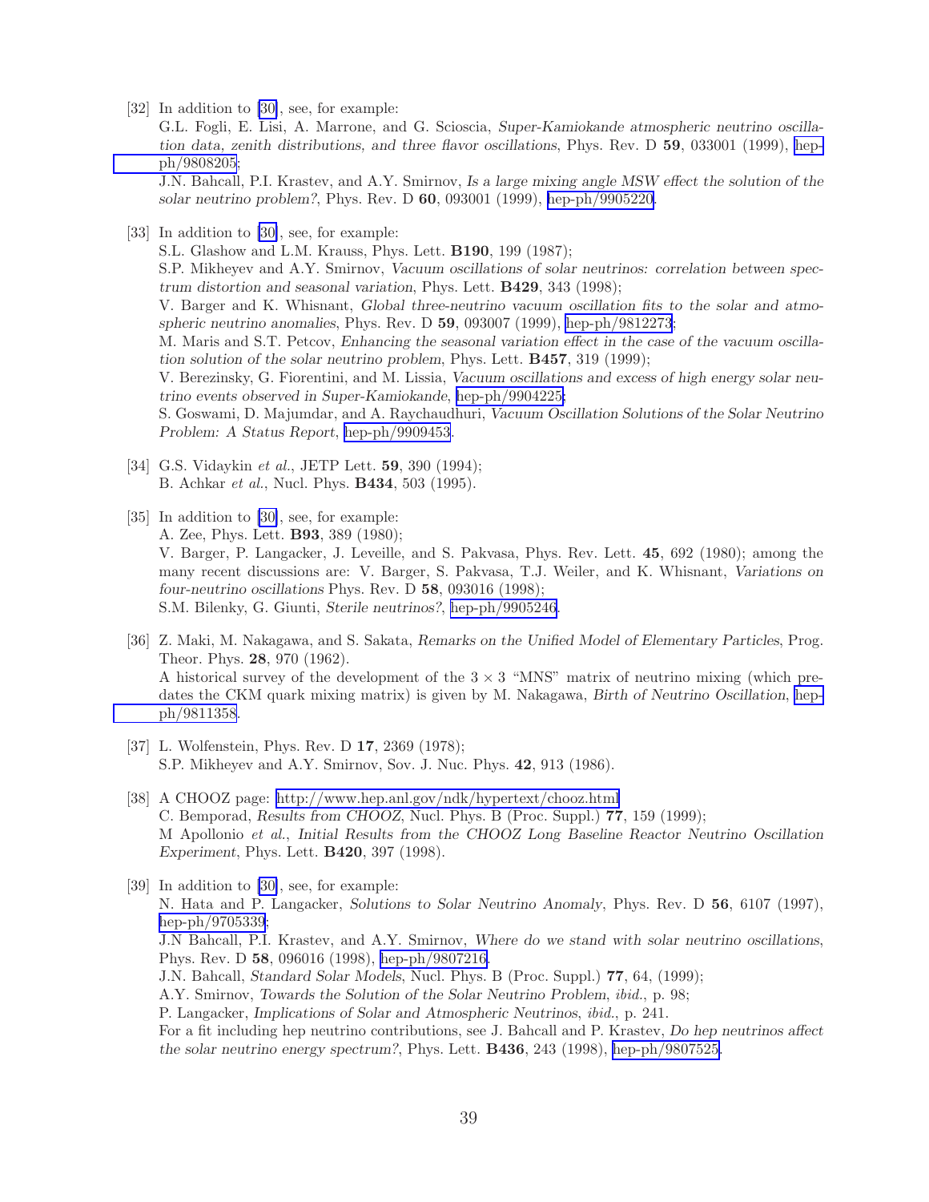[32] In addition to [30], see, for example:
G.L. Fogli, E. Lisi, A. Marrone, and G. Scioscia, *Super-Kamiokande atmospheric neutrino oscillation data, zenith distributions, and three flavor oscillations*, Phys. Rev. D **59**, 033001 (1999), hep-ph/9808205;
J.N. Bahcall, P.I. Krastev, and A.Y. Smirnov, *Is a large mixing angle MSW effect the solution of the solar neutrino problem?*, Phys. Rev. D **60**, 093001 (1999), hep-ph/9905220.

[33] In addition to [30], see, for example:
S.L. Glashow and L.M. Krauss, Phys. Lett. **B190**, 199 (1987);
S.P. Mikheyev and A.Y. Smirnov, *Vacuum oscillations of solar neutrinos: correlation between spectrum distortion and seasonal variation*, Phys. Lett. **B429**, 343 (1998);
V. Barger and K. Whisnant, *Global three-neutrino vacuum oscillation fits to the solar and atmospheric neutrino anomalies*, Phys. Rev. D **59**, 093007 (1999), hep-ph/9812273;
M. Maris and S.T. Petcov, *Enhancing the seasonal variation effect in the case of the vacuum oscillation solution of the solar neutrino problem*, Phys. Lett. **B457**, 319 (1999);
V. Berezinsky, G. Fiorentini, and M. Lissia, *Vacuum oscillations and excess of high energy solar neutrino events observed in Super-Kamiokande*, hep-ph/9904225;
S. Goswami, D. Majumdar, and A. Raychaudhuri, *Vacuum Oscillation Solutions of the Solar Neutrino Problem: A Status Report*, hep-ph/9909453.

[34] G.S. Vidaykin *et al.*, JETP Lett. **59**, 390 (1994);
B. Achkar *et al.*, Nucl. Phys. **B434**, 503 (1995).

[35] In addition to [30], see, for example:
A. Zee, Phys. Lett. **B93**, 389 (1980);
V. Barger, P. Langacker, J. Leveille, and S. Pakvasa, Phys. Rev. Lett. **45**, 692 (1980); among the many recent discussions are: V. Barger, S. Pakvasa, T.J. Weiler, and K. Whisnant, *Variations on four-neutrino oscillations* Phys. Rev. D **58**, 093016 (1998);
S.M. Bilenky, G. Giunti, *Sterile neutrinos?*, hep-ph/9905246.

[36] Z. Maki, M. Nakagawa, and S. Sakata, *Remarks on the Unified Model of Elementary Particles*, Prog. Theor. Phys. **28**, 970 (1962).
A historical survey of the development of the $3 \times 3$ "MNS" matrix of neutrino mixing (which predates the CKM quark mixing matrix) is given by M. Nakagawa, *Birth of Neutrino Oscillation*, hep-ph/9811358.

[37] L. Wolfenstein, Phys. Rev. D **17**, 2369 (1978);
S.P. Mikheyev and A.Y. Smirnov, Sov. J. Nuc. Phys. **42**, 913 (1986).

[38] A CHOOZ page: http://www.hep.anl.gov/ndk/hypertext/chooz.html
C. Bemporad, *Results from CHOOZ*, Nucl. Phys. B (Proc. Suppl.) **77**, 159 (1999);
M Apollonio *et al.*, *Initial Results from the CHOOZ Long Baseline Reactor Neutrino Oscillation Experiment*, Phys. Lett. **B420**, 397 (1998).

[39] In addition to [30], see, for example:
N. Hata and P. Langacker, *Solutions to Solar Neutrino Anomaly*, Phys. Rev. D **56**, 6107 (1997), hep-ph/9705339;
J.N Bahcall, P.I. Krastev, and A.Y. Smirnov, *Where do we stand with solar neutrino oscillations*, Phys. Rev. D **58**, 096016 (1998), hep-ph/9807216.
J.N. Bahcall, *Standard Solar Models*, Nucl. Phys. B (Proc. Suppl.) **77**, 64, (1999);
A.Y. Smirnov, *Towards the Solution of the Solar Neutrino Problem*, *ibid.*, p. 98;
P. Langacker, *Implications of Solar and Atmospheric Neutrinos*, *ibid.*, p. 241.
For a fit including hep neutrino contributions, see J. Bahcall and P. Krastev, *Do hep neutrinos affect the solar neutrino energy spectrum?*, Phys. Lett. **B436**, 243 (1998), hep-ph/9807525.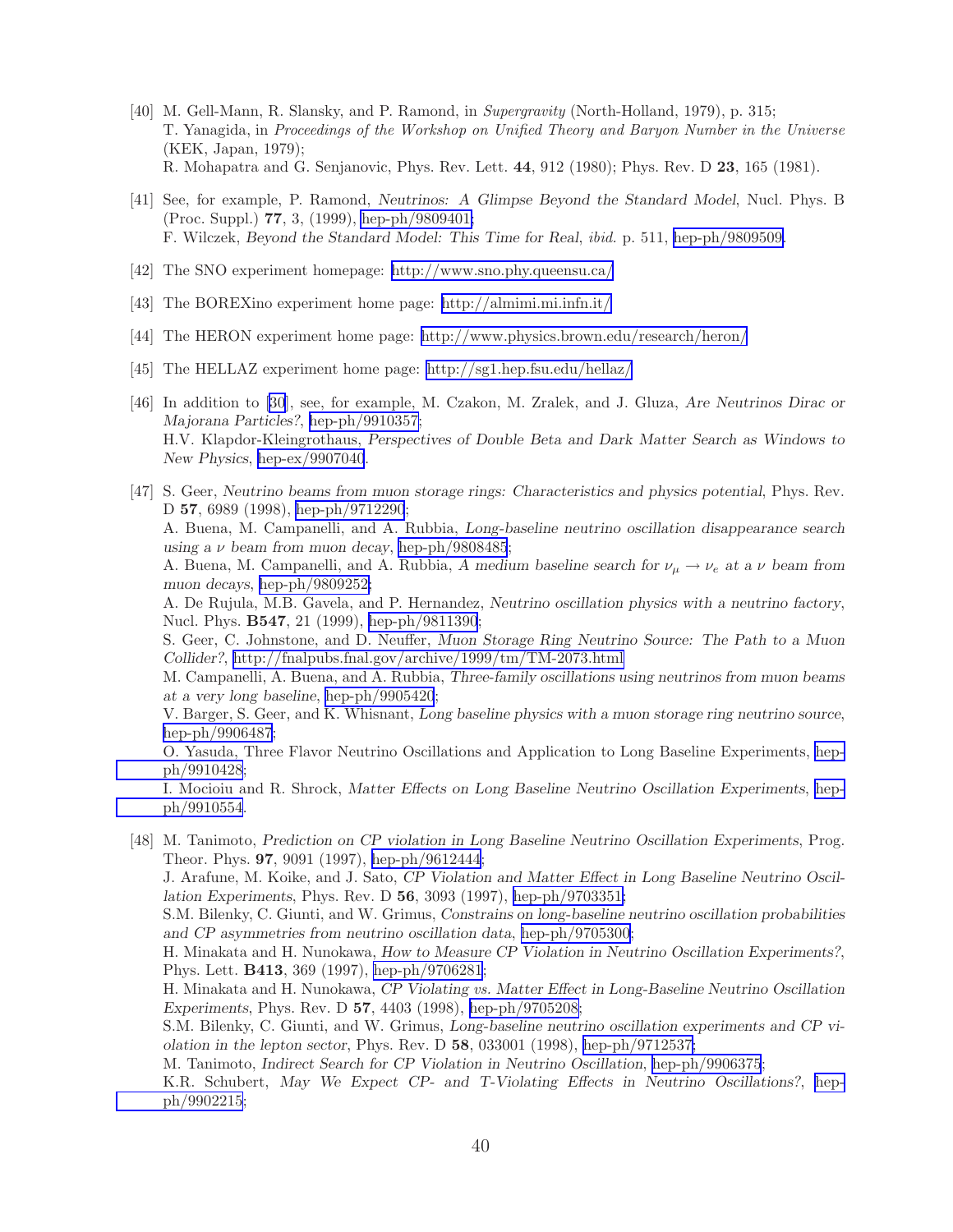[40] M. Gell-Mann, R. Slansky, and P. Ramond, in *Supergravity* (North-Holland, 1979), p. 315;
T. Yanagida, in *Proceedings of the Workshop on Unified Theory and Baryon Number in the Universe* (KEK, Japan, 1979);
R. Mohapatra and G. Senjanovic, Phys. Rev. Lett. **44**, 912 (1980); Phys. Rev. D **23**, 165 (1981).

[41] See, for example, P. Ramond, *Neutrinos: A Glimpse Beyond the Standard Model*, Nucl. Phys. B (Proc. Suppl.) **77**, 3, (1999), hep-ph/9809401;
F. Wilczek, *Beyond the Standard Model: This Time for Real*, *ibid.* p. 511, hep-ph/9809509.

[42] The SNO experiment homepage: http://www.sno.phy.queensu.ca/

[43] The BOREXino experiment home page: http://almimi.mi.infn.it/

[44] The HERON experiment home page: http://www.physics.brown.edu/research/heron/

[45] The HELLAZ experiment home page: http://sg1.hep.fsu.edu/hellaz/

[46] In addition to [30], see, for example, M. Czakon, M. Zralek, and J. Gluza, *Are Neutrinos Dirac or Majorana Particles?*, hep-ph/9910357;
H.V. Klapdor-Kleingrothaus, *Perspectives of Double Beta and Dark Matter Search as Windows to New Physics*, hep-ex/9907040.

[47] S. Geer, *Neutrino beams from muon storage rings: Characteristics and physics potential*, Phys. Rev. D **57**, 6989 (1998), hep-ph/9712290;
A. Buena, M. Campanelli, and A. Rubbia, *Long-baseline neutrino oscillation disappearance search using a $\nu$ beam from muon decay*, hep-ph/9808485;
A. Buena, M. Campanelli, and A. Rubbia, *A medium baseline search for $\nu_\mu \to \nu_e$ at a $\nu$ beam from muon decays*, hep-ph/9809252;
A. De Rujula, M.B. Gavela, and P. Hernandez, *Neutrino oscillation physics with a neutrino factory*, Nucl. Phys. **B547**, 21 (1999), hep-ph/9811390;
S. Geer, C. Johnstone, and D. Neuffer, *Muon Storage Ring Neutrino Source: The Path to a Muon Collider?*, http://fnalpubs.fnal.gov/archive/1999/tm/TM-2073.html
M. Campanelli, A. Buena, and A. Rubbia, *Three-family oscillations using neutrinos from muon beams at a very long baseline*, hep-ph/9905420;
V. Barger, S. Geer, and K. Whisnant, *Long baseline physics with a muon storage ring neutrino source*, hep-ph/9906487;
O. Yasuda, Three Flavor Neutrino Oscillations and Application to Long Baseline Experiments, hep-ph/9910428;
I. Mocioiu and R. Shrock, *Matter Effects on Long Baseline Neutrino Oscillation Experiments*, hep-ph/9910554.

[48] M. Tanimoto, *Prediction on CP violation in Long Baseline Neutrino Oscillation Experiments*, Prog. Theor. Phys. **97**, 9091 (1997), hep-ph/9612444;
J. Arafune, M. Koike, and J. Sato, *CP Violation and Matter Effect in Long Baseline Neutrino Oscillation Experiments*, Phys. Rev. D **56**, 3093 (1997), hep-ph/9703351;
S.M. Bilenky, C. Giunti, and W. Grimus, *Constrains on long-baseline neutrino oscillation probabilities and CP asymmetries from neutrino oscillation data*, hep-ph/9705300;
H. Minakata and H. Nunokawa, *How to Measure CP Violation in Neutrino Oscillation Experiments?*, Phys. Lett. **B413**, 369 (1997), hep-ph/9706281;
H. Minakata and H. Nunokawa, *CP Violating vs. Matter Effect in Long-Baseline Neutrino Oscillation Experiments*, Phys. Rev. D **57**, 4403 (1998), hep-ph/9705208;
S.M. Bilenky, C. Giunti, and W. Grimus, *Long-baseline neutrino oscillation experiments and CP violation in the lepton sector*, Phys. Rev. D **58**, 033001 (1998), hep-ph/9712537;
M. Tanimoto, *Indirect Search for CP Violation in Neutrino Oscillation*, hep-ph/9906375;
K.R. Schubert, *May We Expect CP- and T-Violating Effects in Neutrino Oscillations?*, hep-ph/9902215;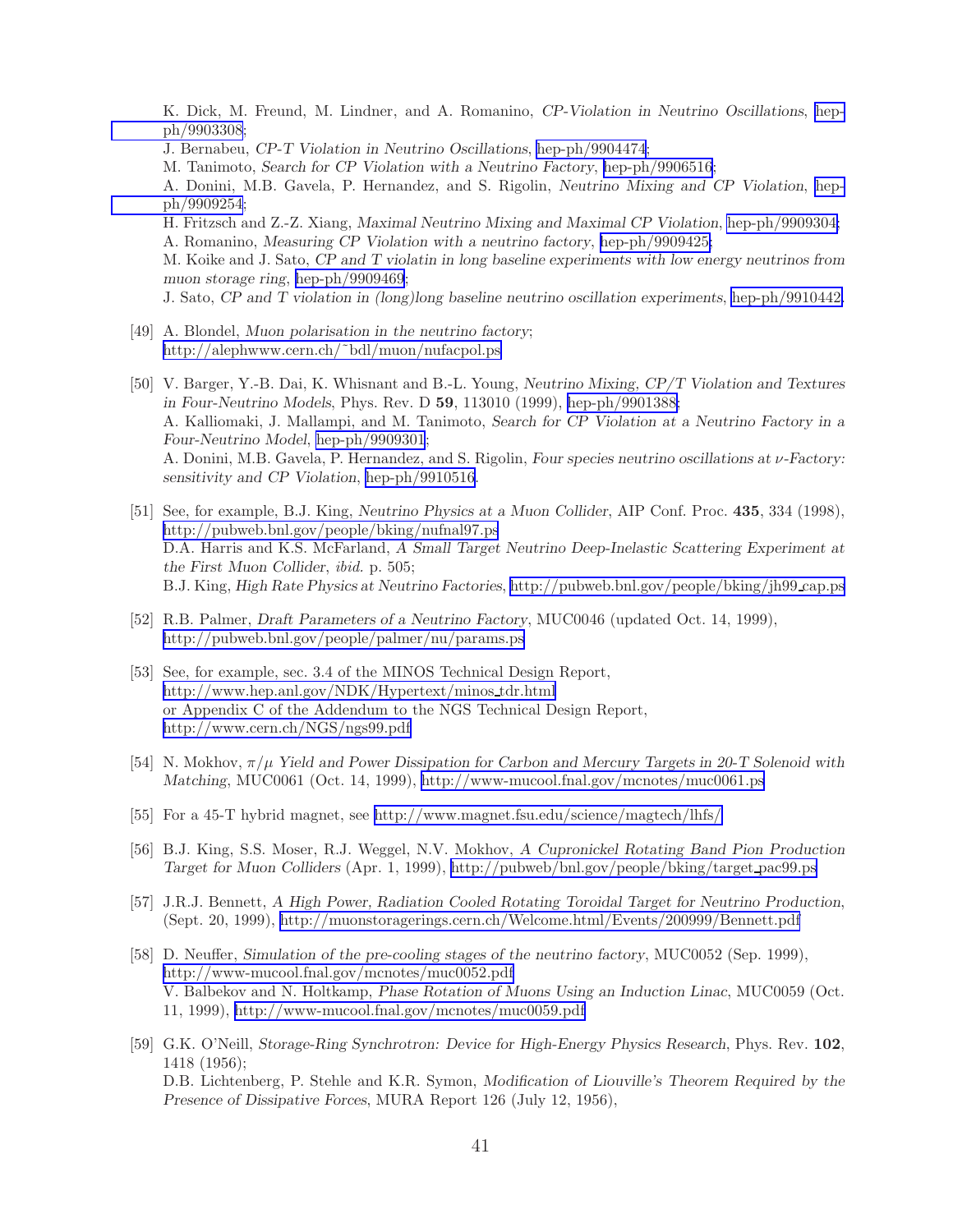K. Dick, M. Freund, M. Lindner, and A. Romanino, *CP-Violation in Neutrino Oscillations*, hep-ph/9903308;
J. Bernabeu, *CP-T Violation in Neutrino Oscillations*, hep-ph/9904474;
M. Tanimoto, *Search for CP Violation with a Neutrino Factory*, hep-ph/9906516;
A. Donini, M.B. Gavela, P. Hernandez, and S. Rigolin, *Neutrino Mixing and CP Violation*, hep-ph/9909254;
H. Fritzsch and Z.-Z. Xiang, *Maximal Neutrino Mixing and Maximal CP Violation*, hep-ph/9909304;
A. Romanino, *Measuring CP Violation with a neutrino factory*, hep-ph/9909425;
M. Koike and J. Sato, *CP and T violatin in long baseline experiments with low energy neutrinos from muon storage ring*, hep-ph/9909469;
J. Sato, *CP and T violation in (long)long baseline neutrino oscillation experiments*, hep-ph/9910442.

[49] A. Blondel, *Muon polarisation in the neutrino factory*;
http://alephwww.cern.ch/~bdl/muon/nufacpol.ps

[50] V. Barger, Y.-B. Dai, K. Whisnant and B.-L. Young, *Neutrino Mixing, CP/T Violation and Textures in Four-Neutrino Models*, Phys. Rev. D **59**, 113010 (1999), hep-ph/9901388;
A. Kalliomaki, J. Mallampi, and M. Tanimoto, *Search for CP Violation at a Neutrino Factory in a Four-Neutrino Model*, hep-ph/9909301;
A. Donini, M.B. Gavela, P. Hernandez, and S. Rigolin, *Four species neutrino oscillations at $\nu$-Factory: sensitivity and CP Violation*, hep-ph/9910516.

[51] See, for example, B.J. King, *Neutrino Physics at a Muon Collider*, AIP Conf. Proc. **435**, 334 (1998), http://pubweb.bnl.gov/people/bking/nufnal97.ps
D.A. Harris and K.S. McFarland, *A Small Target Neutrino Deep-Inelastic Scattering Experiment at the First Muon Collider*, *ibid.* p. 505;
B.J. King, *High Rate Physics at Neutrino Factories*, http://pubweb.bnl.gov/people/bking/jh99_cap.ps

[52] R.B. Palmer, *Draft Parameters of a Neutrino Factory*, MUC0046 (updated Oct. 14, 1999), http://pubweb.bnl.gov/people/palmer/nu/params.ps

[53] See, for example, sec. 3.4 of the MINOS Technical Design Report,
http://www.hep.anl.gov/NDK/Hypertext/minos_tdr.html
or Appendix C of the Addendum to the NGS Technical Design Report,
http://www.cern.ch/NGS/ngs99.pdf

[54] N. Mokhov, *$\pi/\mu$ Yield and Power Dissipation for Carbon and Mercury Targets in 20-T Solenoid with Matching*, MUC0061 (Oct. 14, 1999), http://www-mucool.fnal.gov/mcnotes/muc0061.ps

[55] For a 45-T hybrid magnet, see http://www.magnet.fsu.edu/science/magtech/lhfs/

[56] B.J. King, S.S. Moser, R.J. Weggel, N.V. Mokhov, *A Cupronickel Rotating Band Pion Production Target for Muon Colliders* (Apr. 1, 1999), http://pubweb/bnl.gov/people/bking/target_pac99.ps

[57] J.R.J. Bennett, *A High Power, Radiation Cooled Rotating Toroidal Target for Neutrino Production*, (Sept. 20, 1999), http://muonstoragerings.cern.ch/Welcome.html/Events/200999/Bennett.pdf

[58] D. Neuffer, *Simulation of the pre-cooling stages of the neutrino factory*, MUC0052 (Sep. 1999), http://www-mucool.fnal.gov/mcnotes/muc0052.pdf
V. Balbekov and N. Holtkamp, *Phase Rotation of Muons Using an Induction Linac*, MUC0059 (Oct. 11, 1999), http://www-mucool.fnal.gov/mcnotes/muc0059.pdf

[59] G.K. O'Neill, *Storage-Ring Synchrotron: Device for High-Energy Physics Research*, Phys. Rev. **102**, 1418 (1956);
D.B. Lichtenberg, P. Stehle and K.R. Symon, *Modification of Liouville's Theorem Required by the Presence of Dissipative Forces*, MURA Report 126 (July 12, 1956),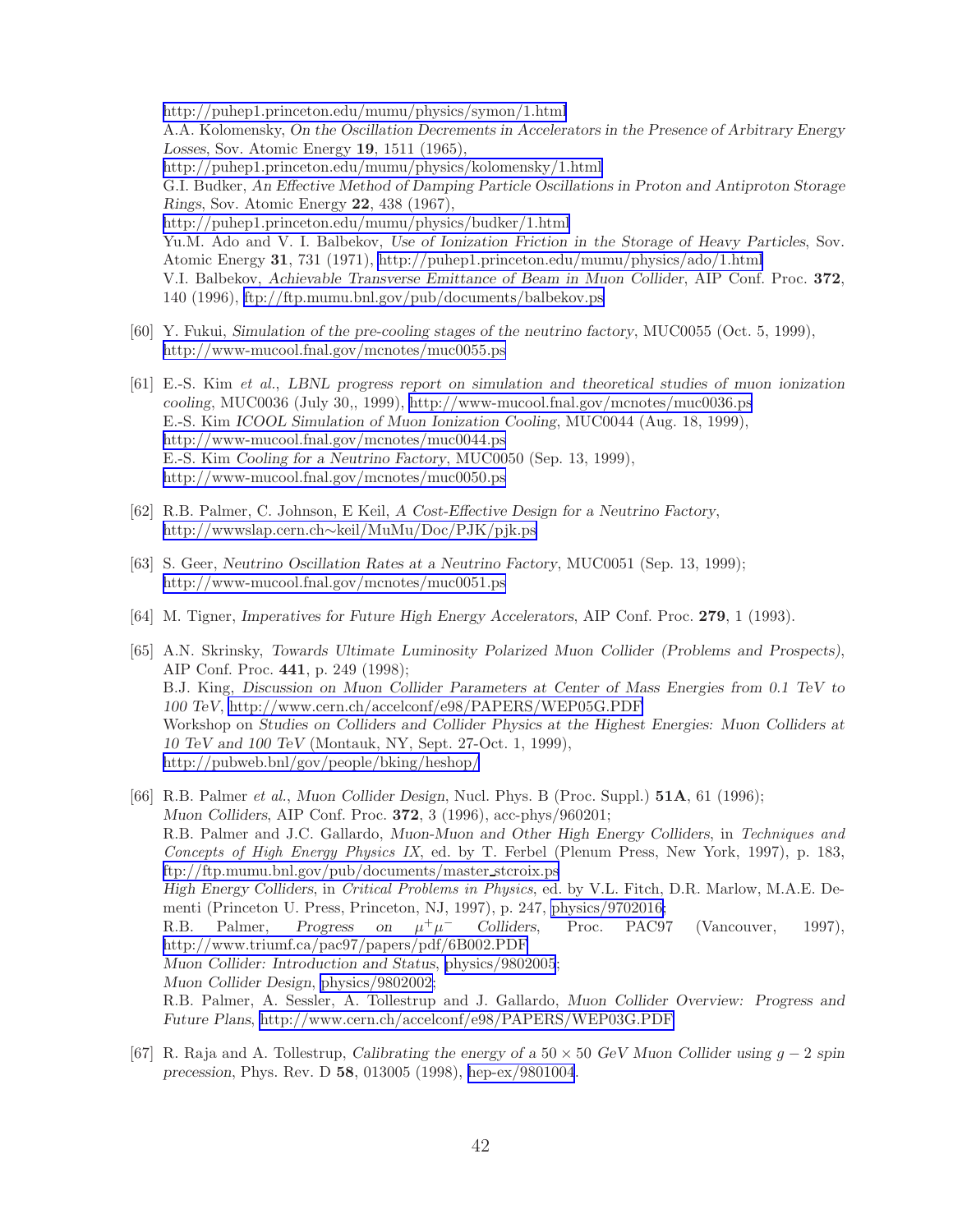http://puhep1.princeton.edu/mumu/physics/symon/1.html
A.A. Kolomensky, *On the Oscillation Decrements in Accelerators in the Presence of Arbitrary Energy Losses*, Sov. Atomic Energy **19**, 1511 (1965),
http://puhep1.princeton.edu/mumu/physics/kolomensky/1.html
G.I. Budker, *An Effective Method of Damping Particle Oscillations in Proton and Antiproton Storage Rings*, Sov. Atomic Energy **22**, 438 (1967),
http://puhep1.princeton.edu/mumu/physics/budker/1.html
Yu.M. Ado and V. I. Balbekov, *Use of Ionization Friction in the Storage of Heavy Particles*, Sov. Atomic Energy **31**, 731 (1971), http://puhep1.princeton.edu/mumu/physics/ado/1.html
V.I. Balbekov, *Achievable Transverse Emittance of Beam in Muon Collider*, AIP Conf. Proc. **372**, 140 (1996), ftp://ftp.mumu.bnl.gov/pub/documents/balbekov.ps

[60] Y. Fukui, *Simulation of the pre-cooling stages of the neutrino factory*, MUC0055 (Oct. 5, 1999), http://www-mucool.fnal.gov/mcnotes/muc0055.ps

[61] E.-S. Kim *et al.*, *LBNL progress report on simulation and theoretical studies of muon ionization cooling*, MUC0036 (July 30,, 1999), http://www-mucool.fnal.gov/mcnotes/muc0036.ps
E.-S. Kim *ICOOL Simulation of Muon Ionization Cooling*, MUC0044 (Aug. 18, 1999), http://www-mucool.fnal.gov/mcnotes/muc0044.ps
E.-S. Kim *Cooling for a Neutrino Factory*, MUC0050 (Sep. 13, 1999), http://www-mucool.fnal.gov/mcnotes/muc0050.ps

[62] R.B. Palmer, C. Johnson, E Keil, *A Cost-Effective Design for a Neutrino Factory*, http://wwwslap.cern.ch∼keil/MuMu/Doc/PJK/pjk.ps

[63] S. Geer, *Neutrino Oscillation Rates at a Neutrino Factory*, MUC0051 (Sep. 13, 1999); http://www-mucool.fnal.gov/mcnotes/muc0051.ps

[64] M. Tigner, *Imperatives for Future High Energy Accelerators*, AIP Conf. Proc. **279**, 1 (1993).

[65] A.N. Skrinsky, *Towards Ultimate Luminosity Polarized Muon Collider (Problems and Prospects)*, AIP Conf. Proc. **441**, p. 249 (1998);
B.J. King, *Discussion on Muon Collider Parameters at Center of Mass Energies from 0.1 TeV to 100 TeV*, http://www.cern.ch/accelconf/e98/PAPERS/WEP05G.PDF
Workshop on *Studies on Colliders and Collider Physics at the Highest Energies: Muon Colliders at 10 TeV and 100 TeV* (Montauk, NY, Sept. 27-Oct. 1, 1999), http://pubweb.bnl/gov/people/bking/heshop/

[66] R.B. Palmer *et al.*, *Muon Collider Design*, Nucl. Phys. B (Proc. Suppl.) **51A**, 61 (1996);
*Muon Colliders*, AIP Conf. Proc. **372**, 3 (1996), acc-phys/960201;
R.B. Palmer and J.C. Gallardo, *Muon-Muon and Other High Energy Colliders*, in *Techniques and Concepts of High Energy Physics IX*, ed. by T. Ferbel (Plenum Press, New York, 1997), p. 183, ftp://ftp.mumu.bnl.gov/pub/documents/master_stcroix.ps
*High Energy Colliders*, in *Critical Problems in Physics*, ed. by V.L. Fitch, D.R. Marlow, M.A.E. Dementi (Princeton U. Press, Princeton, NJ, 1997), p. 247, physics/9702016;
R.B. Palmer, *Progress on $\mu^+\mu^-$ Colliders*, Proc. PAC97 (Vancouver, 1997), http://www.triumf.ca/pac97/papers/pdf/6B002.PDF
*Muon Collider: Introduction and Status*, physics/9802005;
*Muon Collider Design*, physics/9802002;
R.B. Palmer, A. Sessler, A. Tollestrup and J. Gallardo, *Muon Collider Overview: Progress and Future Plans*, http://www.cern.ch/accelconf/e98/PAPERS/WEP03G.PDF

[67] R. Raja and A. Tollestrup, *Calibrating the energy of a $50 \times 50$ GeV Muon Collider using $g-2$ spin precession*, Phys. Rev. D **58**, 013005 (1998), hep-ex/9801004.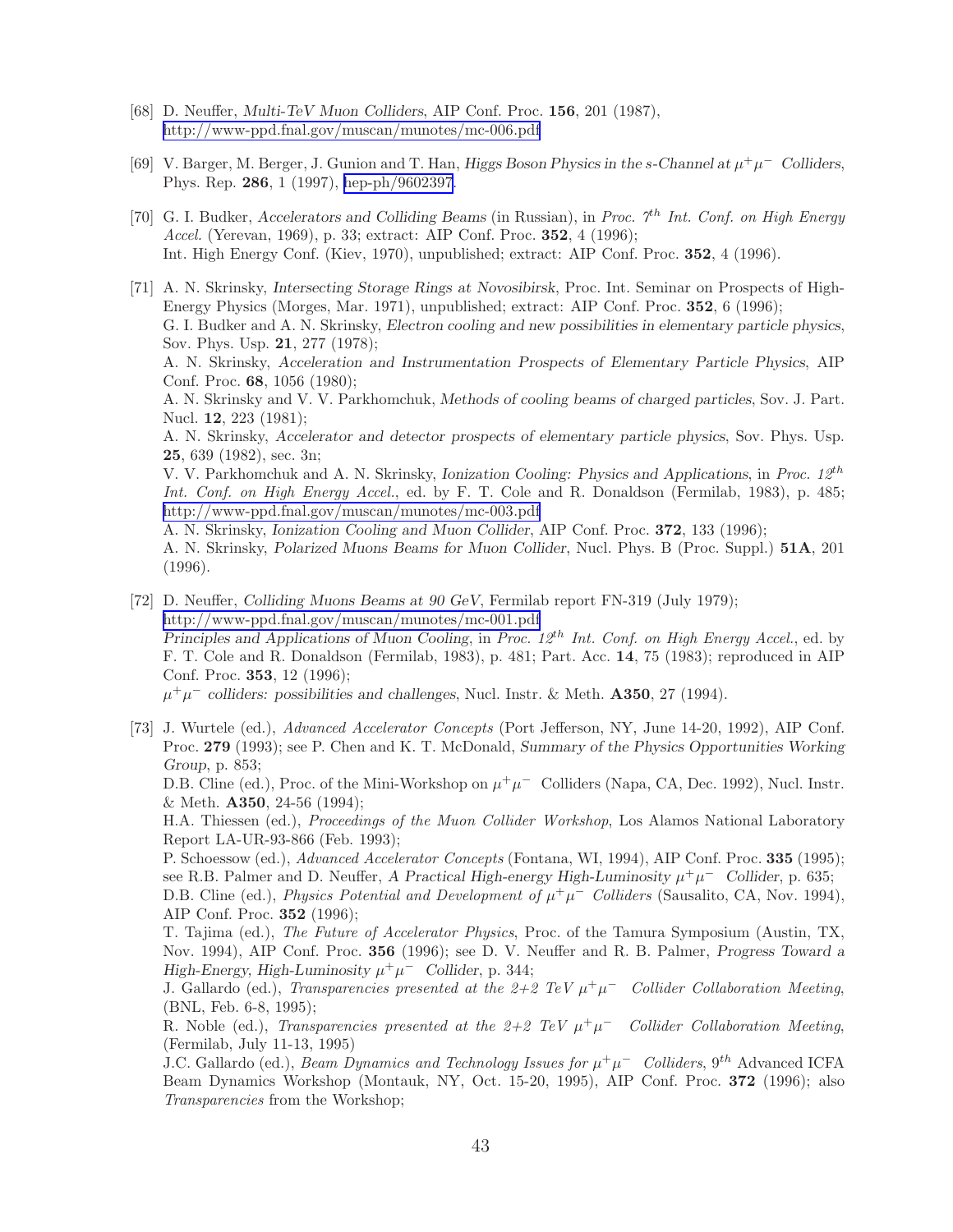[68] D. Neuffer, *Multi-TeV Muon Colliders*, AIP Conf. Proc. **156**, 201 (1987), http://www-ppd.fnal.gov/muscan/munotes/mc-006.pdf

[69] V. Barger, M. Berger, J. Gunion and T. Han, *Higgs Boson Physics in the s-Channel at $\mu^+\mu^-$ Colliders*, Phys. Rep. **286**, 1 (1997), hep-ph/9602397.

[70] G. I. Budker, *Accelerators and Colliding Beams* (in Russian), in *Proc. 7$^{th}$ Int. Conf. on High Energy Accel.* (Yerevan, 1969), p. 33; extract: AIP Conf. Proc. **352**, 4 (1996);
Int. High Energy Conf. (Kiev, 1970), unpublished; extract: AIP Conf. Proc. **352**, 4 (1996).

[71] A. N. Skrinsky, *Intersecting Storage Rings at Novosibirsk*, Proc. Int. Seminar on Prospects of High-Energy Physics (Morges, Mar. 1971), unpublished; extract: AIP Conf. Proc. **352**, 6 (1996);
G. I. Budker and A. N. Skrinsky, *Electron cooling and new possibilities in elementary particle physics*, Sov. Phys. Usp. **21**, 277 (1978);
A. N. Skrinsky, *Acceleration and Instrumentation Prospects of Elementary Particle Physics*, AIP Conf. Proc. **68**, 1056 (1980);
A. N. Skrinsky and V. V. Parkhomchuk, *Methods of cooling beams of charged particles*, Sov. J. Part. Nucl. **12**, 223 (1981);
A. N. Skrinsky, *Accelerator and detector prospects of elementary particle physics*, Sov. Phys. Usp. **25**, 639 (1982), sec. 3n;
V. V. Parkhomchuk and A. N. Skrinsky, *Ionization Cooling: Physics and Applications*, in *Proc. 12$^{th}$ Int. Conf. on High Energy Accel.*, ed. by F. T. Cole and R. Donaldson (Fermilab, 1983), p. 485; http://www-ppd.fnal.gov/muscan/munotes/mc-003.pdf
A. N. Skrinsky, *Ionization Cooling and Muon Collider*, AIP Conf. Proc. **372**, 133 (1996);
A. N. Skrinsky, *Polarized Muons Beams for Muon Collider*, Nucl. Phys. B (Proc. Suppl.) **51A**, 201 (1996).

[72] D. Neuffer, *Colliding Muons Beams at 90 GeV*, Fermilab report FN-319 (July 1979); http://www-ppd.fnal.gov/muscan/munotes/mc-001.pdf
*Principles and Applications of Muon Cooling*, in *Proc. 12$^{th}$ Int. Conf. on High Energy Accel.*, ed. by F. T. Cole and R. Donaldson (Fermilab, 1983), p. 481; Part. Acc. **14**, 75 (1983); reproduced in AIP Conf. Proc. **353**, 12 (1996);
*$\mu^+\mu^-$ colliders: possibilities and challenges*, Nucl. Instr. & Meth. **A350**, 27 (1994).

[73] J. Wurtele (ed.), *Advanced Accelerator Concepts* (Port Jefferson, NY, June 14-20, 1992), AIP Conf. Proc. **279** (1993); see P. Chen and K. T. McDonald, *Summary of the Physics Opportunities Working Group*, p. 853;
D.B. Cline (ed.), Proc. of the Mini-Workshop on $\mu^+\mu^-$ Colliders (Napa, CA, Dec. 1992), Nucl. Instr. & Meth. **A350**, 24-56 (1994);
H.A. Thiessen (ed.), *Proceedings of the Muon Collider Workshop*, Los Alamos National Laboratory Report LA-UR-93-866 (Feb. 1993);
P. Schoessow (ed.), *Advanced Accelerator Concepts* (Fontana, WI, 1994), AIP Conf. Proc. **335** (1995); see R.B. Palmer and D. Neuffer, *A Practical High-energy High-Luminosity $\mu^+\mu^-$ Collider*, p. 635;
D.B. Cline (ed.), *Physics Potential and Development of $\mu^+\mu^-$ Colliders* (Sausalito, CA, Nov. 1994), AIP Conf. Proc. **352** (1996);
T. Tajima (ed.), *The Future of Accelerator Physics*, Proc. of the Tamura Symposium (Austin, TX, Nov. 1994), AIP Conf. Proc. **356** (1996); see D. V. Neuffer and R. B. Palmer, *Progress Toward a High-Energy, High-Luminosity $\mu^+\mu^-$ Collider*, p. 344;
J. Gallardo (ed.), *Transparencies presented at the 2+2 TeV $\mu^+\mu^-$ Collider Collaboration Meeting*, (BNL, Feb. 6-8, 1995);
R. Noble (ed.), *Transparencies presented at the 2+2 TeV $\mu^+\mu^-$ Collider Collaboration Meeting*, (Fermilab, July 11-13, 1995)
J.C. Gallardo (ed.), *Beam Dynamics and Technology Issues for $\mu^+\mu^-$ Colliders*, 9$^{th}$ Advanced ICFA Beam Dynamics Workshop (Montauk, NY, Oct. 15-20, 1995), AIP Conf. Proc. **372** (1996); also *Transparencies* from the Workshop;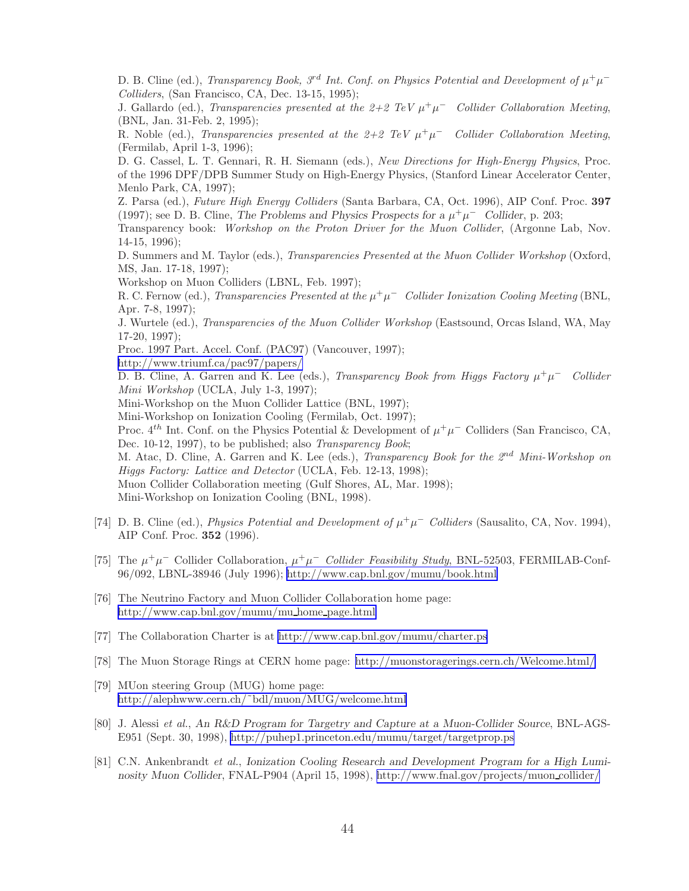D. B. Cline (ed.), *Transparency Book, 3$^{rd}$ Int. Conf. on Physics Potential and Development of $\mu^+\mu^-$ Colliders*, (San Francisco, CA, Dec. 13-15, 1995);
J. Gallardo (ed.), *Transparencies presented at the 2+2 TeV $\mu^+\mu^-$ Collider Collaboration Meeting*, (BNL, Jan. 31-Feb. 2, 1995);
R. Noble (ed.), *Transparencies presented at the 2+2 TeV $\mu^+\mu^-$ Collider Collaboration Meeting*, (Fermilab, April 1-3, 1996);
D. G. Cassel, L. T. Gennari, R. H. Siemann (eds.), *New Directions for High-Energy Physics*, Proc. of the 1996 DPF/DPB Summer Study on High-Energy Physics, (Stanford Linear Accelerator Center, Menlo Park, CA, 1997);
Z. Parsa (ed.), *Future High Energy Colliders* (Santa Barbara, CA, Oct. 1996), AIP Conf. Proc. **397** (1997); see D. B. Cline, *The Problems and Physics Prospects for a $\mu^+\mu^-$ Collider*, p. 203;
Transparency book: *Workshop on the Proton Driver for the Muon Collider*, (Argonne Lab, Nov. 14-15, 1996);
D. Summers and M. Taylor (eds.), *Transparencies Presented at the Muon Collider Workshop* (Oxford, MS, Jan. 17-18, 1997);
Workshop on Muon Colliders (LBNL, Feb. 1997);
R. C. Fernow (ed.), *Transparencies Presented at the $\mu^+\mu^-$ Collider Ionization Cooling Meeting* (BNL, Apr. 7-8, 1997);
J. Wurtele (ed.), *Transparencies of the Muon Collider Workshop* (Eastsound, Orcas Island, WA, May 17-20, 1997);
Proc. 1997 Part. Accel. Conf. (PAC97) (Vancouver, 1997);
http://www.triumf.ca/pac97/papers/
D. B. Cline, A. Garren and K. Lee (eds.), *Transparency Book from Higgs Factory $\mu^+\mu^-$ Collider Mini Workshop* (UCLA, July 1-3, 1997);
Mini-Workshop on the Muon Collider Lattice (BNL, 1997);
Mini-Workshop on Ionization Cooling (Fermilab, Oct. 1997);
Proc. 4$^{th}$ Int. Conf. on the Physics Potential & Development of $\mu^+\mu^-$ Colliders (San Francisco, CA, Dec. 10-12, 1997), to be published; also *Transparency Book*;
M. Atac, D. Cline, A. Garren and K. Lee (eds.), *Transparency Book for the 2$^{nd}$ Mini-Workshop on Higgs Factory: Lattice and Detector* (UCLA, Feb. 12-13, 1998);
Muon Collider Collaboration meeting (Gulf Shores, AL, Mar. 1998);
Mini-Workshop on Ionization Cooling (BNL, 1998).

[74] D. B. Cline (ed.), *Physics Potential and Development of $\mu^+\mu^-$ Colliders* (Sausalito, CA, Nov. 1994), AIP Conf. Proc. **352** (1996).

[75] The $\mu^+\mu^-$ Collider Collaboration, *$\mu^+\mu^-$ Collider Feasibility Study*, BNL-52503, FERMILAB-Conf-96/092, LBNL-38946 (July 1996); http://www.cap.bnl.gov/mumu/book.html

[76] The Neutrino Factory and Muon Collider Collaboration home page: http://www.cap.bnl.gov/mumu/mu_home_page.html

[77] The Collaboration Charter is at http://www.cap.bnl.gov/mumu/charter.ps

[78] The Muon Storage Rings at CERN home page: http://muonstoragerings.cern.ch/Welcome.html/

[79] MUon steering Group (MUG) home page: http://alephwww.cern.ch/~bdl/muon/MUG/welcome.html

[80] J. Alessi *et al.*, *An R&D Program for Targetry and Capture at a Muon-Collider Source*, BNL-AGS-E951 (Sept. 30, 1998), http://puhep1.princeton.edu/mumu/target/targetprop.ps

[81] C.N. Ankenbrandt *et al.*, *Ionization Cooling Research and Development Program for a High Luminosity Muon Collider*, FNAL-P904 (April 15, 1998), http://www.fnal.gov/projects/muon_collider/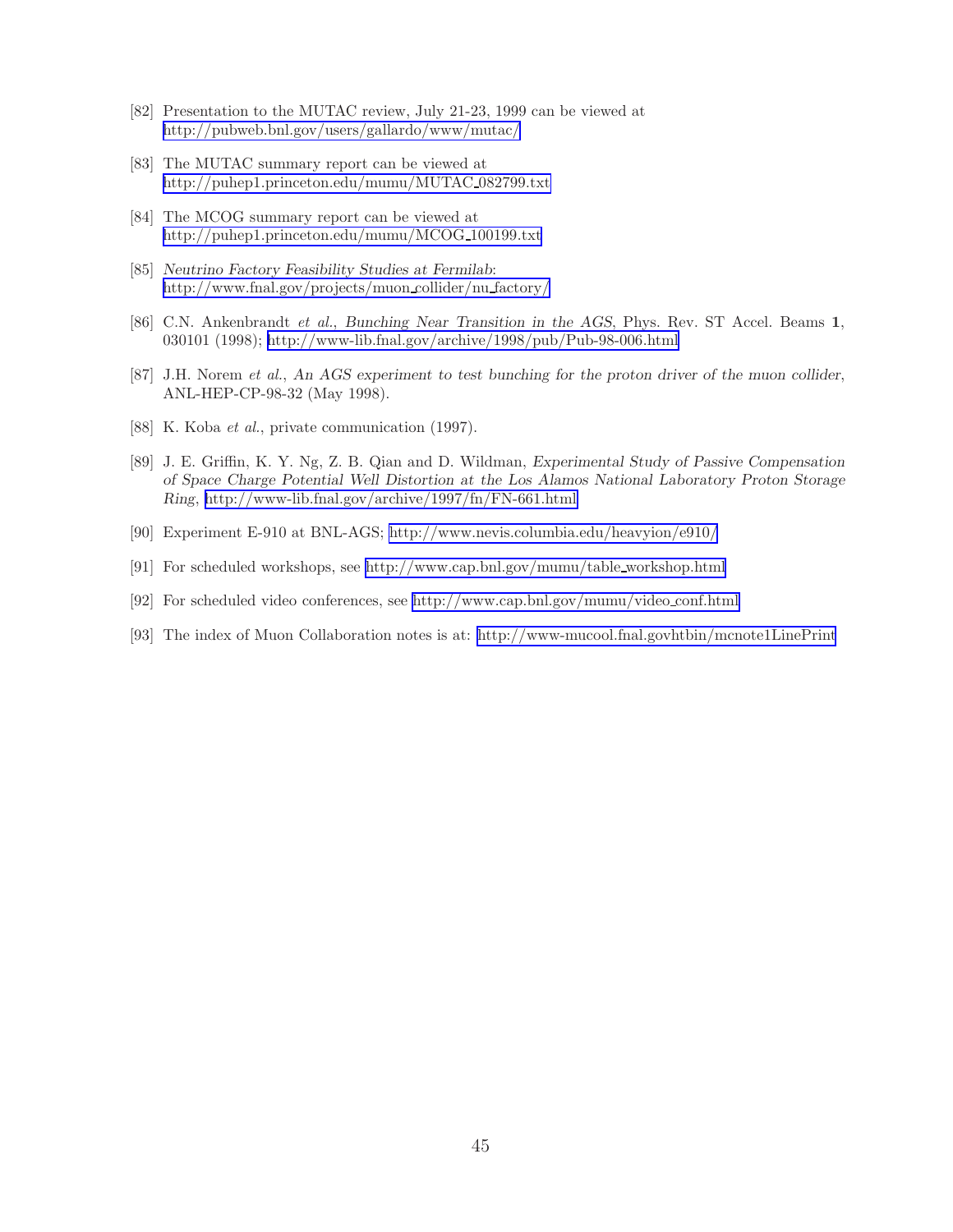[82] Presentation to the MUTAC review, July 21-23, 1999 can be viewed at http://pubweb.bnl.gov/users/gallardo/www/mutac/

[83] The MUTAC summary report can be viewed at http://puhep1.princeton.edu/mumu/MUTAC_082799.txt

[84] The MCOG summary report can be viewed at http://puhep1.princeton.edu/mumu/MCOG_100199.txt

[85] *Neutrino Factory Feasibility Studies at Fermilab*: http://www.fnal.gov/projects/muon_collider/nu_factory/

[86] C.N. Ankenbrandt *et al.*, *Bunching Near Transition in the AGS*, Phys. Rev. ST Accel. Beams **1**, 030101 (1998); http://www-lib.fnal.gov/archive/1998/pub/Pub-98-006.html

[87] J.H. Norem *et al.*, *An AGS experiment to test bunching for the proton driver of the muon collider*, ANL-HEP-CP-98-32 (May 1998).

[88] K. Koba *et al.*, private communication (1997).

[89] J. E. Griffin, K. Y. Ng, Z. B. Qian and D. Wildman, *Experimental Study of Passive Compensation of Space Charge Potential Well Distortion at the Los Alamos National Laboratory Proton Storage Ring*, http://www-lib.fnal.gov/archive/1997/fn/FN-661.html

[90] Experiment E-910 at BNL-AGS; http://www.nevis.columbia.edu/heavyion/e910/

[91] For scheduled workshops, see http://www.cap.bnl.gov/mumu/table_workshop.html

[92] For scheduled video conferences, see http://www.cap.bnl.gov/mumu/video_conf.html

[93] The index of Muon Collaboration notes is at: http://www-mucool.fnal.govhtbin/mcnote1LinePrint